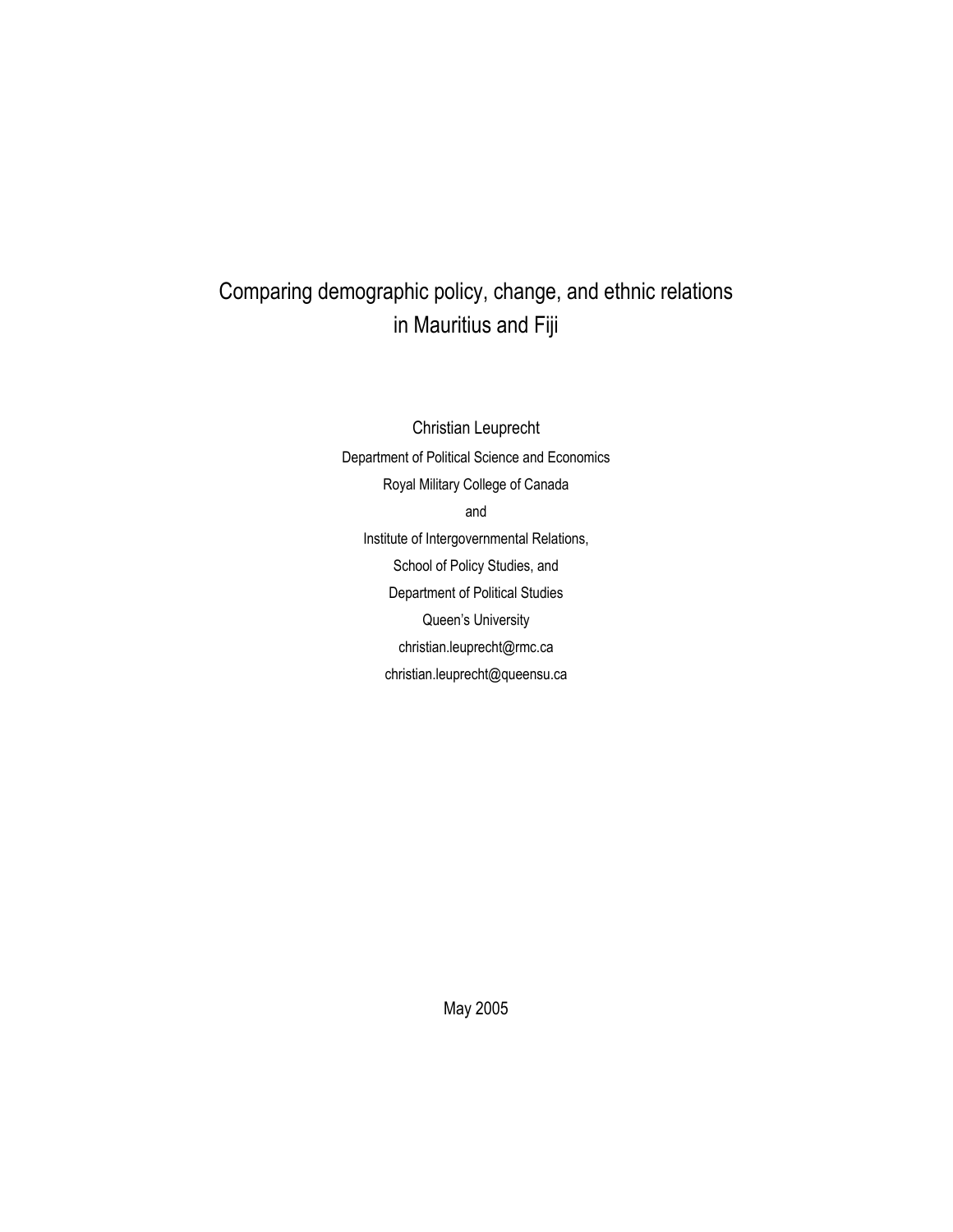# Comparing demographic policy, change, and ethnic relations in Mauritius and Fiji

Christian Leuprecht

Department of Political Science and Economics

Royal Military College of Canada

and

Institute of Intergovernmental Relations,

School of Policy Studies, and

Department of Political Studies

Queen's University

christian.leuprecht@rmc.ca

christian.leuprecht@queensu.ca

May 2005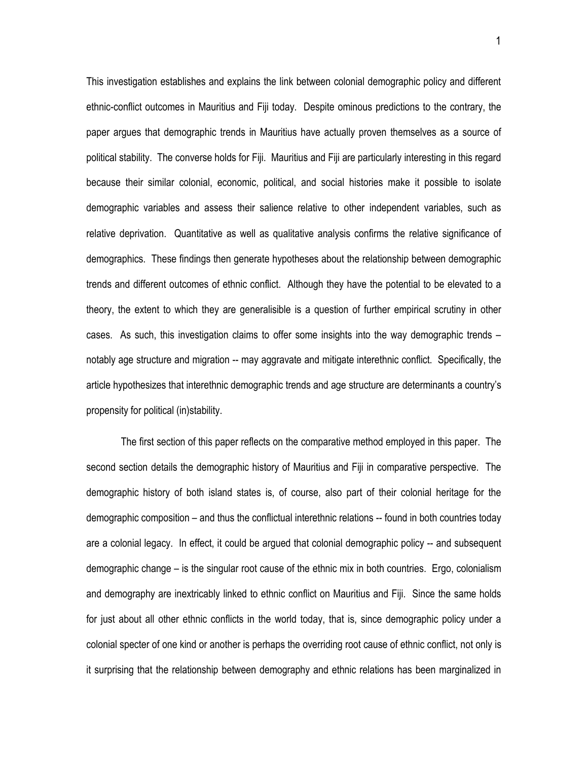This investigation establishes and explains the link between colonial demographic policy and different ethnic-conflict outcomes in Mauritius and Fiji today. Despite ominous predictions to the contrary, the paper argues that demographic trends in Mauritius have actually proven themselves as a source of political stability. The converse holds for Fiji. Mauritius and Fiji are particularly interesting in this regard because their similar colonial, economic, political, and social histories make it possible to isolate demographic variables and assess their salience relative to other independent variables, such as relative deprivation. Quantitative as well as qualitative analysis confirms the relative significance of demographics. These findings then generate hypotheses about the relationship between demographic trends and different outcomes of ethnic conflict. Although they have the potential to be elevated to a theory, the extent to which they are generalisible is a question of further empirical scrutiny in other cases. As such, this investigation claims to offer some insights into the way demographic trends – notably age structure and migration -- may aggravate and mitigate interethnic conflict. Specifically, the article hypothesizes that interethnic demographic trends and age structure are determinants a country's propensity for political (in)stability.

The first section of this paper reflects on the comparative method employed in this paper. The second section details the demographic history of Mauritius and Fiji in comparative perspective. The demographic history of both island states is, of course, also part of their colonial heritage for the demographic composition – and thus the conflictual interethnic relations -- found in both countries today are a colonial legacy. In effect, it could be argued that colonial demographic policy -- and subsequent demographic change – is the singular root cause of the ethnic mix in both countries. Ergo, colonialism and demography are inextricably linked to ethnic conflict on Mauritius and Fiji. Since the same holds for just about all other ethnic conflicts in the world today, that is, since demographic policy under a colonial specter of one kind or another is perhaps the overriding root cause of ethnic conflict, not only is it surprising that the relationship between demography and ethnic relations has been marginalized in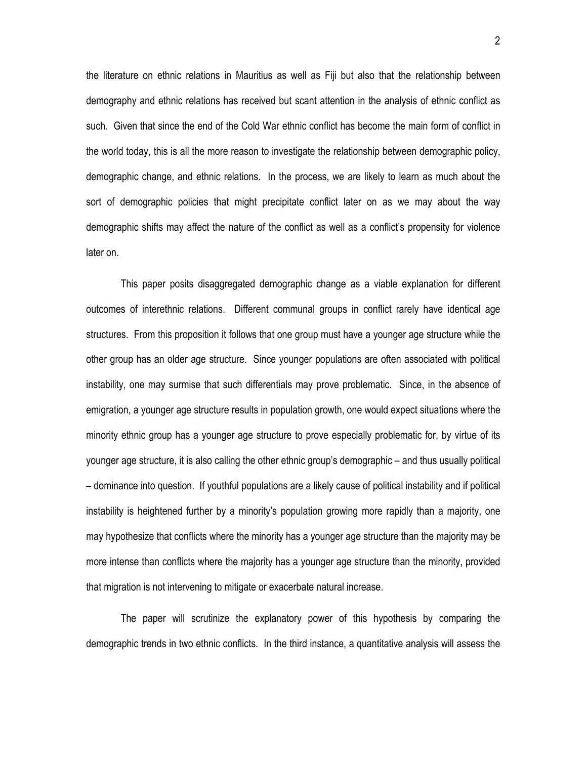the literature on ethnic relations in Mauritius as well as Fiji but also that the relationship between demography and ethnic relations has received but scant attention in the analysis of ethnic conflict as such. Given that since the end of the Cold War ethnic conflict has become the main form of conflict in the world today, this is all the more reason to investigate the relationship between demographic policy, demographic change, and ethnic relations. In the process, we are likely to learn as much about the sort of demographic policies that might precipitate conflict later on as we may about the way demographic shifts may affect the nature of the conflict as well as a conflict's propensity for violence later on.

This paper posits disaggregated demographic change as a viable explanation for different outcomes of interethnic relations. Different communal groups in conflict rarely have identical age structures. From this proposition it follows that one group must have a younger age structure while the other group has an older age structure. Since younger populations are often associated with political instability, one may surmise that such differentials may prove problematic. Since, in the absence of emigration, a younger age structure results in population growth, one would expect situations where the minority ethnic group has a younger age structure to prove especially problematic for, by virtue of its younger age structure, it is also calling the other ethnic group's demographic – and thus usually political – dominance into question. If youthful populations are a likely cause of political instability and if political instability is heightened further by a minority's population growing more rapidly than a majority, one may hypothesize that conflicts where the minority has a younger age structure than the majority may be more intense than conflicts where the majority has a younger age structure than the minority, provided that migration is not intervening to mitigate or exacerbate natural increase.

The paper will scrutinize the explanatory power of this hypothesis by comparing the demographic trends in two ethnic conflicts. In the third instance, a quantitative analysis will assess the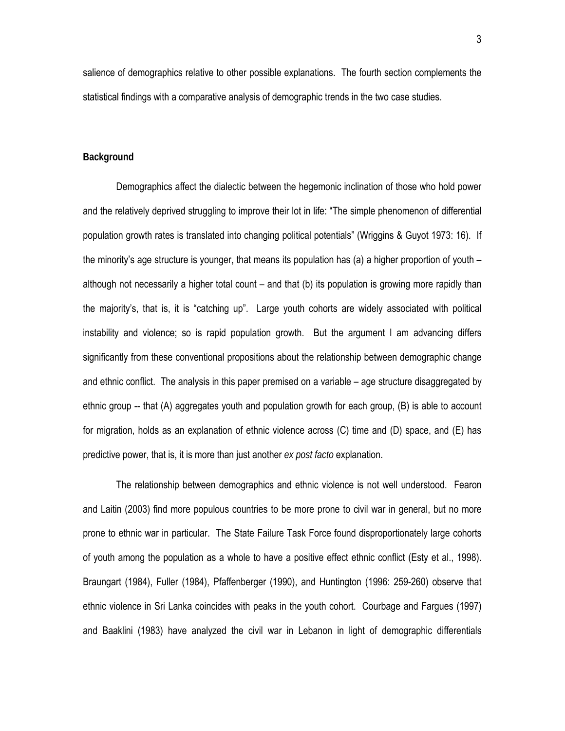salience of demographics relative to other possible explanations. The fourth section complements the statistical findings with a comparative analysis of demographic trends in the two case studies.

## Background

Demographics affect the dialectic between the hegemonic inclination of those who hold power and the relatively deprived struggling to improve their lot in life: "The simple phenomenon of differential population growth rates is translated into changing political potentials" (Wriggins & Guyot 1973: 16). If the minority's age structure is younger, that means its population has (a) a higher proportion of youth – although not necessarily a higher total count – and that (b) its population is growing more rapidly than the majority's, that is, it is "catching up". Large youth cohorts are widely associated with political instability and violence; so is rapid population growth. But the argument I am advancing differs significantly from these conventional propositions about the relationship between demographic change and ethnic conflict. The analysis in this paper premised on a variable – age structure disaggregated by ethnic group -- that (A) aggregates youth and population growth for each group, (B) is able to account for migration, holds as an explanation of ethnic violence across (C) time and (D) space, and (E) has predictive power, that is, it is more than just another *ex post facto* explanation.

The relationship between demographics and ethnic violence is not well understood. Fearon and Laitin (2003) find more populous countries to be more prone to civil war in general, but no more prone to ethnic war in particular. The State Failure Task Force found disproportionately large cohorts of youth among the population as a whole to have a positive effect ethnic conflict (Esty et al., 1998). Braungart (1984), Fuller (1984), Pfaffenberger (1990), and Huntington (1996: 259-260) observe that ethnic violence in Sri Lanka coincides with peaks in the youth cohort. Courbage and Fargues (1997) and Baaklini (1983) have analyzed the civil war in Lebanon in light of demographic differentials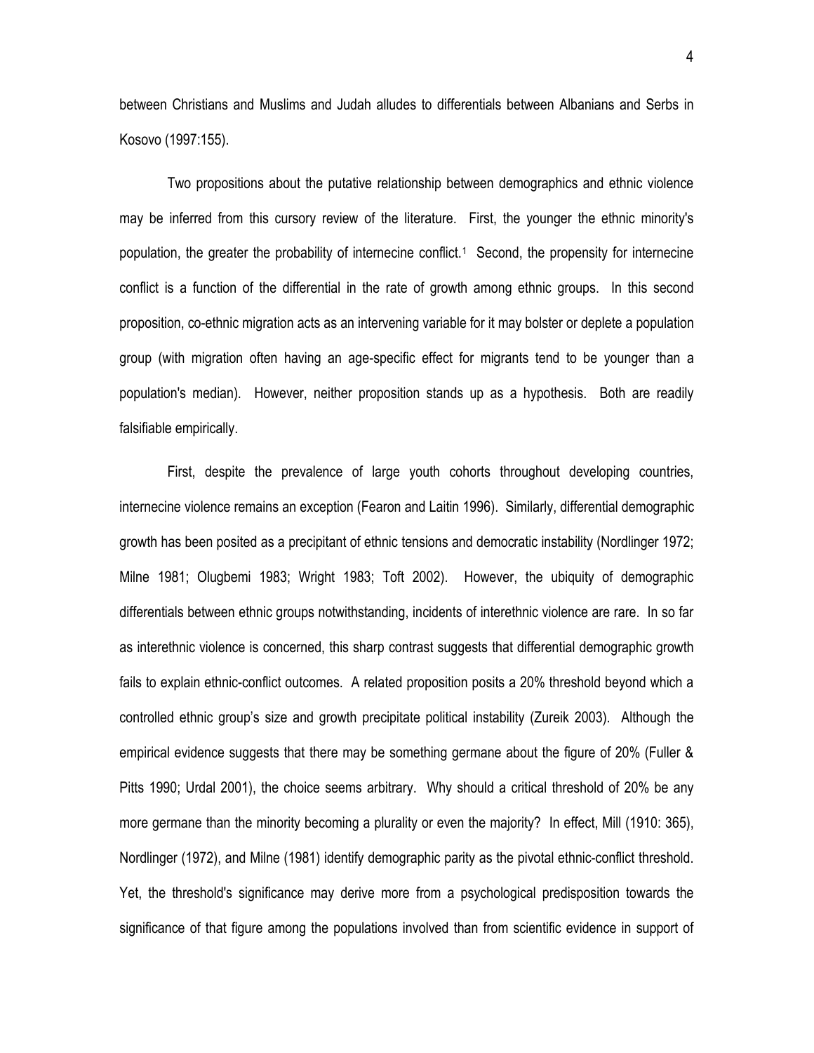between Christians and Muslims and Judah alludes to differentials between Albanians and Serbs in Kosovo (1997:155).

Two propositions about the putative relationship between demographics and ethnic violence may be inferred from this cursory review of the literature. First, the younger the ethnic minority's population, the greater the probability of internecine conflict.[1] Second, the propensity for internecine conflict is a function of the differential in the rate of growth among ethnic groups. In this second proposition, co-ethnic migration acts as an intervening variable for it may bolster or deplete a population group (with migration often having an age-specific effect for migrants tend to be younger than a population's median). However, neither proposition stands up as a hypothesis. Both are readily falsifiable empirically.

First, despite the prevalence of large youth cohorts throughout developing countries, internecine violence remains an exception (Fearon and Laitin 1996). Similarly, differential demographic growth has been posited as a precipitant of ethnic tensions and democratic instability (Nordlinger 1972; Milne 1981; Olugbemi 1983; Wright 1983; Toft 2002). However, the ubiquity of demographic differentials between ethnic groups notwithstanding, incidents of interethnic violence are rare. In so far as interethnic violence is concerned, this sharp contrast suggests that differential demographic growth fails to explain ethnic-conflict outcomes. A related proposition posits a 20% threshold beyond which a controlled ethnic group's size and growth precipitate political instability (Zureik 2003). Although the empirical evidence suggests that there may be something germane about the figure of 20% (Fuller & Pitts 1990; Urdal 2001), the choice seems arbitrary. Why should a critical threshold of 20% be any more germane than the minority becoming a plurality or even the majority? In effect, Mill (1910: 365), Nordlinger (1972), and Milne (1981) identify demographic parity as the pivotal ethnic-conflict threshold. Yet, the threshold's significance may derive more from a psychological predisposition towards the significance of that figure among the populations involved than from scientific evidence in support of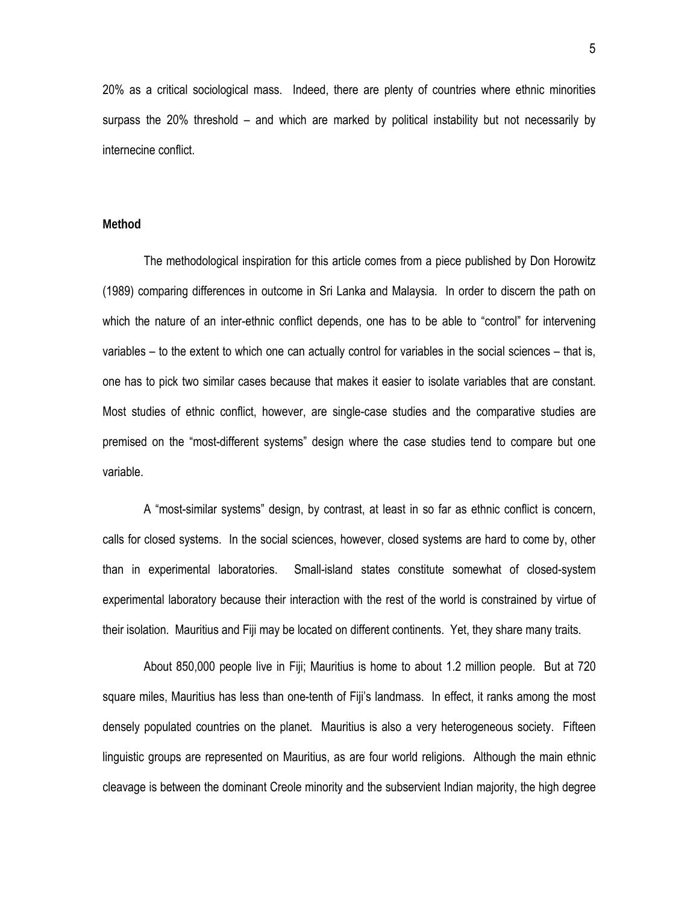20% as a critical sociological mass. Indeed, there are plenty of countries where ethnic minorities surpass the 20% threshold – and which are marked by political instability but not necessarily by internecine conflict.

**Method**

The methodological inspiration for this article comes from a piece published by Don Horowitz (1989) comparing differences in outcome in Sri Lanka and Malaysia. In order to discern the path on which the nature of an inter-ethnic conflict depends, one has to be able to "control" for intervening variables – to the extent to which one can actually control for variables in the social sciences – that is, one has to pick two similar cases because that makes it easier to isolate variables that are constant. Most studies of ethnic conflict, however, are single-case studies and the comparative studies are premised on the "most-different systems" design where the case studies tend to compare but one variable.

A "most-similar systems" design, by contrast, at least in so far as ethnic conflict is concern, calls for closed systems. In the social sciences, however, closed systems are hard to come by, other than in experimental laboratories. Small-island states constitute somewhat of closed-system experimental laboratory because their interaction with the rest of the world is constrained by virtue of their isolation. Mauritius and Fiji may be located on different continents. Yet, they share many traits.

About 850,000 people live in Fiji; Mauritius is home to about 1.2 million people. But at 720 square miles, Mauritius has less than one-tenth of Fiji's landmass. In effect, it ranks among the most densely populated countries on the planet. Mauritius is also a very heterogeneous society. Fifteen linguistic groups are represented on Mauritius, as are four world religions. Although the main ethnic cleavage is between the dominant Creole minority and the subservient Indian majority, the high degree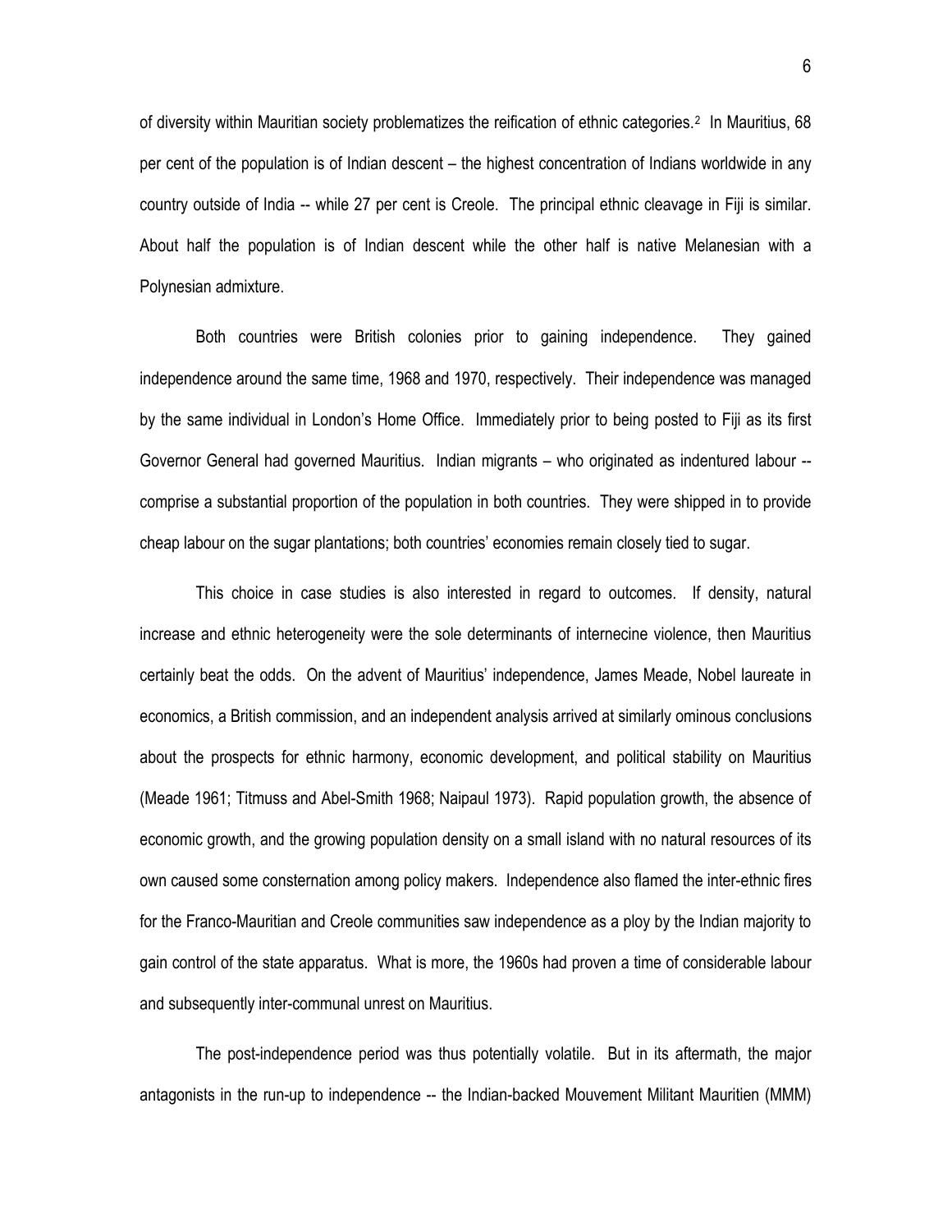of diversity within Mauritian society problematizes the reification of ethnic categories.[2] In Mauritius, 68 per cent of the population is of Indian descent – the highest concentration of Indians worldwide in any country outside of India -- while 27 per cent is Creole. The principal ethnic cleavage in Fiji is similar. About half the population is of Indian descent while the other half is native Melanesian with a Polynesian admixture.

Both countries were British colonies prior to gaining independence. They gained independence around the same time, 1968 and 1970, respectively. Their independence was managed by the same individual in London's Home Office. Immediately prior to being posted to Fiji as its first Governor General had governed Mauritius. Indian migrants – who originated as indentured labour -- comprise a substantial proportion of the population in both countries. They were shipped in to provide cheap labour on the sugar plantations; both countries' economies remain closely tied to sugar.

This choice in case studies is also interested in regard to outcomes. If density, natural increase and ethnic heterogeneity were the sole determinants of internecine violence, then Mauritius certainly beat the odds. On the advent of Mauritius' independence, James Meade, Nobel laureate in economics, a British commission, and an independent analysis arrived at similarly ominous conclusions about the prospects for ethnic harmony, economic development, and political stability on Mauritius (Meade 1961; Titmuss and Abel-Smith 1968; Naipaul 1973). Rapid population growth, the absence of economic growth, and the growing population density on a small island with no natural resources of its own caused some consternation among policy makers. Independence also flamed the inter-ethnic fires for the Franco-Mauritian and Creole communities saw independence as a ploy by the Indian majority to gain control of the state apparatus. What is more, the 1960s had proven a time of considerable labour and subsequently inter-communal unrest on Mauritius.

The post-independence period was thus potentially volatile. But in its aftermath, the major antagonists in the run-up to independence -- the Indian-backed Mouvement Militant Mauritien (MMM)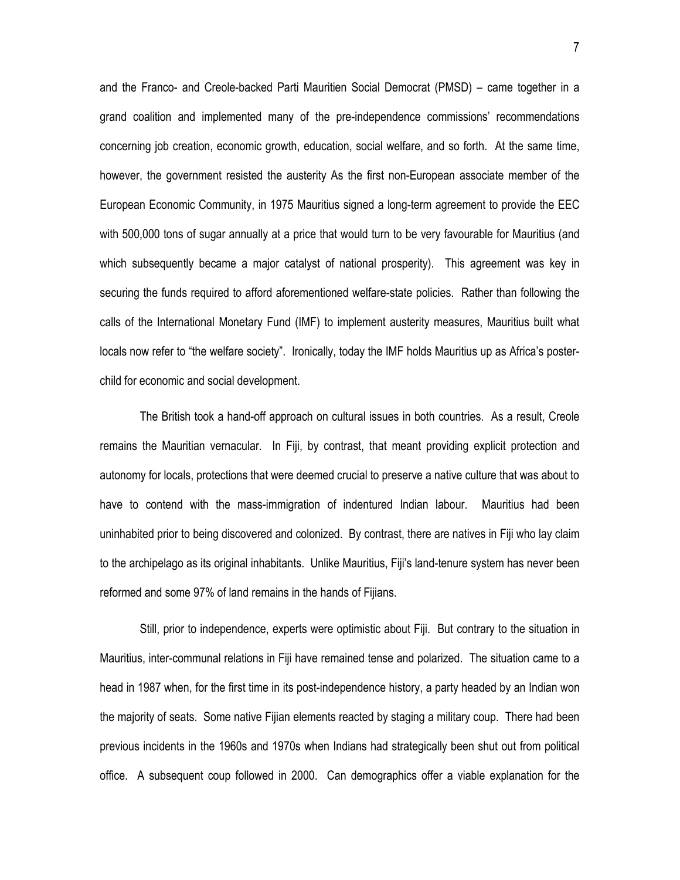and the Franco- and Creole-backed Parti Mauritien Social Democrat (PMSD) – came together in a grand coalition and implemented many of the pre-independence commissions' recommendations concerning job creation, economic growth, education, social welfare, and so forth. At the same time, however, the government resisted the austerity As the first non-European associate member of the European Economic Community, in 1975 Mauritius signed a long-term agreement to provide the EEC with 500,000 tons of sugar annually at a price that would turn to be very favourable for Mauritius (and which subsequently became a major catalyst of national prosperity). This agreement was key in securing the funds required to afford aforementioned welfare-state policies. Rather than following the calls of the International Monetary Fund (IMF) to implement austerity measures, Mauritius built what locals now refer to "the welfare society". Ironically, today the IMF holds Mauritius up as Africa's poster-child for economic and social development.

The British took a hand-off approach on cultural issues in both countries. As a result, Creole remains the Mauritian vernacular. In Fiji, by contrast, that meant providing explicit protection and autonomy for locals, protections that were deemed crucial to preserve a native culture that was about to have to contend with the mass-immigration of indentured Indian labour. Mauritius had been uninhabited prior to being discovered and colonized. By contrast, there are natives in Fiji who lay claim to the archipelago as its original inhabitants. Unlike Mauritius, Fiji's land-tenure system has never been reformed and some 97% of land remains in the hands of Fijians.

Still, prior to independence, experts were optimistic about Fiji. But contrary to the situation in Mauritius, inter-communal relations in Fiji have remained tense and polarized. The situation came to a head in 1987 when, for the first time in its post-independence history, a party headed by an Indian won the majority of seats. Some native Fijian elements reacted by staging a military coup. There had been previous incidents in the 1960s and 1970s when Indians had strategically been shut out from political office. A subsequent coup followed in 2000. Can demographics offer a viable explanation for the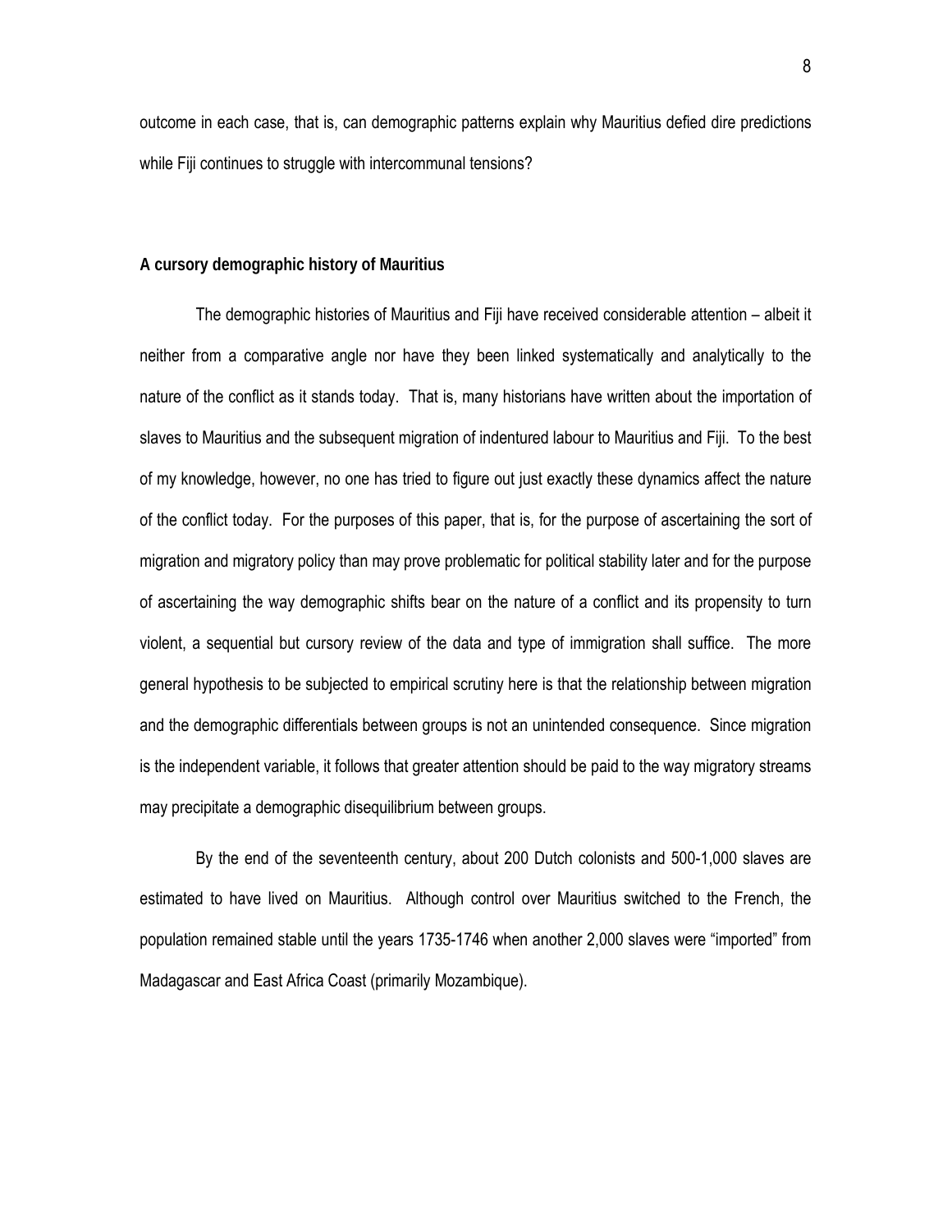outcome in each case, that is, can demographic patterns explain why Mauritius defied dire predictions while Fiji continues to struggle with intercommunal tensions?

**A cursory demographic history of Mauritius**

The demographic histories of Mauritius and Fiji have received considerable attention – albeit it neither from a comparative angle nor have they been linked systematically and analytically to the nature of the conflict as it stands today. That is, many historians have written about the importation of slaves to Mauritius and the subsequent migration of indentured labour to Mauritius and Fiji. To the best of my knowledge, however, no one has tried to figure out just exactly these dynamics affect the nature of the conflict today. For the purposes of this paper, that is, for the purpose of ascertaining the sort of migration and migratory policy than may prove problematic for political stability later and for the purpose of ascertaining the way demographic shifts bear on the nature of a conflict and its propensity to turn violent, a sequential but cursory review of the data and type of immigration shall suffice. The more general hypothesis to be subjected to empirical scrutiny here is that the relationship between migration and the demographic differentials between groups is not an unintended consequence. Since migration is the independent variable, it follows that greater attention should be paid to the way migratory streams may precipitate a demographic disequilibrium between groups.

By the end of the seventeenth century, about 200 Dutch colonists and 500-1,000 slaves are estimated to have lived on Mauritius. Although control over Mauritius switched to the French, the population remained stable until the years 1735-1746 when another 2,000 slaves were "imported" from Madagascar and East Africa Coast (primarily Mozambique).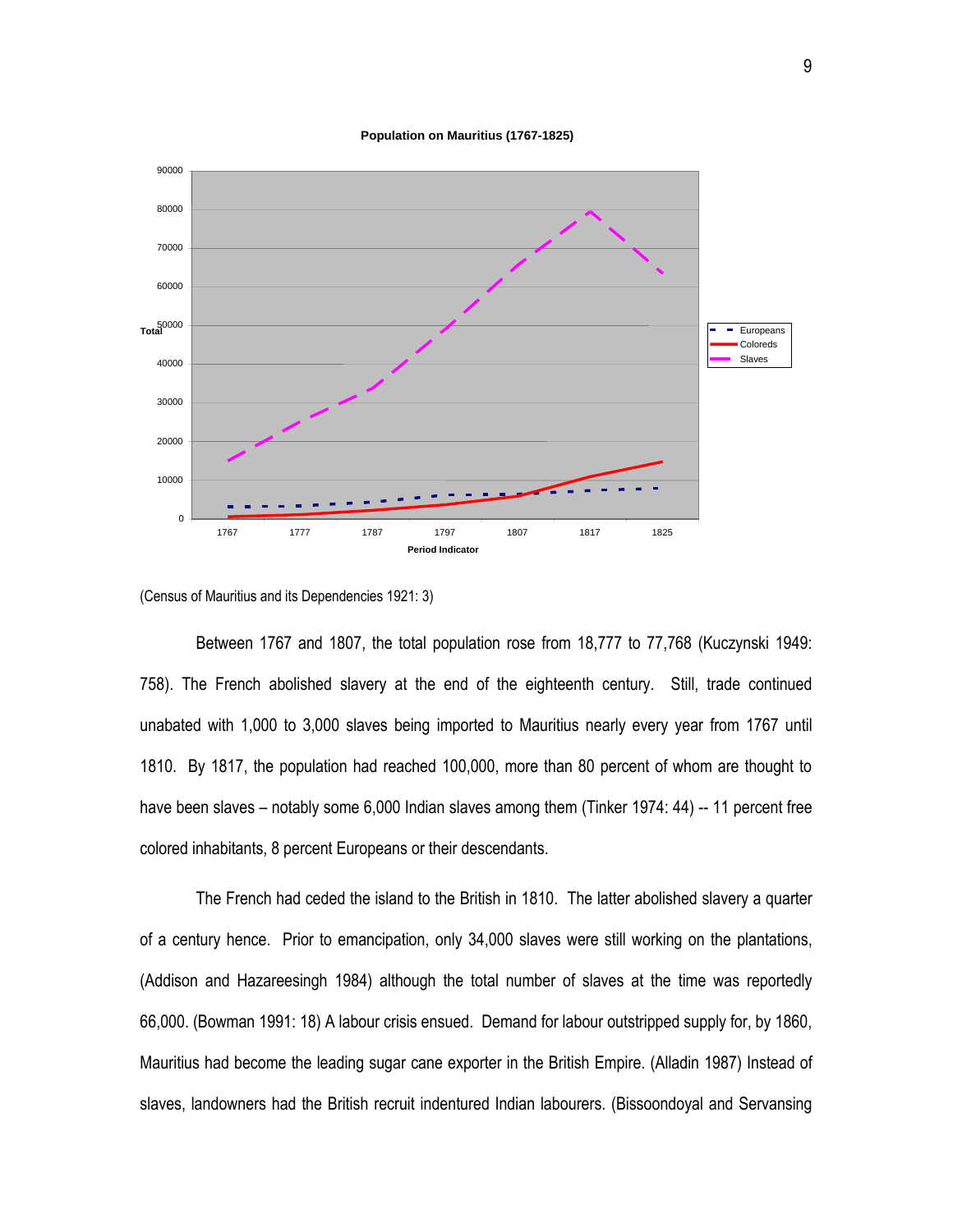**Population on Mauritius (1767-1825)**

(Census of Mauritius and its Dependencies 1921: 3)

Between 1767 and 1807, the total population rose from 18,777 to 77,768 (Kuczynski 1949: 758). The French abolished slavery at the end of the eighteenth century. Still, trade continued unabated with 1,000 to 3,000 slaves being imported to Mauritius nearly every year from 1767 until 1810. By 1817, the population had reached 100,000, more than 80 percent of whom are thought to have been slaves – notably some 6,000 Indian slaves among them (Tinker 1974: 44) -- 11 percent free colored inhabitants, 8 percent Europeans or their descendants.

The French had ceded the island to the British in 1810. The latter abolished slavery a quarter of a century hence. Prior to emancipation, only 34,000 slaves were still working on the plantations, (Addison and Hazareesingh 1984) although the total number of slaves at the time was reportedly 66,000. (Bowman 1991: 18) A labour crisis ensued. Demand for labour outstripped supply for, by 1860, Mauritius had become the leading sugar cane exporter in the British Empire. (Alladin 1987) Instead of slaves, landowners had the British recruit indentured Indian labourers. (Bissoondoyal and Servansing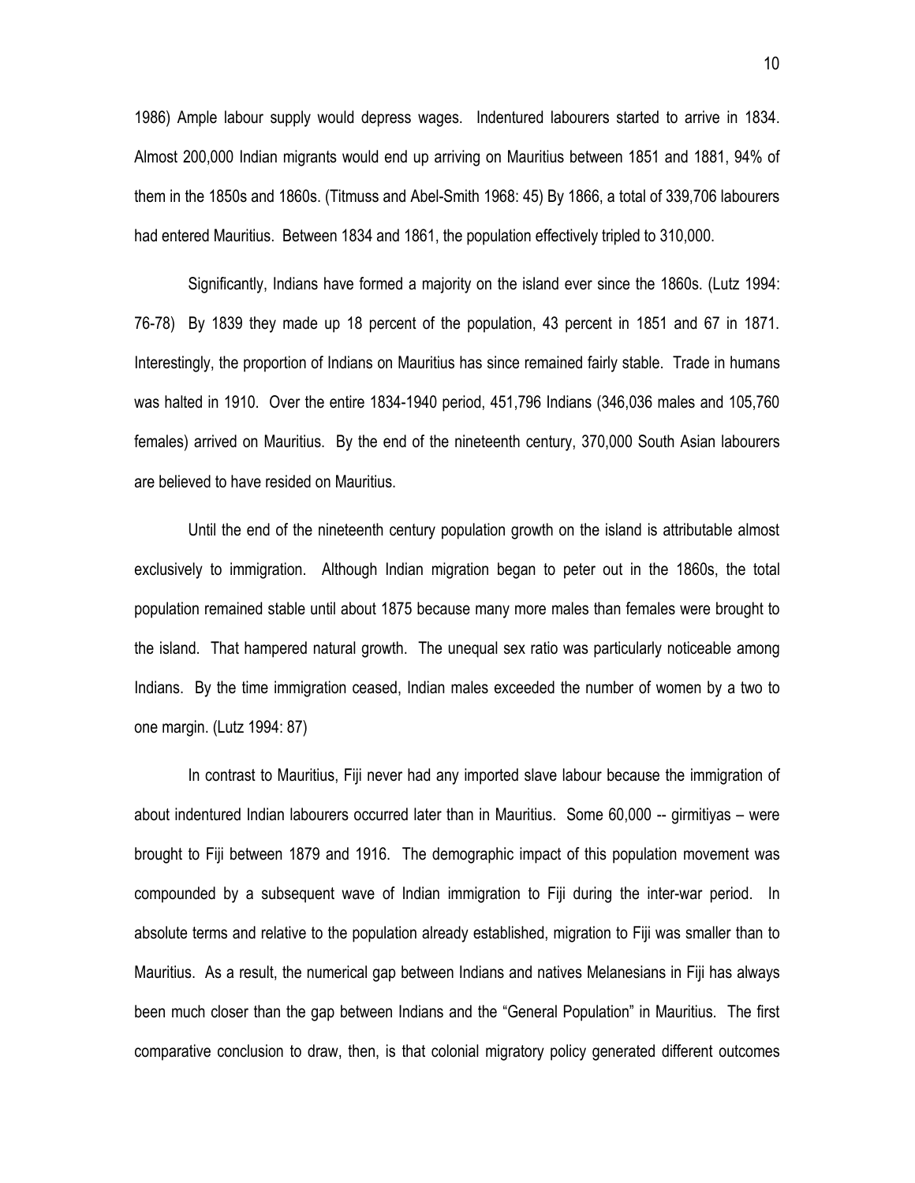1986) Ample labour supply would depress wages. Indentured labourers started to arrive in 1834. Almost 200,000 Indian migrants would end up arriving on Mauritius between 1851 and 1881, 94% of them in the 1850s and 1860s. (Titmuss and Abel-Smith 1968: 45) By 1866, a total of 339,706 labourers had entered Mauritius. Between 1834 and 1861, the population effectively tripled to 310,000.

Significantly, Indians have formed a majority on the island ever since the 1860s. (Lutz 1994: 76-78) By 1839 they made up 18 percent of the population, 43 percent in 1851 and 67 in 1871. Interestingly, the proportion of Indians on Mauritius has since remained fairly stable. Trade in humans was halted in 1910. Over the entire 1834-1940 period, 451,796 Indians (346,036 males and 105,760 females) arrived on Mauritius. By the end of the nineteenth century, 370,000 South Asian labourers are believed to have resided on Mauritius.

Until the end of the nineteenth century population growth on the island is attributable almost exclusively to immigration. Although Indian migration began to peter out in the 1860s, the total population remained stable until about 1875 because many more males than females were brought to the island. That hampered natural growth. The unequal sex ratio was particularly noticeable among Indians. By the time immigration ceased, Indian males exceeded the number of women by a two to one margin. (Lutz 1994: 87)

In contrast to Mauritius, Fiji never had any imported slave labour because the immigration of about indentured Indian labourers occurred later than in Mauritius. Some 60,000 -- girmitiyas – were brought to Fiji between 1879 and 1916. The demographic impact of this population movement was compounded by a subsequent wave of Indian immigration to Fiji during the inter-war period. In absolute terms and relative to the population already established, migration to Fiji was smaller than to Mauritius. As a result, the numerical gap between Indians and natives Melanesians in Fiji has always been much closer than the gap between Indians and the "General Population" in Mauritius. The first comparative conclusion to draw, then, is that colonial migratory policy generated different outcomes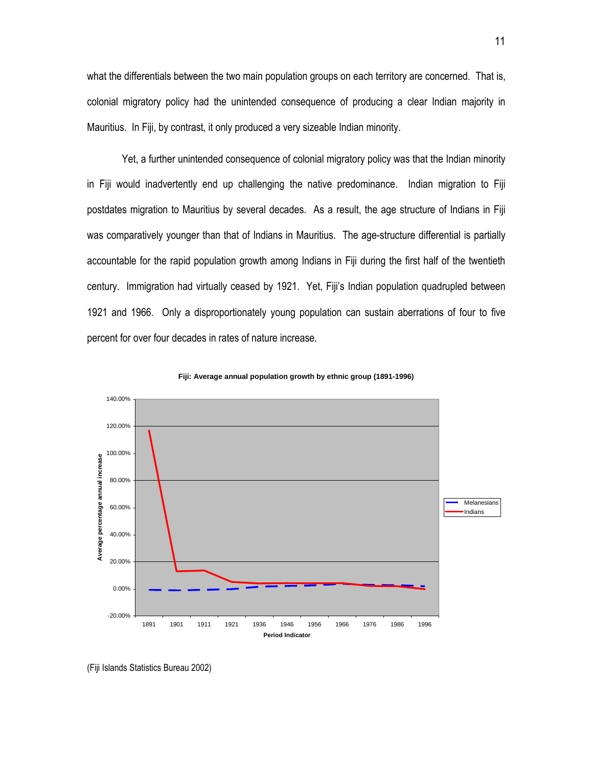what the differentials between the two main population groups on each territory are concerned. That is, colonial migratory policy had the unintended consequence of producing a clear Indian majority in Mauritius. In Fiji, by contrast, it only produced a very sizeable Indian minority.

Yet, a further unintended consequence of colonial migratory policy was that the Indian minority in Fiji would inadvertently end up challenging the native predominance. Indian migration to Fiji postdates migration to Mauritius by several decades. As a result, the age structure of Indians in Fiji was comparatively younger than that of Indians in Mauritius. The age-structure differential is partially accountable for the rapid population growth among Indians in Fiji during the first half of the twentieth century. Immigration had virtually ceased by 1921. Yet, Fiji's Indian population quadrupled between 1921 and 1966. Only a disproportionately young population can sustain aberrations of four to five percent for over four decades in rates of nature increase.

**Fiji: Average annual population growth by ethnic group (1891-1996)**

(Fiji Islands Statistics Bureau 2002)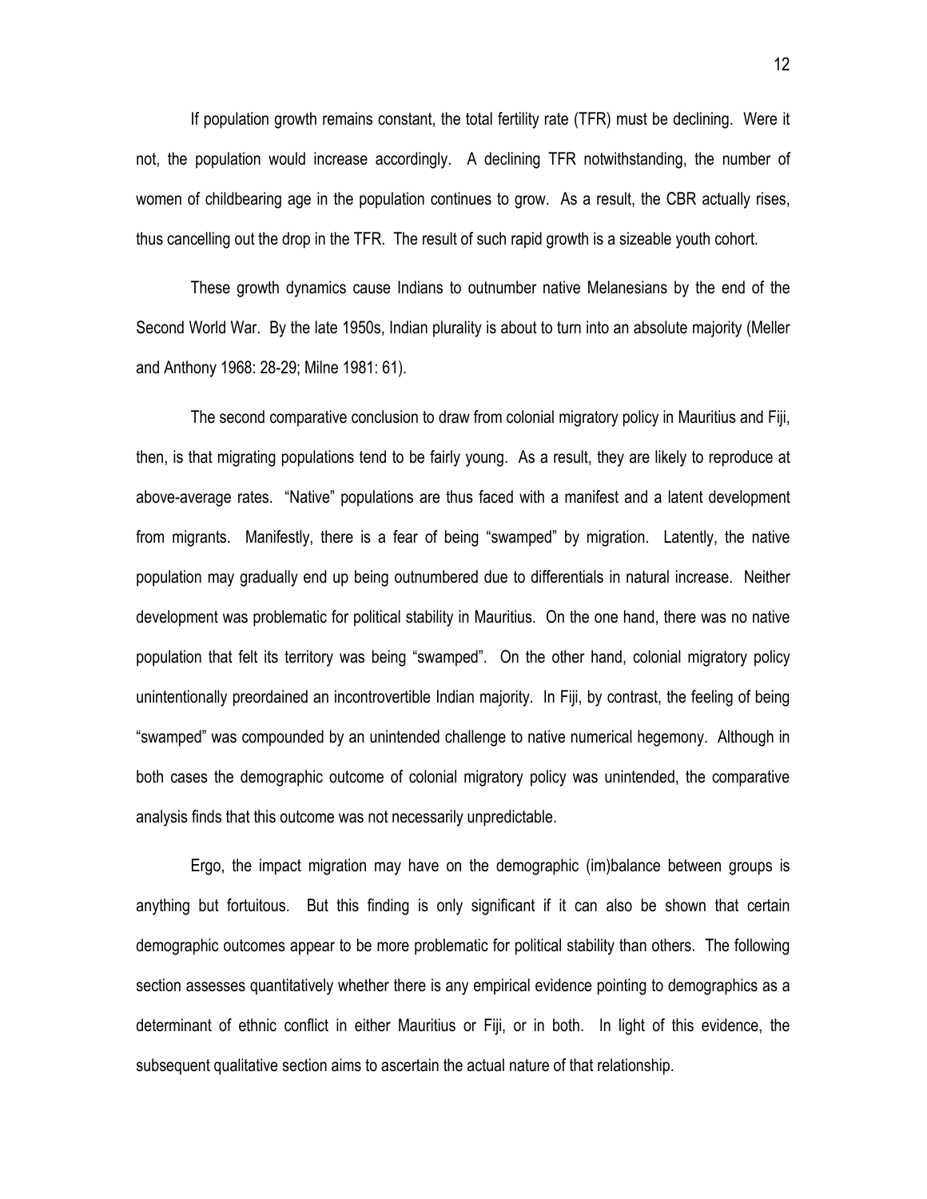If population growth remains constant, the total fertility rate (TFR) must be declining. Were it not, the population would increase accordingly. A declining TFR notwithstanding, the number of women of childbearing age in the population continues to grow. As a result, the CBR actually rises, thus cancelling out the drop in the TFR. The result of such rapid growth is a sizeable youth cohort.

These growth dynamics cause Indians to outnumber native Melanesians by the end of the Second World War. By the late 1950s, Indian plurality is about to turn into an absolute majority (Meller and Anthony 1968: 28-29; Milne 1981: 61).

The second comparative conclusion to draw from colonial migratory policy in Mauritius and Fiji, then, is that migrating populations tend to be fairly young. As a result, they are likely to reproduce at above-average rates. "Native" populations are thus faced with a manifest and a latent development from migrants. Manifestly, there is a fear of being "swamped" by migration. Latently, the native population may gradually end up being outnumbered due to differentials in natural increase. Neither development was problematic for political stability in Mauritius. On the one hand, there was no native population that felt its territory was being "swamped". On the other hand, colonial migratory policy unintentionally preordained an incontrovertible Indian majority. In Fiji, by contrast, the feeling of being "swamped" was compounded by an unintended challenge to native numerical hegemony. Although in both cases the demographic outcome of colonial migratory policy was unintended, the comparative analysis finds that this outcome was not necessarily unpredictable.

Ergo, the impact migration may have on the demographic (im)balance between groups is anything but fortuitous. But this finding is only significant if it can also be shown that certain demographic outcomes appear to be more problematic for political stability than others. The following section assesses quantitatively whether there is any empirical evidence pointing to demographics as a determinant of ethnic conflict in either Mauritius or Fiji, or in both. In light of this evidence, the subsequent qualitative section aims to ascertain the actual nature of that relationship.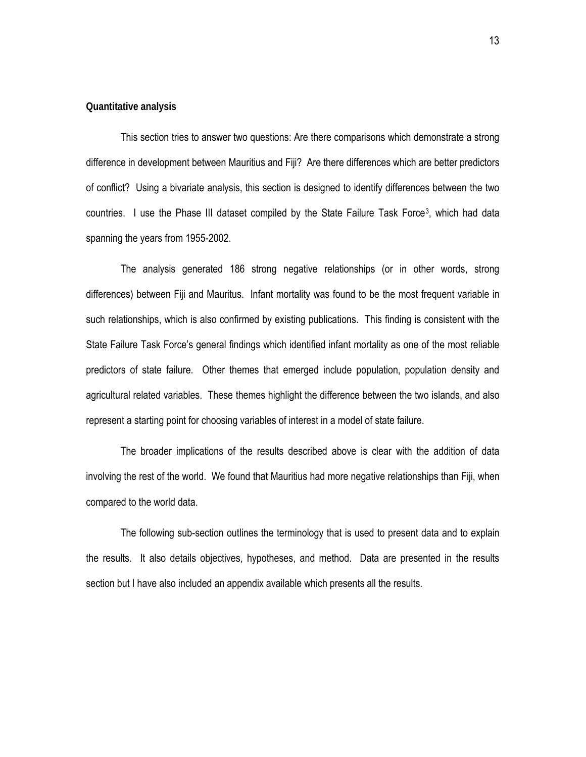**Quantitative analysis**

This section tries to answer two questions: Are there comparisons which demonstrate a strong difference in development between Mauritius and Fiji? Are there differences which are better predictors of conflict? Using a bivariate analysis, this section is designed to identify differences between the two countries. I use the Phase III dataset compiled by the State Failure Task Force[3], which had data spanning the years from 1955-2002.

The analysis generated 186 strong negative relationships (or in other words, strong differences) between Fiji and Mauritus. Infant mortality was found to be the most frequent variable in such relationships, which is also confirmed by existing publications. This finding is consistent with the State Failure Task Force's general findings which identified infant mortality as one of the most reliable predictors of state failure. Other themes that emerged include population, population density and agricultural related variables. These themes highlight the difference between the two islands, and also represent a starting point for choosing variables of interest in a model of state failure.

The broader implications of the results described above is clear with the addition of data involving the rest of the world. We found that Mauritius had more negative relationships than Fiji, when compared to the world data.

The following sub-section outlines the terminology that is used to present data and to explain the results. It also details objectives, hypotheses, and method. Data are presented in the results section but I have also included an appendix available which presents all the results.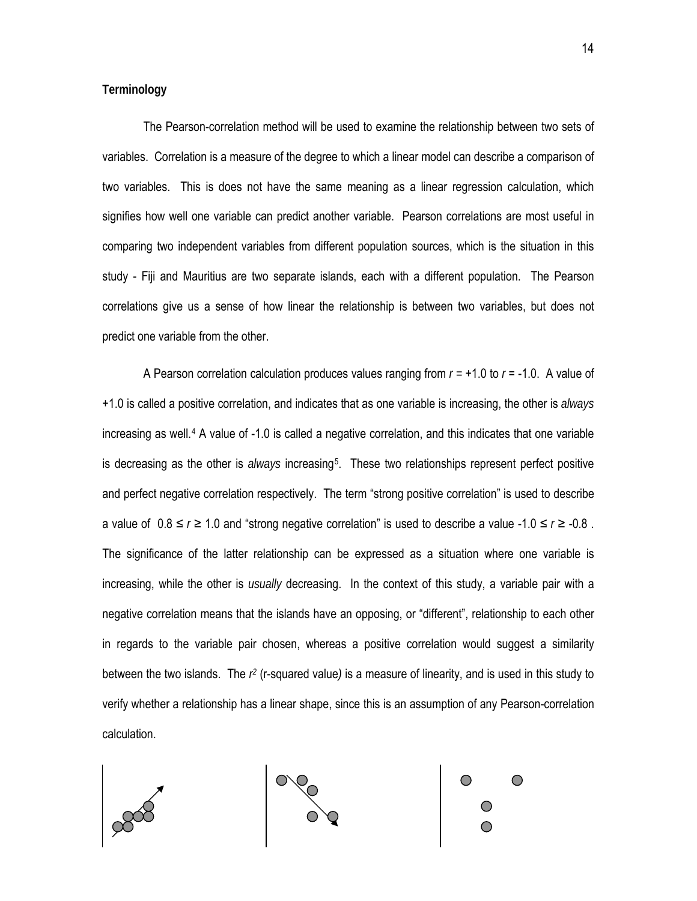**Terminology**

The Pearson-correlation method will be used to examine the relationship between two sets of variables. Correlation is a measure of the degree to which a linear model can describe a comparison of two variables. This is does not have the same meaning as a linear regression calculation, which signifies how well one variable can predict another variable. Pearson correlations are most useful in comparing two independent variables from different population sources, which is the situation in this study - Fiji and Mauritius are two separate islands, each with a different population. The Pearson correlations give us a sense of how linear the relationship is between two variables, but does not predict one variable from the other.

A Pearson correlation calculation produces values ranging from $r$ = +1.0 to $r$ = -1.0. A value of +1.0 is called a positive correlation, and indicates that as one variable is increasing, the other is *always* increasing as well.[4] A value of -1.0 is called a negative correlation, and this indicates that one variable is decreasing as the other is *always* increasing[5]. These two relationships represent perfect positive and perfect negative correlation respectively. The term "strong positive correlation" is used to describe a value of $0.8 \leq r \geq 1.0$ and "strong negative correlation" is used to describe a value $-1.0 \leq r \geq -0.8$ . The significance of the latter relationship can be expressed as a situation where one variable is increasing, while the other is *usually* decreasing. In the context of this study, a variable pair with a negative correlation means that the islands have an opposing, or "different", relationship to each other in regards to the variable pair chosen, whereas a positive correlation would suggest a similarity between the two islands. The $r^2$ (r-squared value) is a measure of linearity, and is used in this study to verify whether a relationship has a linear shape, since this is an assumption of any Pearson-correlation calculation.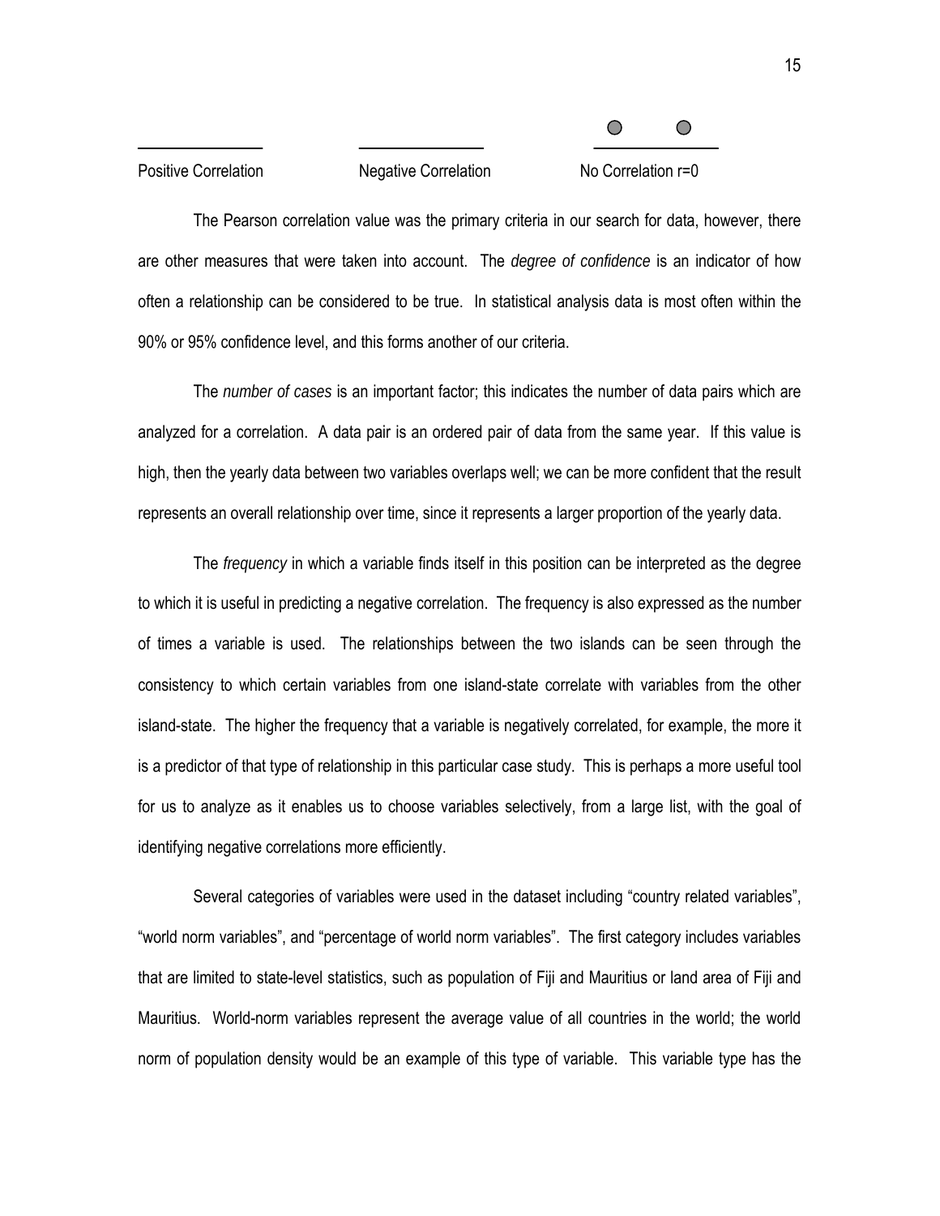Positive Correlation Negative Correlation No Correlation r=0

The Pearson correlation value was the primary criteria in our search for data, however, there are other measures that were taken into account. The *degree of confidence* is an indicator of how often a relationship can be considered to be true. In statistical analysis data is most often within the 90% or 95% confidence level, and this forms another of our criteria.

The *number of cases* is an important factor; this indicates the number of data pairs which are analyzed for a correlation. A data pair is an ordered pair of data from the same year. If this value is high, then the yearly data between two variables overlaps well; we can be more confident that the result represents an overall relationship over time, since it represents a larger proportion of the yearly data.

The *frequency* in which a variable finds itself in this position can be interpreted as the degree to which it is useful in predicting a negative correlation. The frequency is also expressed as the number of times a variable is used. The relationships between the two islands can be seen through the consistency to which certain variables from one island-state correlate with variables from the other island-state. The higher the frequency that a variable is negatively correlated, for example, the more it is a predictor of that type of relationship in this particular case study. This is perhaps a more useful tool for us to analyze as it enables us to choose variables selectively, from a large list, with the goal of identifying negative correlations more efficiently.

Several categories of variables were used in the dataset including "country related variables", "world norm variables", and "percentage of world norm variables". The first category includes variables that are limited to state-level statistics, such as population of Fiji and Mauritius or land area of Fiji and Mauritius. World-norm variables represent the average value of all countries in the world; the world norm of population density would be an example of this type of variable. This variable type has the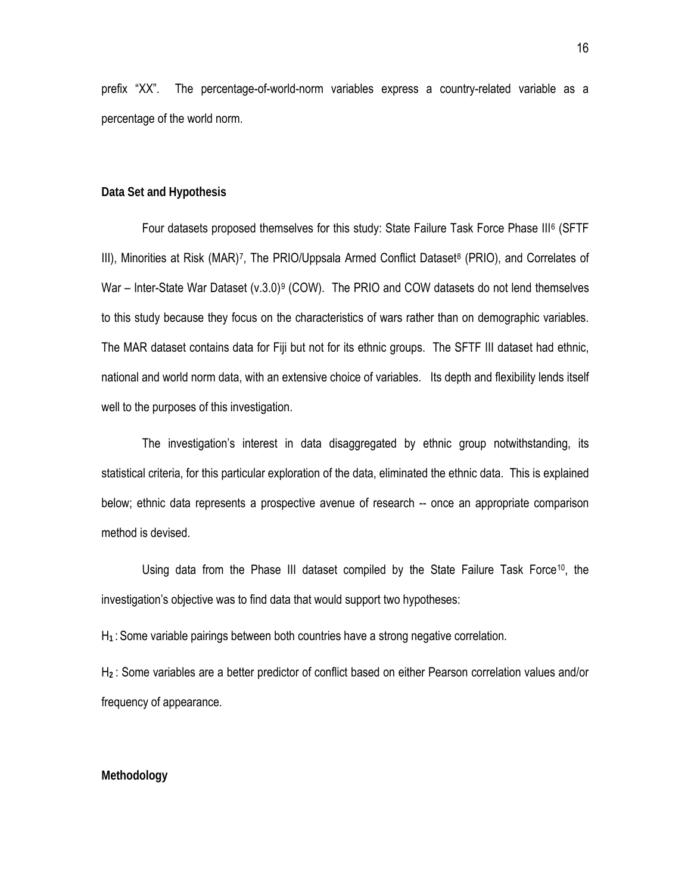prefix "XX". The percentage-of-world-norm variables express a country-related variable as a percentage of the world norm.

**Data Set and Hypothesis**

Four datasets proposed themselves for this study: State Failure Task Force Phase III[6] (SFTF III), Minorities at Risk (MAR)[7], The PRIO/Uppsala Armed Conflict Dataset[8] (PRIO), and Correlates of War – Inter-State War Dataset (v.3.0)[9] (COW). The PRIO and COW datasets do not lend themselves to this study because they focus on the characteristics of wars rather than on demographic variables. The MAR dataset contains data for Fiji but not for its ethnic groups. The SFTF III dataset had ethnic, national and world norm data, with an extensive choice of variables. Its depth and flexibility lends itself well to the purposes of this investigation.

The investigation's interest in data disaggregated by ethnic group notwithstanding, its statistical criteria, for this particular exploration of the data, eliminated the ethnic data. This is explained below; ethnic data represents a prospective avenue of research -- once an appropriate comparison method is devised.

Using data from the Phase III dataset compiled by the State Failure Task Force[10], the investigation's objective was to find data that would support two hypotheses:

$H_1$ : Some variable pairings between both countries have a strong negative correlation.

$H_2$ : Some variables are a better predictor of conflict based on either Pearson correlation values and/or frequency of appearance.

**Methodology**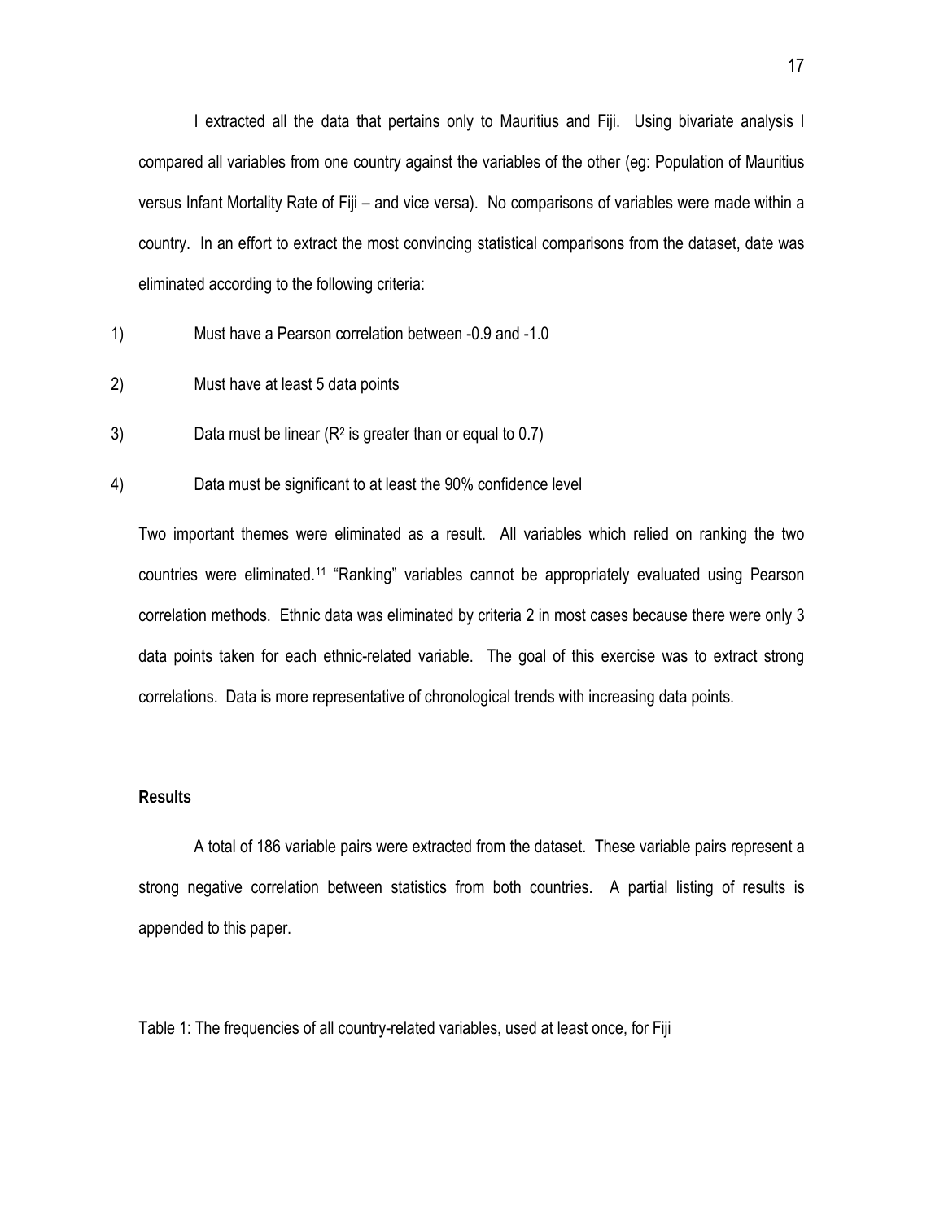I extracted all the data that pertains only to Mauritius and Fiji. Using bivariate analysis I compared all variables from one country against the variables of the other (eg: Population of Mauritius versus Infant Mortality Rate of Fiji – and vice versa). No comparisons of variables were made within a country. In an effort to extract the most convincing statistical comparisons from the dataset, date was eliminated according to the following criteria:

1) Must have a Pearson correlation between -0.9 and -1.0
2) Must have at least 5 data points
3) Data must be linear ($R^2$ is greater than or equal to 0.7)
4) Data must be significant to at least the 90% confidence level

Two important themes were eliminated as a result. All variables which relied on ranking the two countries were eliminated.[11] "Ranking" variables cannot be appropriately evaluated using Pearson correlation methods. Ethnic data was eliminated by criteria 2 in most cases because there were only 3 data points taken for each ethnic-related variable. The goal of this exercise was to extract strong correlations. Data is more representative of chronological trends with increasing data points.

### Results

A total of 186 variable pairs were extracted from the dataset. These variable pairs represent a strong negative correlation between statistics from both countries. A partial listing of results is appended to this paper.

Table 1: The frequencies of all country-related variables, used at least once, for Fiji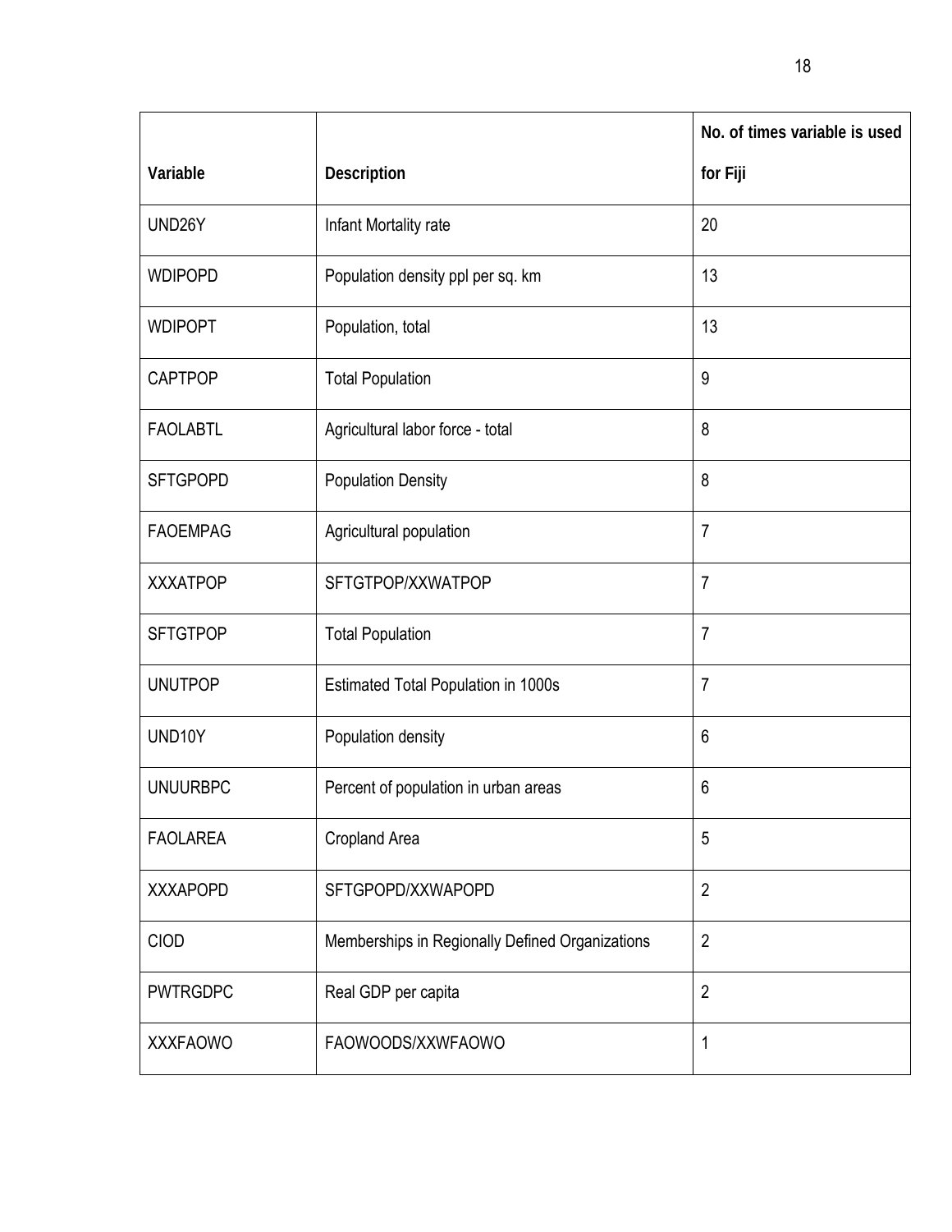| Variable | Description | No. of times variable is used for Fiji |
|---|---|---|
| UND26Y | Infant Mortality rate | 20 |
| WDIPOPD | Population density ppl per sq. km | 13 |
| WDIPOPT | Population, total | 13 |
| CAPTPOP | Total Population | 9 |
| FAOLABTL | Agricultural labor force - total | 8 |
| SFTGPOPD | Population Density | 8 |
| FAOEMPAG | Agricultural population | 7 |
| XXXATPOP | SFTGTPOP/XXWATPOP | 7 |
| SFTGTPOP | Total Population | 7 |
| UNUTPOP | Estimated Total Population in 1000s | 7 |
| UND10Y | Population density | 6 |
| UNUURBPC | Percent of population in urban areas | 6 |
| FAOLAREA | Cropland Area | 5 |
| XXXAPOPD | SFTGPOPD/XXWAPOPD | 2 |
| CIOD | Memberships in Regionally Defined Organizations | 2 |
| PWTRGDPC | Real GDP per capita | 2 |
| XXXFAOWO | FAOWOODS/XXWFAOWO | 1 |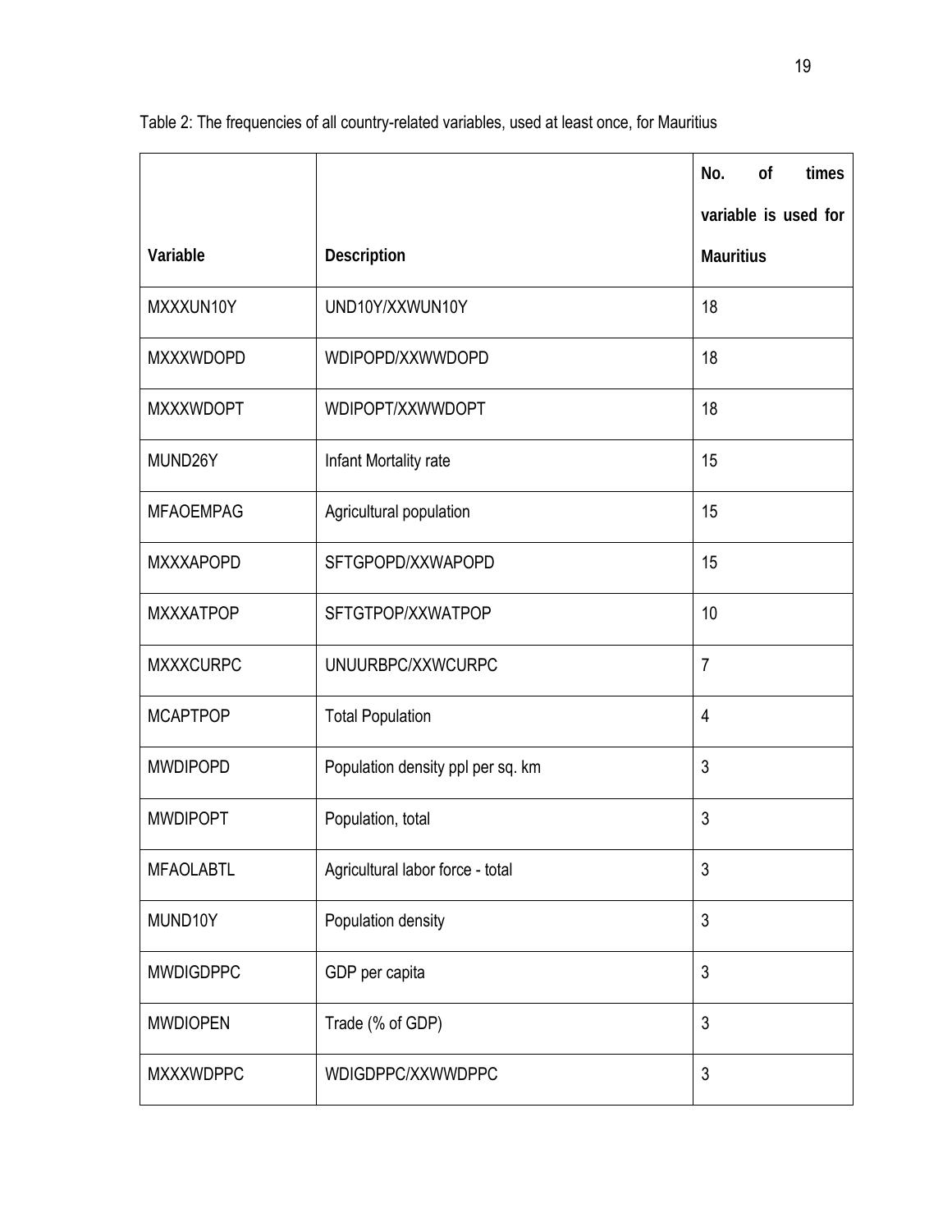Table 2: The frequencies of all country-related variables, used at least once, for Mauritius

| Variable | Description | No. of times variable is used for Mauritius |
|---|---|---|
| MXXXUN10Y | UND10Y/XXWUN10Y | 18 |
| MXXXWDOPD | WDIPOPD/XXWWDOPD | 18 |
| MXXXWDOPT | WDIPOPT/XXWWDOPT | 18 |
| MUND26Y | Infant Mortality rate | 15 |
| MFAOEMPAG | Agricultural population | 15 |
| MXXXAPOPD | SFTGPOPD/XXWAPOPD | 15 |
| MXXXATPOP | SFTGTPOP/XXWATPOP | 10 |
| MXXXCURPC | UNUURBPC/XXWCURPC | 7 |
| MCAPTPOP | Total Population | 4 |
| MWDIPOPD | Population density ppl per sq. km | 3 |
| MWDIPOPT | Population, total | 3 |
| MFAOLABTL | Agricultural labor force - total | 3 |
| MUND10Y | Population density | 3 |
| MWDIGDPPC | GDP per capita | 3 |
| MWDIOPEN | Trade (% of GDP) | 3 |
| MXXXWDPPC | WDIGDPPC/XXWWDPPC | 3 |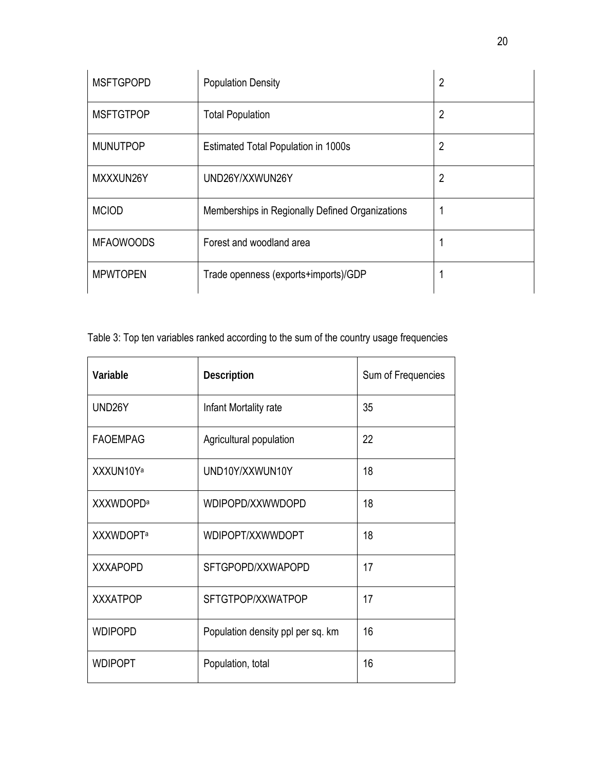| | | |
|---|---|---|
| MSFTGPOPD | Population Density | 2 |
| MSFTGTPOP | Total Population | 2 |
| MUNUTPOP | Estimated Total Population in 1000s | 2 |
| MXXXUN26Y | UND26Y/XXWUN26Y | 2 |
| MCIOD | Memberships in Regionally Defined Organizations | 1 |
| MFAOWOODS | Forest and woodland area | 1 |
| MPWTOPEN | Trade openness (exports+imports)/GDP | 1 |

Table 3: Top ten variables ranked according to the sum of the country usage frequencies

| **Variable** | **Description** | Sum of Frequencies |
|---|---|---|
| UND26Y | Infant Mortality rate | 35 |
| FAOEMPAG | Agricultural population | 22 |
| XXXUN10Y[a] | UND10Y/XXWUN10Y | 18 |
| XXXWDOPD[a] | WDIPOPD/XXWWDOPD | 18 |
| XXXWDOPT[a] | WDIPOPT/XXWWDOPT | 18 |
| XXXAPOPD | SFTGPOPD/XXWAPOPD | 17 |
| XXXATPOP | SFTGTPOP/XXWATPOP | 17 |
| WDIPOPD | Population density ppl per sq. km | 16 |
| WDIPOPT | Population, total | 16 |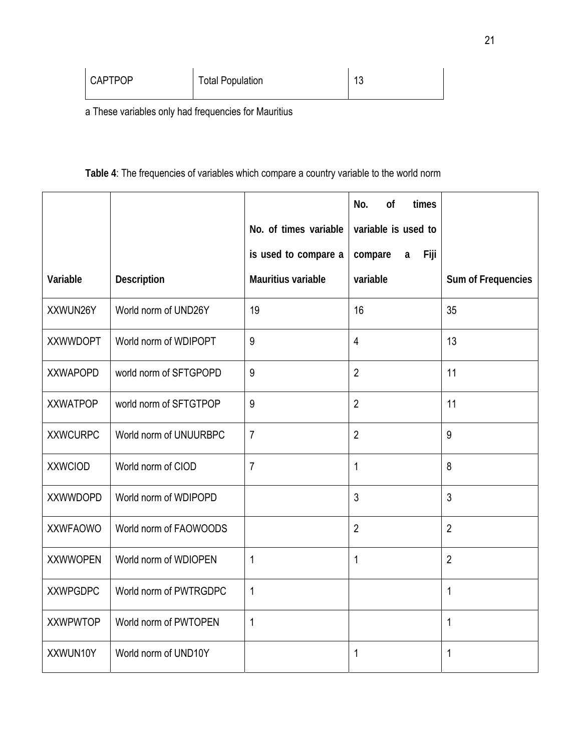| CAPTPOP | Total Population | 13 |
|---|---|---|

a These variables only had frequencies for Mauritius

**Table 4**: The frequencies of variables which compare a country variable to the world norm

| Variable | Description | No. of times variable is used to compare a Mauritius variable | No. of times variable is used to compare a Fiji variable | Sum of Frequencies |
|---|---|---|---|---|
| XXWUN26Y | World norm of UND26Y | 19 | 16 | 35 |
| XXWWDOPT | World norm of WDIPOPT | 9 | 4 | 13 |
| XXWAPOPD | world norm of SFTGPOPD | 9 | 2 | 11 |
| XXWATPOP | world norm of SFTGTPOP | 9 | 2 | 11 |
| XXWCURPC | World norm of UNUURBPC | 7 | 2 | 9 |
| XXWCIOD | World norm of CIOD | 7 | 1 | 8 |
| XXWWDOPD | World norm of WDIPOPD | | 3 | 3 |
| XXWFAOWO | World norm of FAOWOODS | | 2 | 2 |
| XXWWOPEN | World norm of WDIOPEN | 1 | 1 | 2 |
| XXWPGDPC | World norm of PWTRGDPC | 1 | | 1 |
| XXWPWTOP | World norm of PWTOPEN | 1 | | 1 |
| XXWUN10Y | World norm of UND10Y | | 1 | 1 |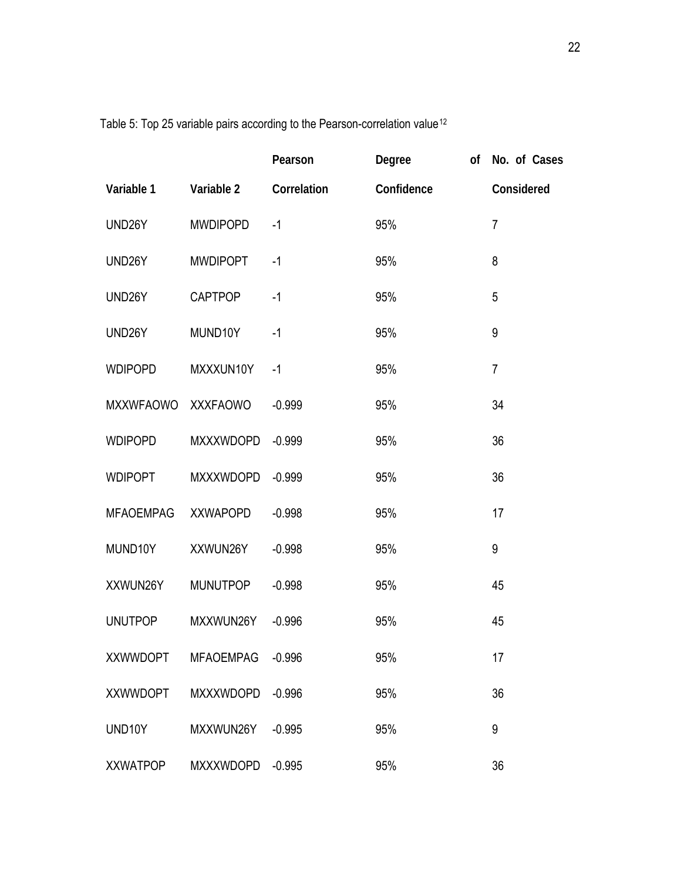Table 5: Top 25 variable pairs according to the Pearson-correlation value[12]

| Variable 1 | Variable 2 | Pearson Correlation | Degree of Confidence | No. of Cases Considered |
|---|---|---|---|---|
| UND26Y | MWDIPOPD | -1 | 95% | 7 |
| UND26Y | MWDIPOPT | -1 | 95% | 8 |
| UND26Y | CAPTPOP | -1 | 95% | 5 |
| UND26Y | MUND10Y | -1 | 95% | 9 |
| WDIPOPD | MXXXUN10Y | -1 | 95% | 7 |
| MXXWFAOWO | XXXFAOWO | -0.999 | 95% | 34 |
| WDIPOPD | MXXXWDOPD | -0.999 | 95% | 36 |
| WDIPOPT | MXXXWDOPD | -0.999 | 95% | 36 |
| MFAOEMPAG | XXWAPOPD | -0.998 | 95% | 17 |
| MUND10Y | XXWUN26Y | -0.998 | 95% | 9 |
| XXWUN26Y | MUNUTPOP | -0.998 | 95% | 45 |
| UNUTPOP | MXXWUN26Y | -0.996 | 95% | 45 |
| XXWWDOPT | MFAOEMPAG | -0.996 | 95% | 17 |
| XXWWDOPT | MXXXWDOPD | -0.996 | 95% | 36 |
| UND10Y | MXXWUN26Y | -0.995 | 95% | 9 |
| XXWATPOP | MXXXWDOPD | -0.995 | 95% | 36 |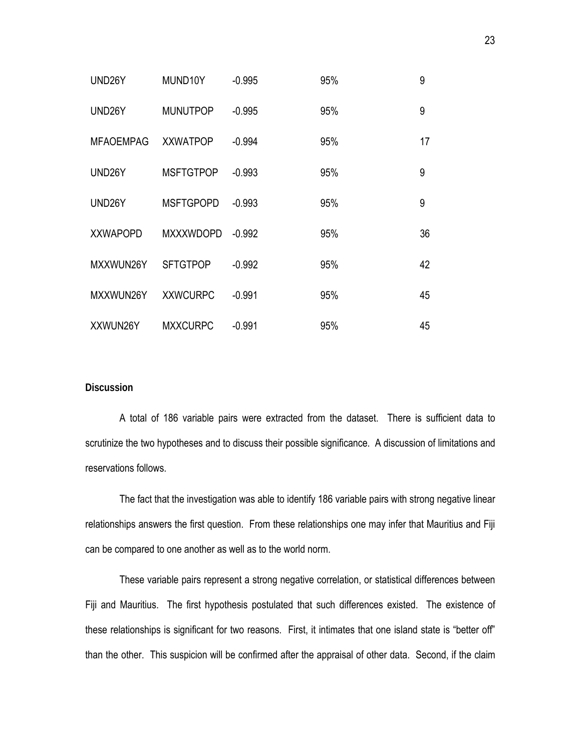| | | | | |
|---|---|---|---|---|
| UND26Y | MUND10Y | -0.995 | 95% | 9 |
| UND26Y | MUNUTPOP | -0.995 | 95% | 9 |
| MFAOEMPAG | XXWATPOP | -0.994 | 95% | 17 |
| UND26Y | MSFTGTPOP | -0.993 | 95% | 9 |
| UND26Y | MSFTGPOPD | -0.993 | 95% | 9 |
| XXWAPOPD | MXXXWDOPD | -0.992 | 95% | 36 |
| MXXWUN26Y | SFTGTPOP | -0.992 | 95% | 42 |
| MXXWUN26Y | XXWCURPC | -0.991 | 95% | 45 |
| XXWUN26Y | MXXCURPC | -0.991 | 95% | 45 |

**Discussion**

A total of 186 variable pairs were extracted from the dataset. There is sufficient data to scrutinize the two hypotheses and to discuss their possible significance. A discussion of limitations and reservations follows.

The fact that the investigation was able to identify 186 variable pairs with strong negative linear relationships answers the first question. From these relationships one may infer that Mauritius and Fiji can be compared to one another as well as to the world norm.

These variable pairs represent a strong negative correlation, or statistical differences between Fiji and Mauritius. The first hypothesis postulated that such differences existed. The existence of these relationships is significant for two reasons. First, it intimates that one island state is "better off" than the other. This suspicion will be confirmed after the appraisal of other data. Second, if the claim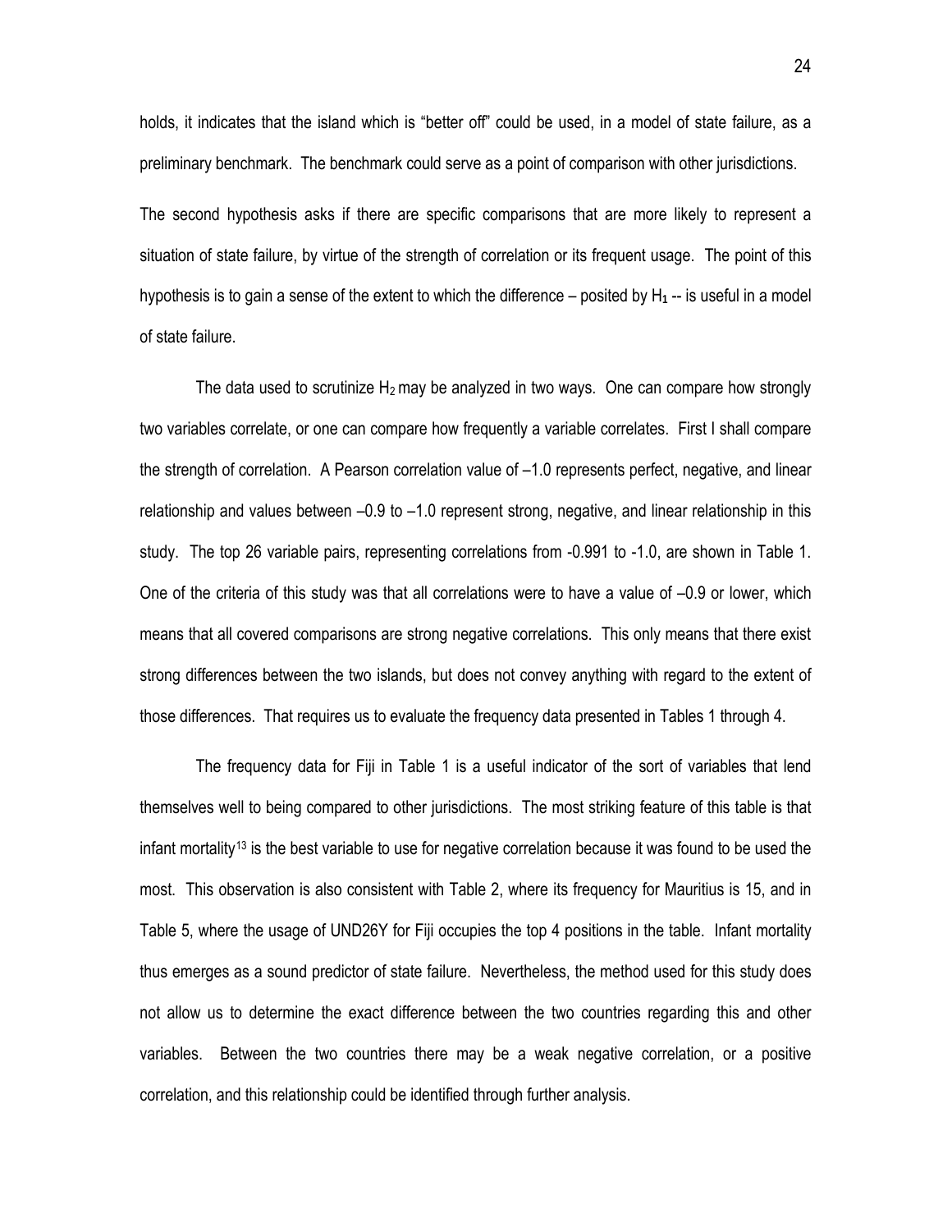holds, it indicates that the island which is "better off" could be used, in a model of state failure, as a preliminary benchmark. The benchmark could serve as a point of comparison with other jurisdictions.

The second hypothesis asks if there are specific comparisons that are more likely to represent a situation of state failure, by virtue of the strength of correlation or its frequent usage. The point of this hypothesis is to gain a sense of the extent to which the difference – posited by $H_1$ -- is useful in a model of state failure.

The data used to scrutinize $H_2$ may be analyzed in two ways. One can compare how strongly two variables correlate, or one can compare how frequently a variable correlates. First I shall compare the strength of correlation. A Pearson correlation value of –1.0 represents perfect, negative, and linear relationship and values between –0.9 to –1.0 represent strong, negative, and linear relationship in this study. The top 26 variable pairs, representing correlations from -0.991 to -1.0, are shown in Table 1. One of the criteria of this study was that all correlations were to have a value of –0.9 or lower, which means that all covered comparisons are strong negative correlations. This only means that there exist strong differences between the two islands, but does not convey anything with regard to the extent of those differences. That requires us to evaluate the frequency data presented in Tables 1 through 4.

The frequency data for Fiji in Table 1 is a useful indicator of the sort of variables that lend themselves well to being compared to other jurisdictions. The most striking feature of this table is that infant mortality[13] is the best variable to use for negative correlation because it was found to be used the most. This observation is also consistent with Table 2, where its frequency for Mauritius is 15, and in Table 5, where the usage of UND26Y for Fiji occupies the top 4 positions in the table. Infant mortality thus emerges as a sound predictor of state failure. Nevertheless, the method used for this study does not allow us to determine the exact difference between the two countries regarding this and other variables. Between the two countries there may be a weak negative correlation, or a positive correlation, and this relationship could be identified through further analysis.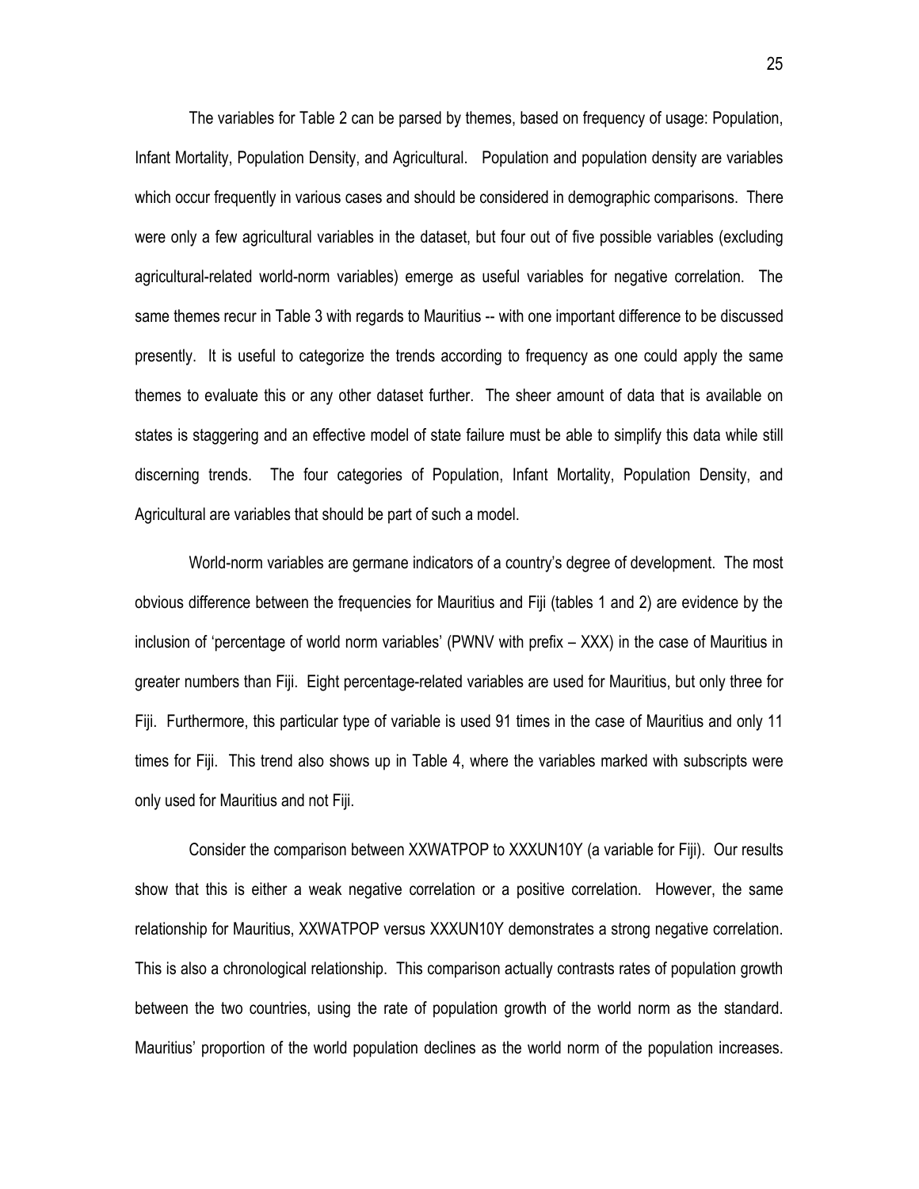The variables for Table 2 can be parsed by themes, based on frequency of usage: Population, Infant Mortality, Population Density, and Agricultural. Population and population density are variables which occur frequently in various cases and should be considered in demographic comparisons. There were only a few agricultural variables in the dataset, but four out of five possible variables (excluding agricultural-related world-norm variables) emerge as useful variables for negative correlation. The same themes recur in Table 3 with regards to Mauritius -- with one important difference to be discussed presently. It is useful to categorize the trends according to frequency as one could apply the same themes to evaluate this or any other dataset further. The sheer amount of data that is available on states is staggering and an effective model of state failure must be able to simplify this data while still discerning trends. The four categories of Population, Infant Mortality, Population Density, and Agricultural are variables that should be part of such a model.

World-norm variables are germane indicators of a country's degree of development. The most obvious difference between the frequencies for Mauritius and Fiji (tables 1 and 2) are evidence by the inclusion of 'percentage of world norm variables' (PWNV with prefix – XXX) in the case of Mauritius in greater numbers than Fiji. Eight percentage-related variables are used for Mauritius, but only three for Fiji. Furthermore, this particular type of variable is used 91 times in the case of Mauritius and only 11 times for Fiji. This trend also shows up in Table 4, where the variables marked with subscripts were only used for Mauritius and not Fiji.

Consider the comparison between XXWATPOP to XXXUN10Y (a variable for Fiji). Our results show that this is either a weak negative correlation or a positive correlation. However, the same relationship for Mauritius, XXWATPOP versus XXXUN10Y demonstrates a strong negative correlation. This is also a chronological relationship. This comparison actually contrasts rates of population growth between the two countries, using the rate of population growth of the world norm as the standard. Mauritius' proportion of the world population declines as the world norm of the population increases.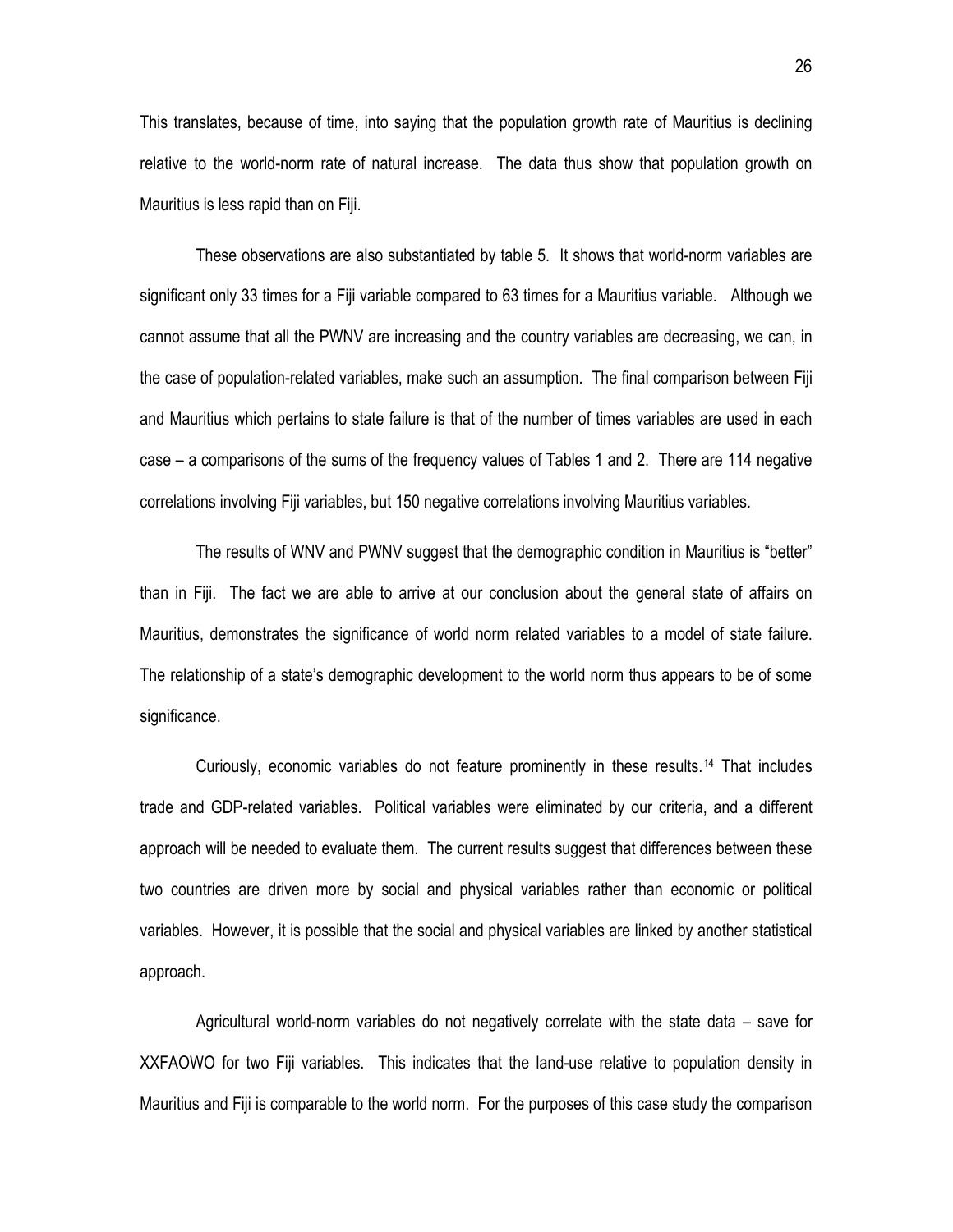This translates, because of time, into saying that the population growth rate of Mauritius is declining relative to the world-norm rate of natural increase. The data thus show that population growth on Mauritius is less rapid than on Fiji.

These observations are also substantiated by table 5. It shows that world-norm variables are significant only 33 times for a Fiji variable compared to 63 times for a Mauritius variable. Although we cannot assume that all the PWNV are increasing and the country variables are decreasing, we can, in the case of population-related variables, make such an assumption. The final comparison between Fiji and Mauritius which pertains to state failure is that of the number of times variables are used in each case – a comparisons of the sums of the frequency values of Tables 1 and 2. There are 114 negative correlations involving Fiji variables, but 150 negative correlations involving Mauritius variables.

The results of WNV and PWNV suggest that the demographic condition in Mauritius is "better" than in Fiji. The fact we are able to arrive at our conclusion about the general state of affairs on Mauritius, demonstrates the significance of world norm related variables to a model of state failure. The relationship of a state's demographic development to the world norm thus appears to be of some significance.

Curiously, economic variables do not feature prominently in these results.[14] That includes trade and GDP-related variables. Political variables were eliminated by our criteria, and a different approach will be needed to evaluate them. The current results suggest that differences between these two countries are driven more by social and physical variables rather than economic or political variables. However, it is possible that the social and physical variables are linked by another statistical approach.

Agricultural world-norm variables do not negatively correlate with the state data – save for XXFAOWO for two Fiji variables. This indicates that the land-use relative to population density in Mauritius and Fiji is comparable to the world norm. For the purposes of this case study the comparison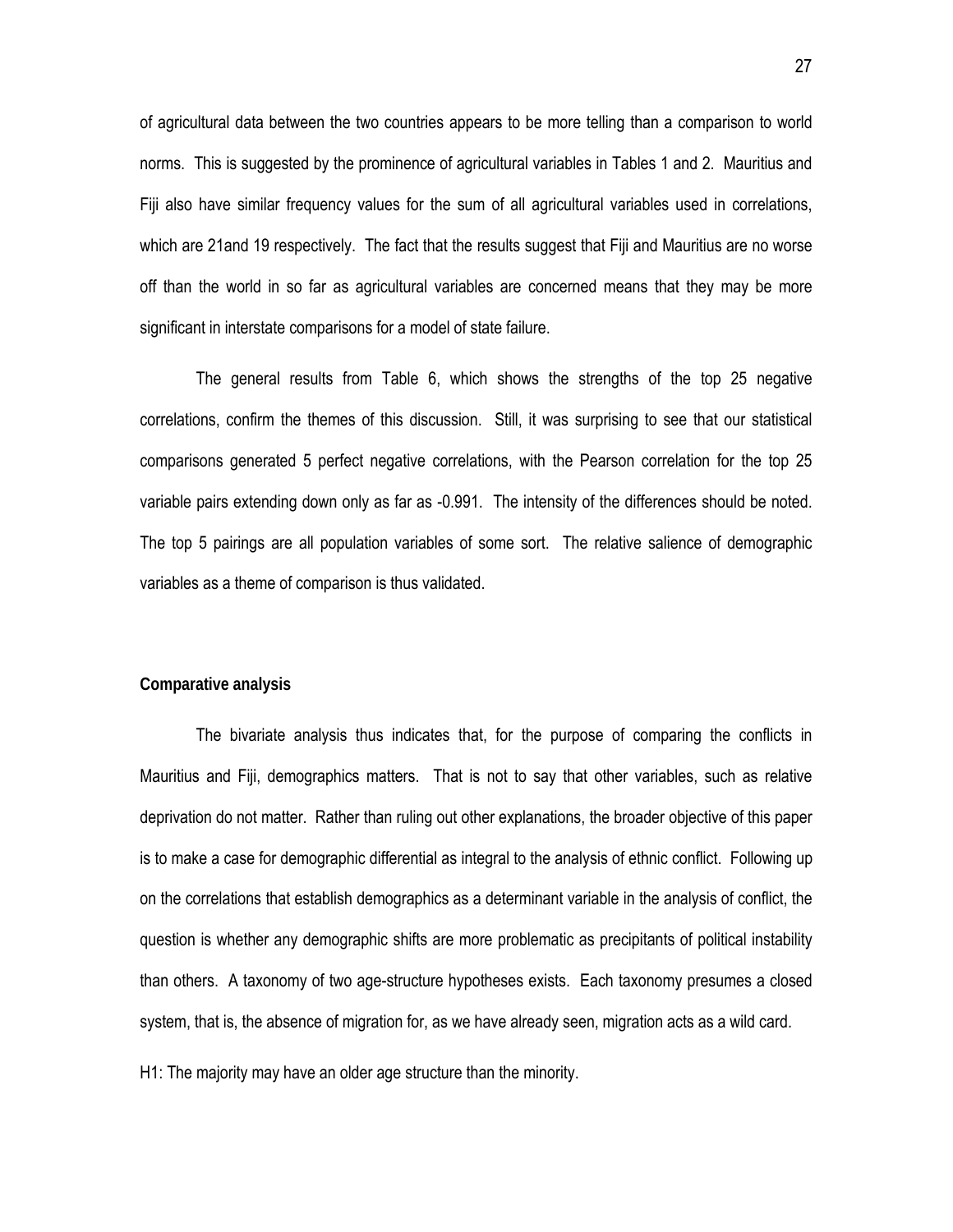of agricultural data between the two countries appears to be more telling than a comparison to world norms. This is suggested by the prominence of agricultural variables in Tables 1 and 2. Mauritius and Fiji also have similar frequency values for the sum of all agricultural variables used in correlations, which are 21and 19 respectively. The fact that the results suggest that Fiji and Mauritius are no worse off than the world in so far as agricultural variables are concerned means that they may be more significant in interstate comparisons for a model of state failure.

The general results from Table 6, which shows the strengths of the top 25 negative correlations, confirm the themes of this discussion. Still, it was surprising to see that our statistical comparisons generated 5 perfect negative correlations, with the Pearson correlation for the top 25 variable pairs extending down only as far as -0.991. The intensity of the differences should be noted. The top 5 pairings are all population variables of some sort. The relative salience of demographic variables as a theme of comparison is thus validated.

**Comparative analysis**

The bivariate analysis thus indicates that, for the purpose of comparing the conflicts in Mauritius and Fiji, demographics matters. That is not to say that other variables, such as relative deprivation do not matter. Rather than ruling out other explanations, the broader objective of this paper is to make a case for demographic differential as integral to the analysis of ethnic conflict. Following up on the correlations that establish demographics as a determinant variable in the analysis of conflict, the question is whether any demographic shifts are more problematic as precipitants of political instability than others. A taxonomy of two age-structure hypotheses exists. Each taxonomy presumes a closed system, that is, the absence of migration for, as we have already seen, migration acts as a wild card.

H1: The majority may have an older age structure than the minority.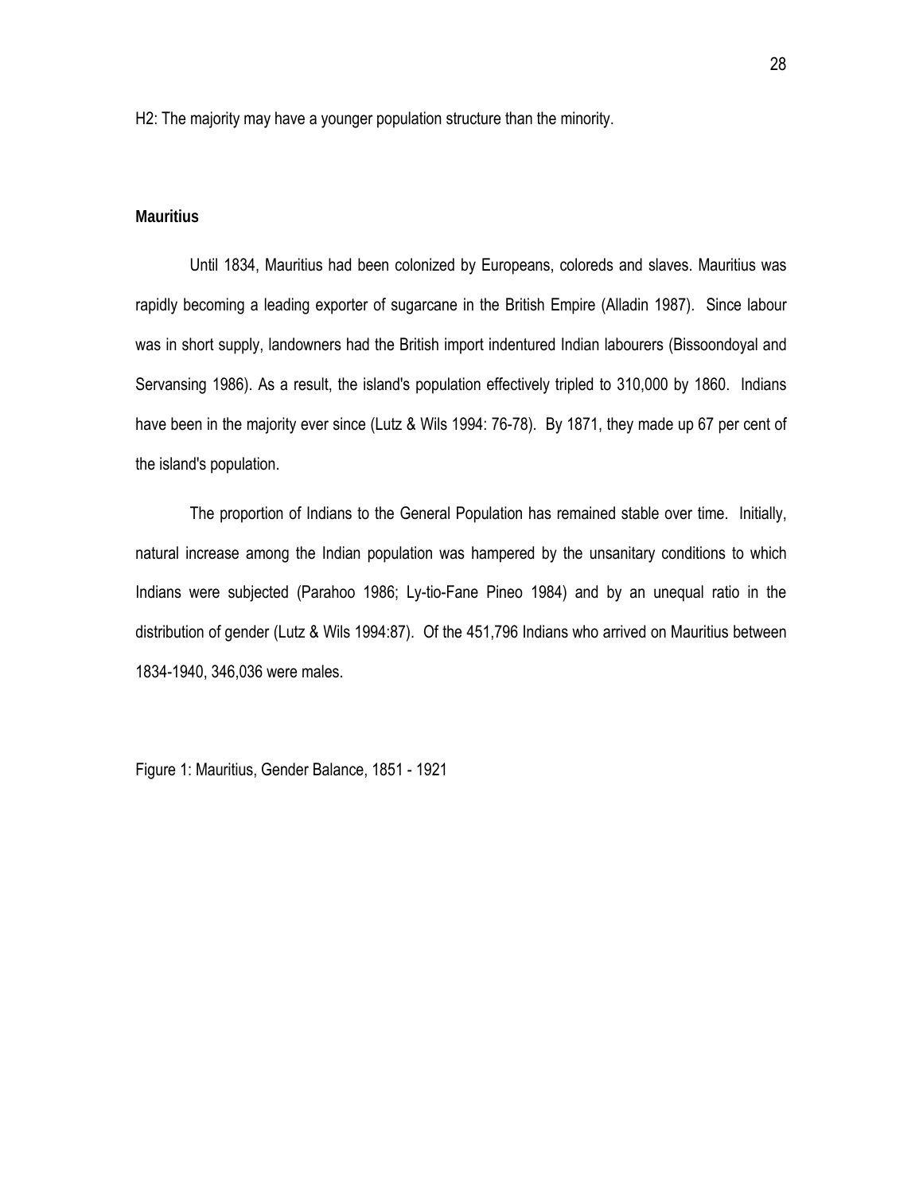H2: The majority may have a younger population structure than the minority.

**Mauritius**

Until 1834, Mauritius had been colonized by Europeans, coloreds and slaves. Mauritius was rapidly becoming a leading exporter of sugarcane in the British Empire (Alladin 1987). Since labour was in short supply, landowners had the British import indentured Indian labourers (Bissoondoyal and Servansing 1986). As a result, the island's population effectively tripled to 310,000 by 1860. Indians have been in the majority ever since (Lutz & Wils 1994: 76-78). By 1871, they made up 67 per cent of the island's population.

The proportion of Indians to the General Population has remained stable over time. Initially, natural increase among the Indian population was hampered by the unsanitary conditions to which Indians were subjected (Parahoo 1986; Ly-tio-Fane Pineo 1984) and by an unequal ratio in the distribution of gender (Lutz & Wils 1994:87). Of the 451,796 Indians who arrived on Mauritius between 1834-1940, 346,036 were males.

Figure 1: Mauritius, Gender Balance, 1851 - 1921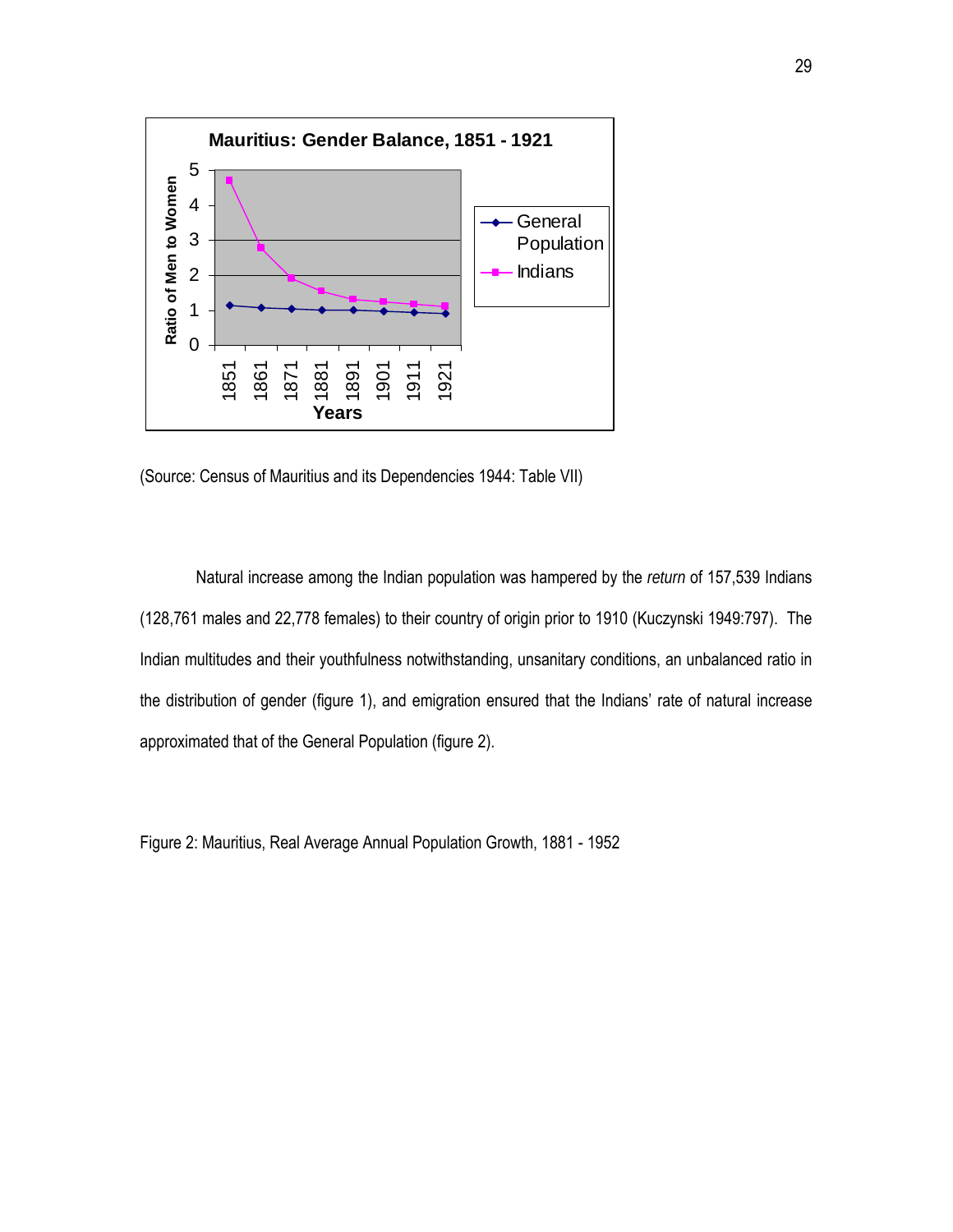Mauritius: Gender Balance, 1851 - 1921

(Source: Census of Mauritius and its Dependencies 1944: Table VII)

Natural increase among the Indian population was hampered by the *return* of 157,539 Indians (128,761 males and 22,778 females) to their country of origin prior to 1910 (Kuczynski 1949:797). The Indian multitudes and their youthfulness notwithstanding, unsanitary conditions, an unbalanced ratio in the distribution of gender (figure 1), and emigration ensured that the Indians' rate of natural increase approximated that of the General Population (figure 2).

Figure 2: Mauritius, Real Average Annual Population Growth, 1881 - 1952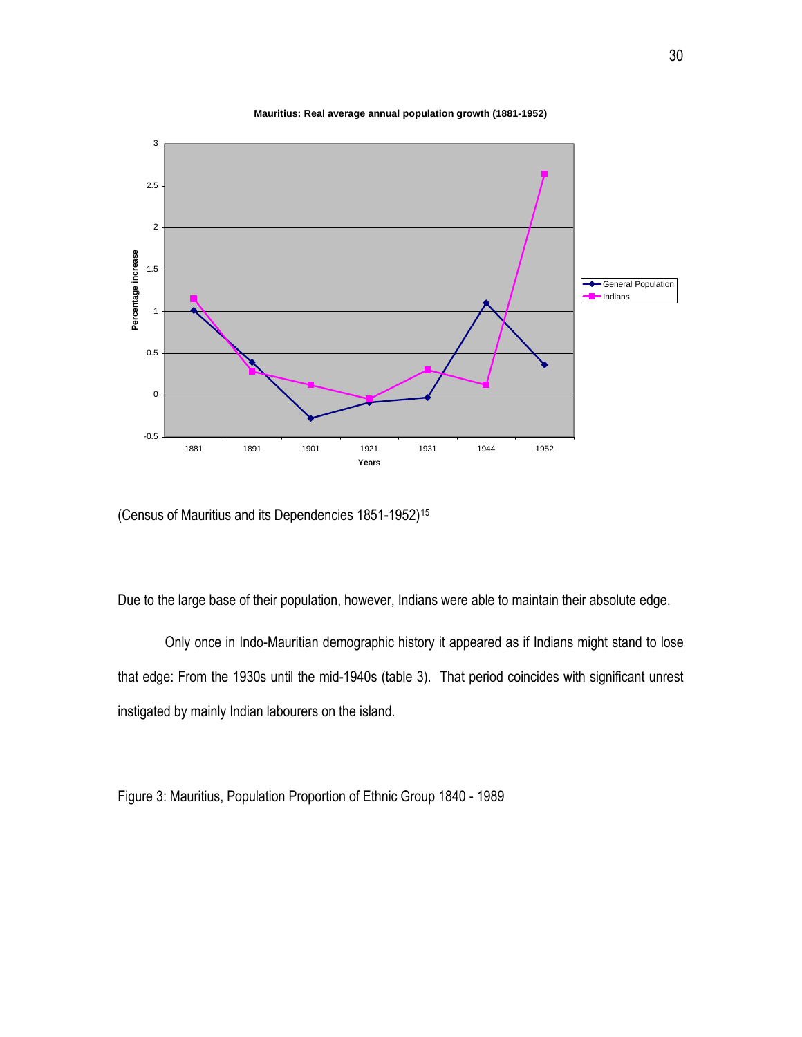Mauritius: Real average annual population growth (1881-1952)

(Census of Mauritius and its Dependencies 1851-1952)[15]

Due to the large base of their population, however, Indians were able to maintain their absolute edge.

Only once in Indo-Mauritian demographic history it appeared as if Indians might stand to lose that edge: From the 1930s until the mid-1940s (table 3). That period coincides with significant unrest instigated by mainly Indian labourers on the island.

Figure 3: Mauritius, Population Proportion of Ethnic Group 1840 - 1989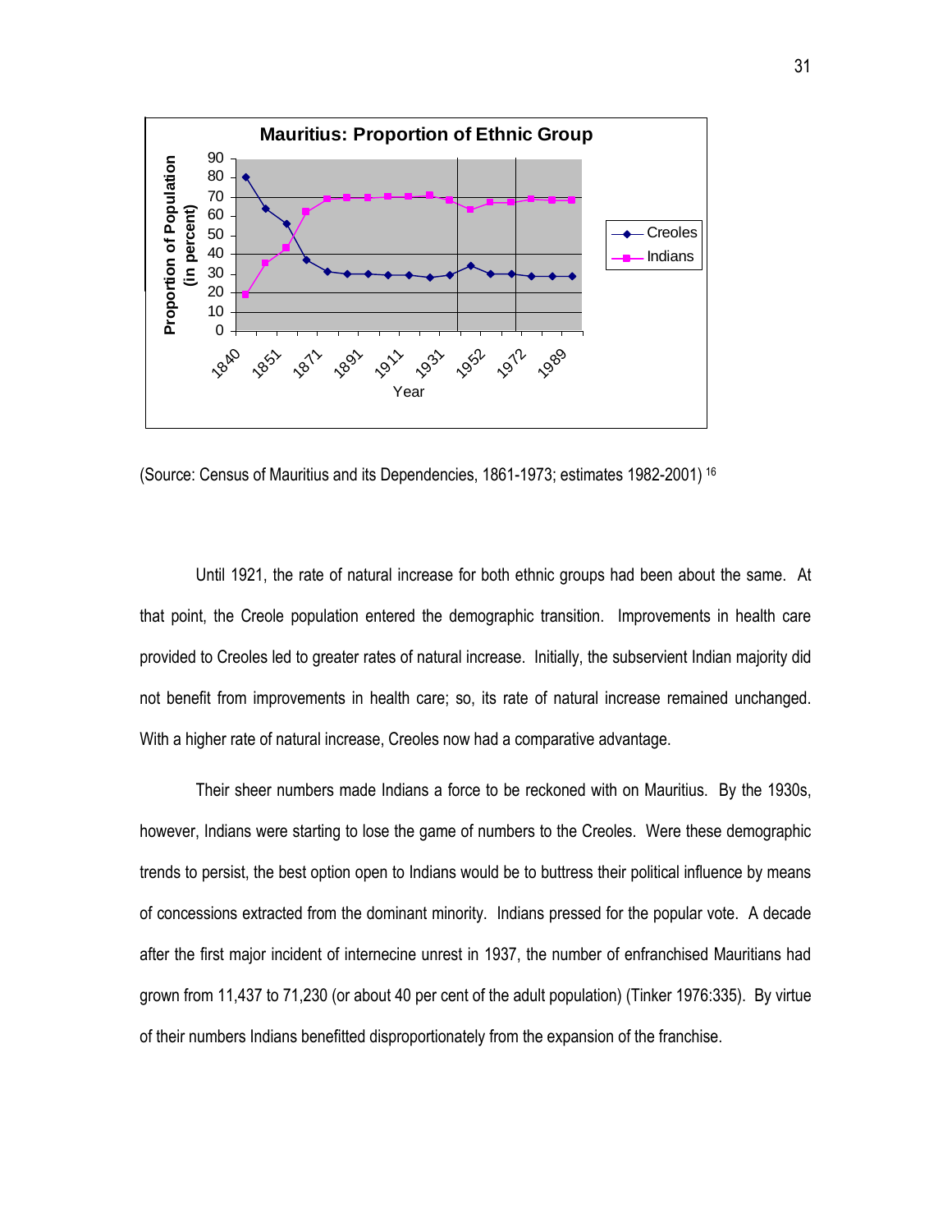**Mauritius: Proportion of Ethnic Group**

(Source: Census of Mauritius and its Dependencies, 1861-1973; estimates 1982-2001) [16]

Until 1921, the rate of natural increase for both ethnic groups had been about the same. At that point, the Creole population entered the demographic transition. Improvements in health care provided to Creoles led to greater rates of natural increase. Initially, the subservient Indian majority did not benefit from improvements in health care; so, its rate of natural increase remained unchanged. With a higher rate of natural increase, Creoles now had a comparative advantage.

Their sheer numbers made Indians a force to be reckoned with on Mauritius. By the 1930s, however, Indians were starting to lose the game of numbers to the Creoles. Were these demographic trends to persist, the best option open to Indians would be to buttress their political influence by means of concessions extracted from the dominant minority. Indians pressed for the popular vote. A decade after the first major incident of internecine unrest in 1937, the number of enfranchised Mauritians had grown from 11,437 to 71,230 (or about 40 per cent of the adult population) (Tinker 1976:335). By virtue of their numbers Indians benefitted disproportionately from the expansion of the franchise.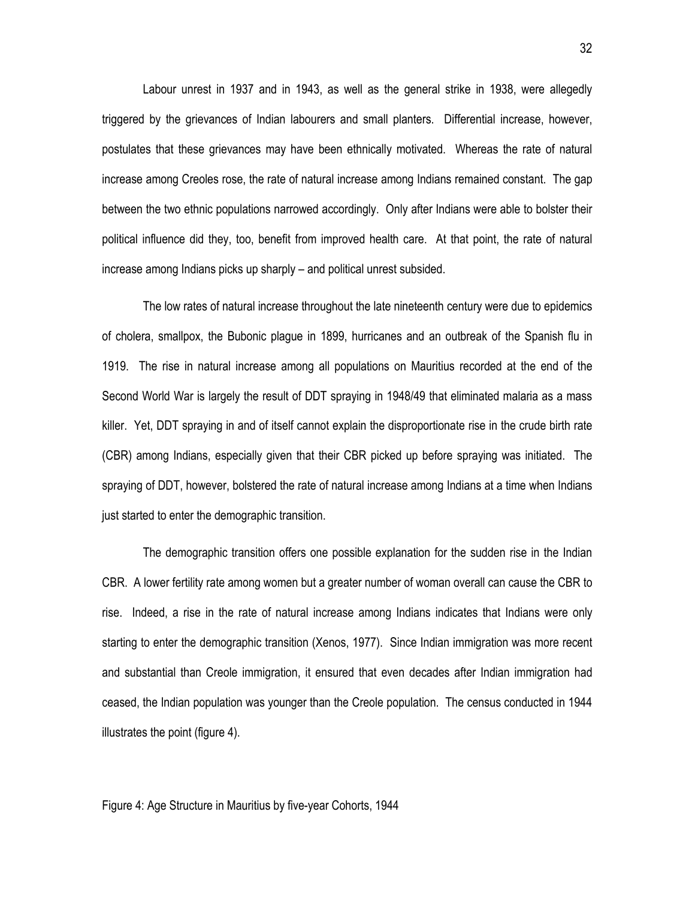Labour unrest in 1937 and in 1943, as well as the general strike in 1938, were allegedly triggered by the grievances of Indian labourers and small planters. Differential increase, however, postulates that these grievances may have been ethnically motivated. Whereas the rate of natural increase among Creoles rose, the rate of natural increase among Indians remained constant. The gap between the two ethnic populations narrowed accordingly. Only after Indians were able to bolster their political influence did they, too, benefit from improved health care. At that point, the rate of natural increase among Indians picks up sharply – and political unrest subsided.

The low rates of natural increase throughout the late nineteenth century were due to epidemics of cholera, smallpox, the Bubonic plague in 1899, hurricanes and an outbreak of the Spanish flu in 1919. The rise in natural increase among all populations on Mauritius recorded at the end of the Second World War is largely the result of DDT spraying in 1948/49 that eliminated malaria as a mass killer. Yet, DDT spraying in and of itself cannot explain the disproportionate rise in the crude birth rate (CBR) among Indians, especially given that their CBR picked up before spraying was initiated. The spraying of DDT, however, bolstered the rate of natural increase among Indians at a time when Indians just started to enter the demographic transition.

The demographic transition offers one possible explanation for the sudden rise in the Indian CBR. A lower fertility rate among women but a greater number of woman overall can cause the CBR to rise. Indeed, a rise in the rate of natural increase among Indians indicates that Indians were only starting to enter the demographic transition (Xenos, 1977). Since Indian immigration was more recent and substantial than Creole immigration, it ensured that even decades after Indian immigration had ceased, the Indian population was younger than the Creole population. The census conducted in 1944 illustrates the point (figure 4).

Figure 4: Age Structure in Mauritius by five-year Cohorts, 1944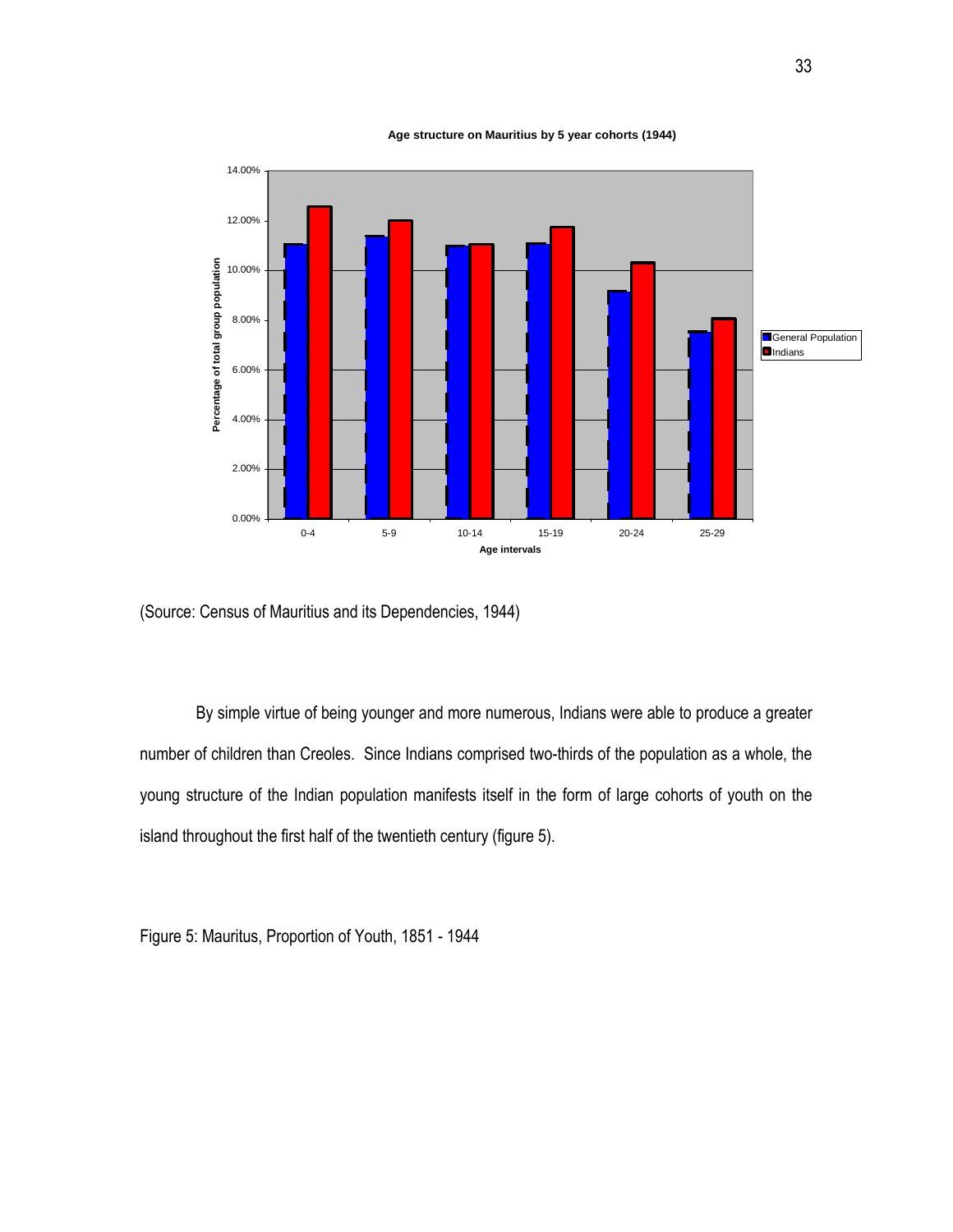(Source: Census of Mauritius and its Dependencies, 1944)

By simple virtue of being younger and more numerous, Indians were able to produce a greater number of children than Creoles. Since Indians comprised two-thirds of the population as a whole, the young structure of the Indian population manifests itself in the form of large cohorts of youth on the island throughout the first half of the twentieth century (figure 5).

Figure 5: Mauritus, Proportion of Youth, 1851 - 1944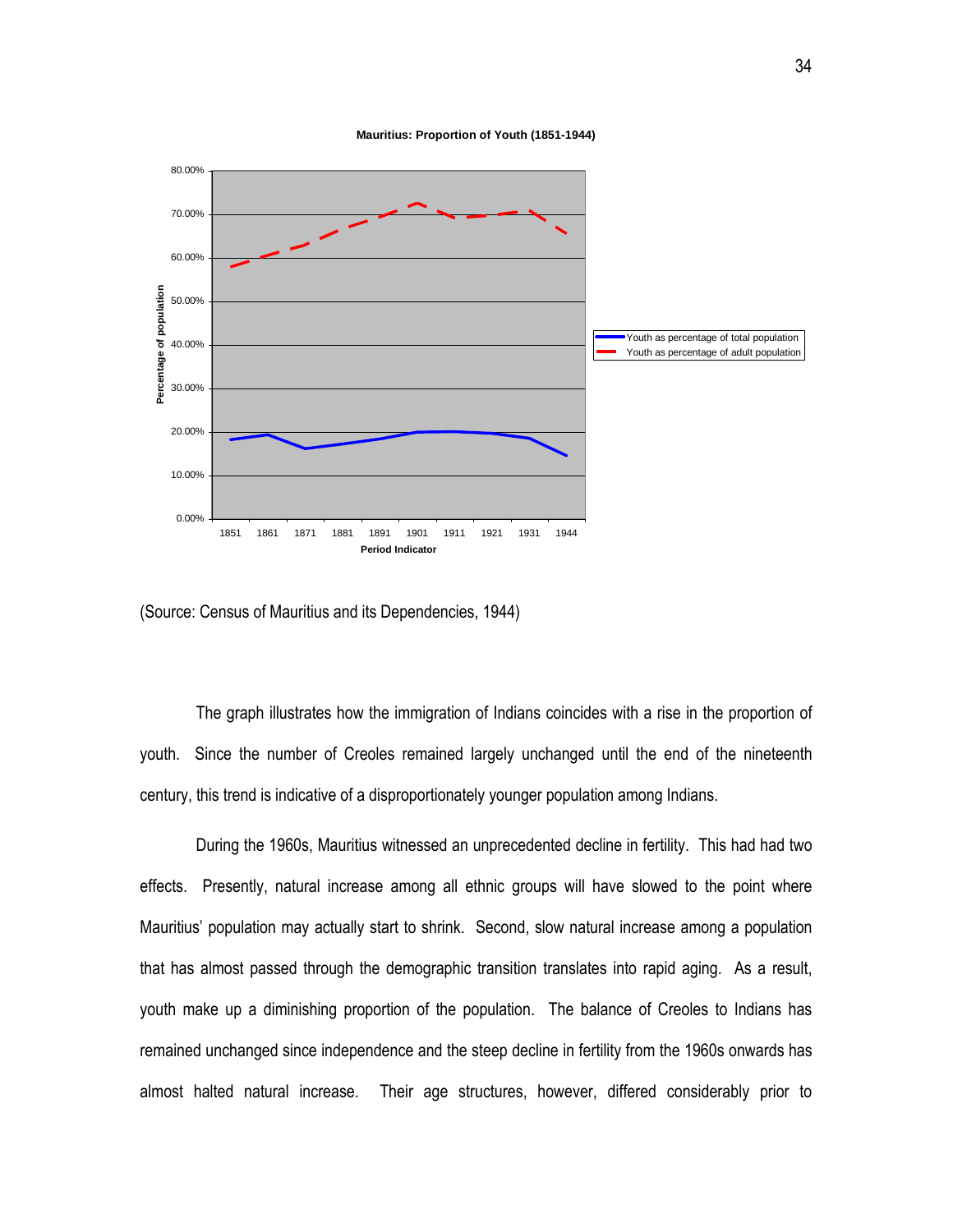**Mauritius: Proportion of Youth (1851-1944)**

(Source: Census of Mauritius and its Dependencies, 1944)

The graph illustrates how the immigration of Indians coincides with a rise in the proportion of youth. Since the number of Creoles remained largely unchanged until the end of the nineteenth century, this trend is indicative of a disproportionately younger population among Indians.

During the 1960s, Mauritius witnessed an unprecedented decline in fertility. This had had two effects. Presently, natural increase among all ethnic groups will have slowed to the point where Mauritius' population may actually start to shrink. Second, slow natural increase among a population that has almost passed through the demographic transition translates into rapid aging. As a result, youth make up a diminishing proportion of the population. The balance of Creoles to Indians has remained unchanged since independence and the steep decline in fertility from the 1960s onwards has almost halted natural increase. Their age structures, however, differed considerably prior to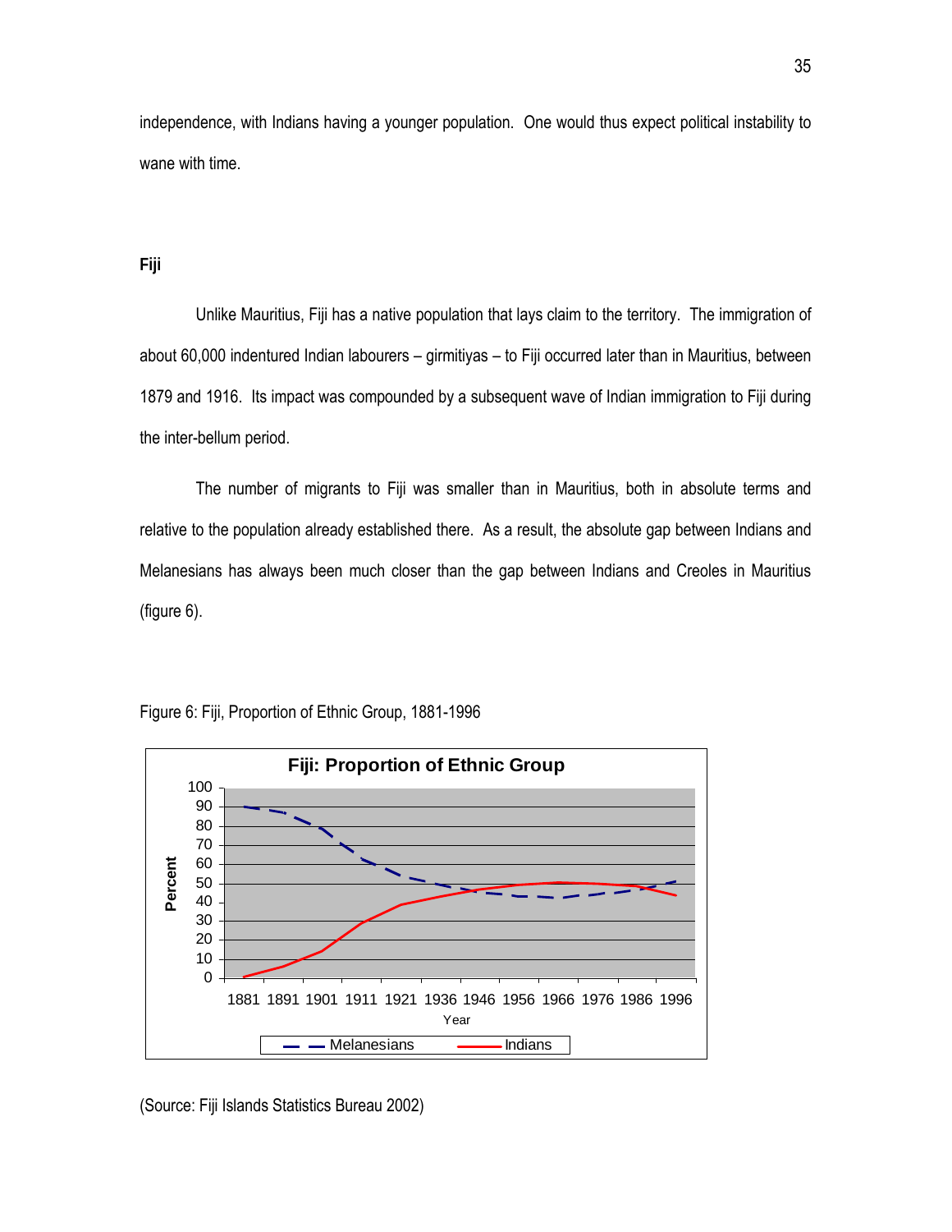independence, with Indians having a younger population. One would thus expect political instability to wane with time.

**Fiji**

Unlike Mauritius, Fiji has a native population that lays claim to the territory. The immigration of about 60,000 indentured Indian labourers – girmitiyas – to Fiji occurred later than in Mauritius, between 1879 and 1916. Its impact was compounded by a subsequent wave of Indian immigration to Fiji during the inter-bellum period.

The number of migrants to Fiji was smaller than in Mauritius, both in absolute terms and relative to the population already established there. As a result, the absolute gap between Indians and Melanesians has always been much closer than the gap between Indians and Creoles in Mauritius (figure 6).

Figure 6: Fiji, Proportion of Ethnic Group, 1881-1996

(Source: Fiji Islands Statistics Bureau 2002)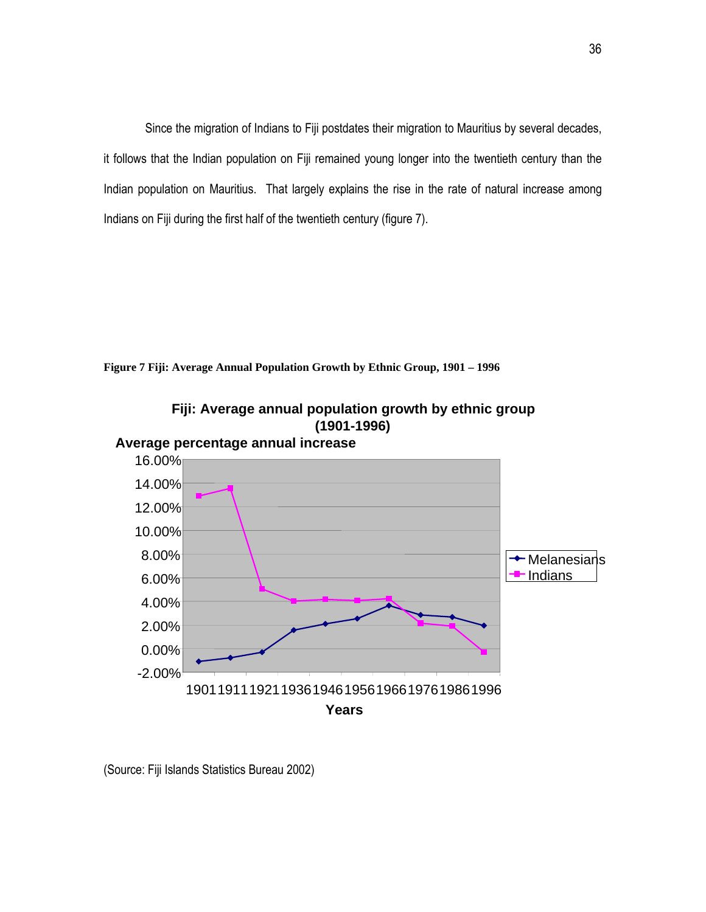Since the migration of Indians to Fiji postdates their migration to Mauritius by several decades, it follows that the Indian population on Fiji remained young longer into the twentieth century than the Indian population on Mauritius. That largely explains the rise in the rate of natural increase among Indians on Fiji during the first half of the twentieth century (figure 7).

**Figure 7 Fiji: Average Annual Population Growth by Ethnic Group, 1901 – 1996**

**Fiji: Average annual population growth by ethnic group (1901-1996)**

**Average percentage annual increase**

16.00%
14.00%
12.00%
10.00%
8.00%
6.00%
4.00%
2.00%
0.00%
-2.00%

1901 1911 1921 1936 1946 1956 1966 1976 1986 1996

**Years**

Melanesians
Indians

(Source: Fiji Islands Statistics Bureau 2002)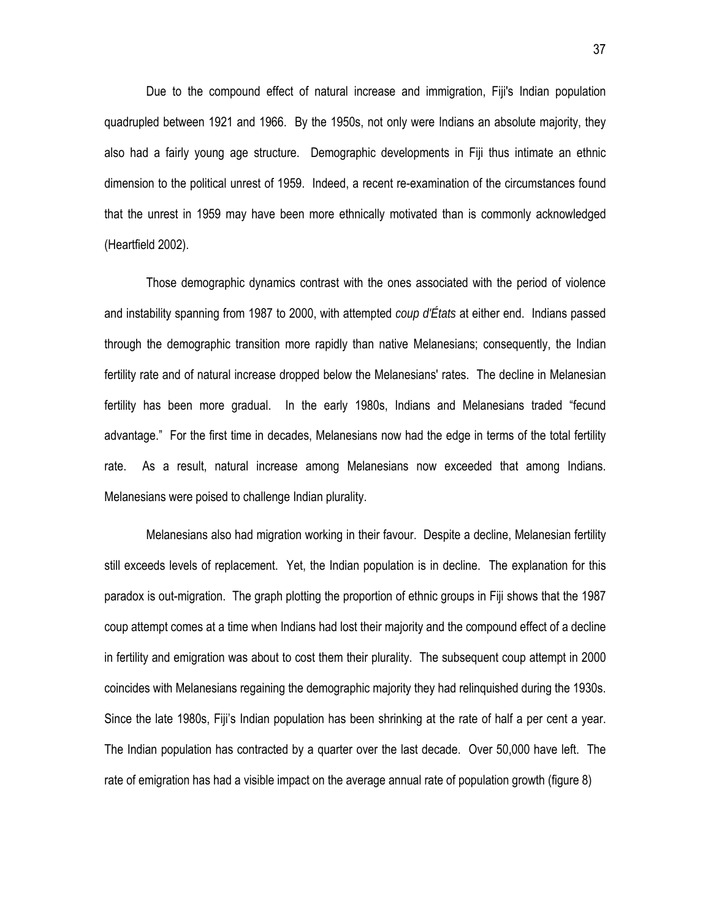Due to the compound effect of natural increase and immigration, Fiji's Indian population quadrupled between 1921 and 1966. By the 1950s, not only were Indians an absolute majority, they also had a fairly young age structure. Demographic developments in Fiji thus intimate an ethnic dimension to the political unrest of 1959. Indeed, a recent re-examination of the circumstances found that the unrest in 1959 may have been more ethnically motivated than is commonly acknowledged (Heartfield 2002).

Those demographic dynamics contrast with the ones associated with the period of violence and instability spanning from 1987 to 2000, with attempted *coup d'États* at either end. Indians passed through the demographic transition more rapidly than native Melanesians; consequently, the Indian fertility rate and of natural increase dropped below the Melanesians' rates. The decline in Melanesian fertility has been more gradual. In the early 1980s, Indians and Melanesians traded "fecund advantage." For the first time in decades, Melanesians now had the edge in terms of the total fertility rate. As a result, natural increase among Melanesians now exceeded that among Indians. Melanesians were poised to challenge Indian plurality.

Melanesians also had migration working in their favour. Despite a decline, Melanesian fertility still exceeds levels of replacement. Yet, the Indian population is in decline. The explanation for this paradox is out-migration. The graph plotting the proportion of ethnic groups in Fiji shows that the 1987 coup attempt comes at a time when Indians had lost their majority and the compound effect of a decline in fertility and emigration was about to cost them their plurality. The subsequent coup attempt in 2000 coincides with Melanesians regaining the demographic majority they had relinquished during the 1930s. Since the late 1980s, Fiji's Indian population has been shrinking at the rate of half a per cent a year. The Indian population has contracted by a quarter over the last decade. Over 50,000 have left. The rate of emigration has had a visible impact on the average annual rate of population growth (figure 8)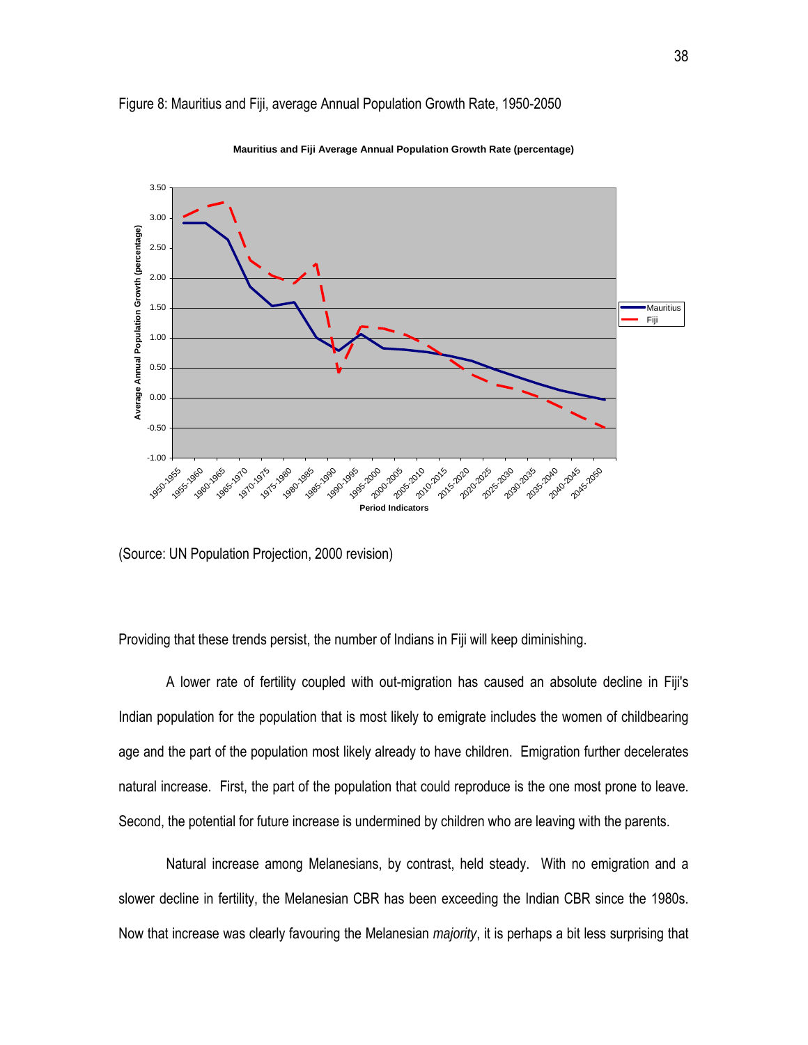Figure 8: Mauritius and Fiji, average Annual Population Growth Rate, 1950-2050

(Source: UN Population Projection, 2000 revision)

Providing that these trends persist, the number of Indians in Fiji will keep diminishing.

A lower rate of fertility coupled with out-migration has caused an absolute decline in Fiji's Indian population for the population that is most likely to emigrate includes the women of childbearing age and the part of the population most likely already to have children. Emigration further decelerates natural increase. First, the part of the population that could reproduce is the one most prone to leave. Second, the potential for future increase is undermined by children who are leaving with the parents.

Natural increase among Melanesians, by contrast, held steady. With no emigration and a slower decline in fertility, the Melanesian CBR has been exceeding the Indian CBR since the 1980s. Now that increase was clearly favouring the Melanesian *majority*, it is perhaps a bit less surprising that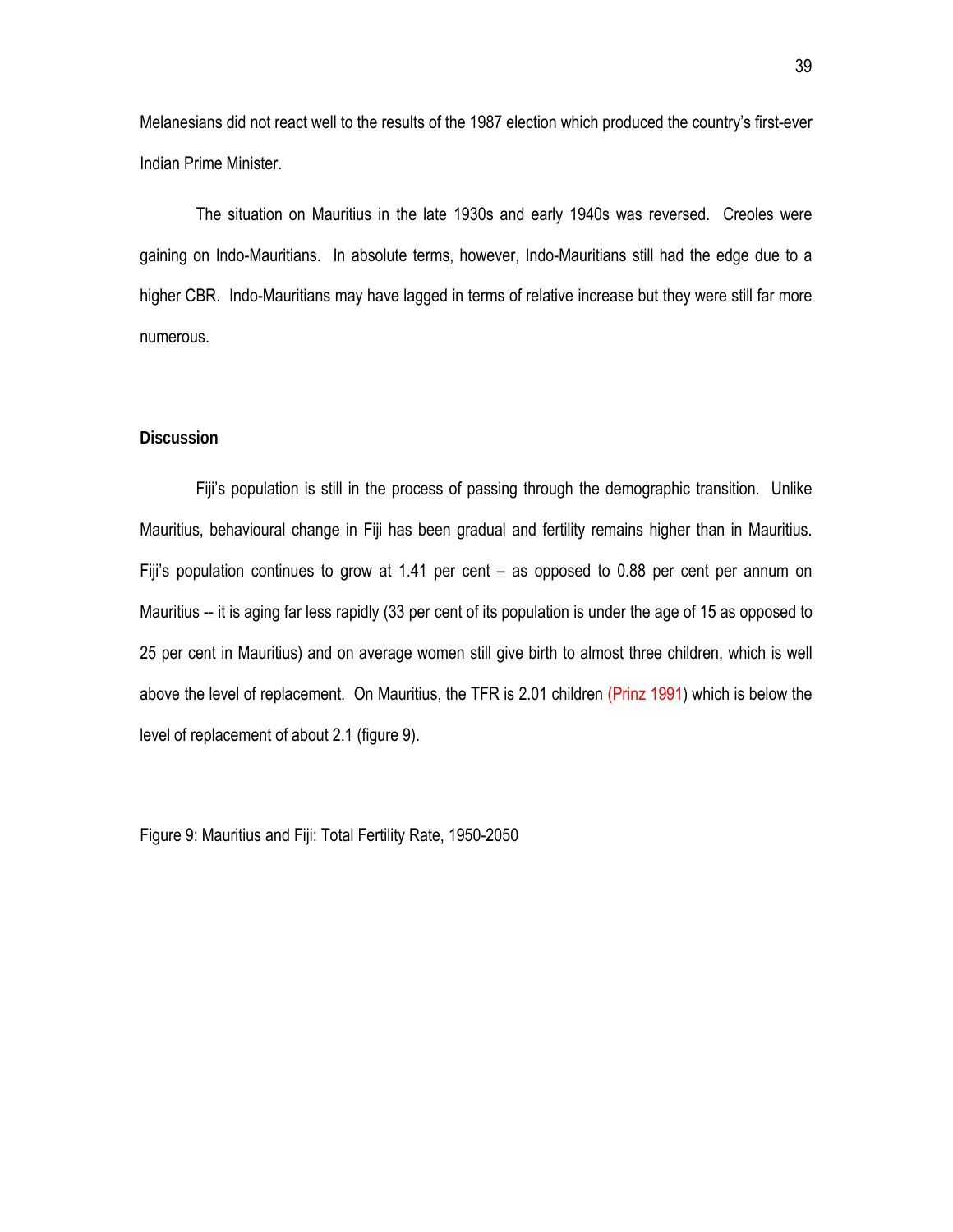Melanesians did not react well to the results of the 1987 election which produced the country's first-ever Indian Prime Minister.

The situation on Mauritius in the late 1930s and early 1940s was reversed. Creoles were gaining on Indo-Mauritians. In absolute terms, however, Indo-Mauritians still had the edge due to a higher CBR. Indo-Mauritians may have lagged in terms of relative increase but they were still far more numerous.

## Discussion

Fiji's population is still in the process of passing through the demographic transition. Unlike Mauritius, behavioural change in Fiji has been gradual and fertility remains higher than in Mauritius. Fiji's population continues to grow at 1.41 per cent – as opposed to 0.88 per cent per annum on Mauritius -- it is aging far less rapidly (33 per cent of its population is under the age of 15 as opposed to 25 per cent in Mauritius) and on average women still give birth to almost three children, which is well above the level of replacement. On Mauritius, the TFR is 2.01 children (Prinz 1991) which is below the level of replacement of about 2.1 (figure 9).

Figure 9: Mauritius and Fiji: Total Fertility Rate, 1950-2050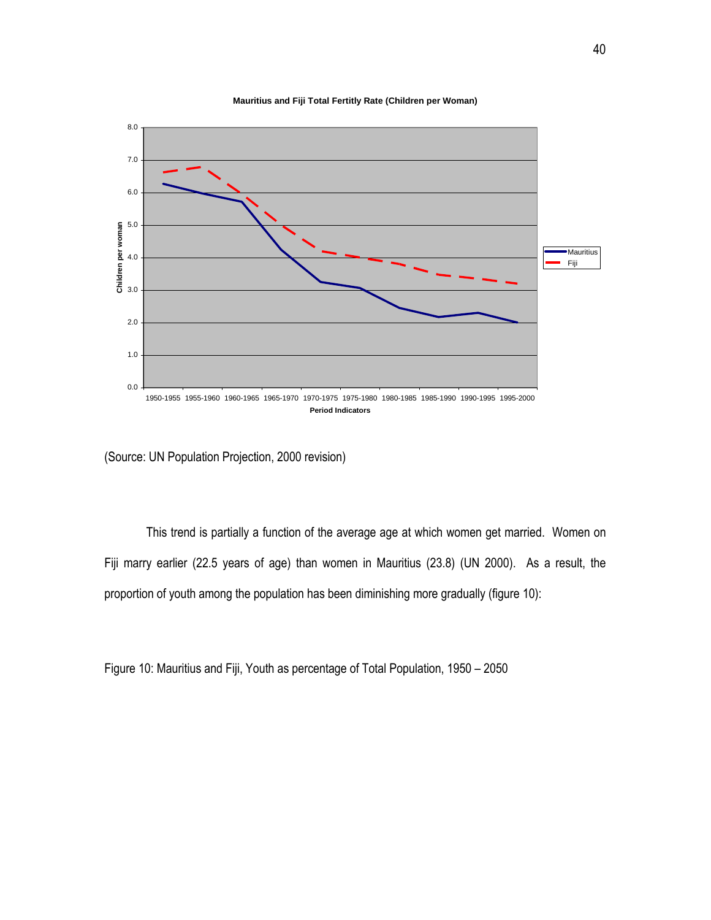**Mauritius and Fiji Total Fertitly Rate (Children per Woman)**

(Source: UN Population Projection, 2000 revision)

This trend is partially a function of the average age at which women get married. Women on Fiji marry earlier (22.5 years of age) than women in Mauritius (23.8) (UN 2000). As a result, the proportion of youth among the population has been diminishing more gradually (figure 10):

Figure 10: Mauritius and Fiji, Youth as percentage of Total Population, 1950 – 2050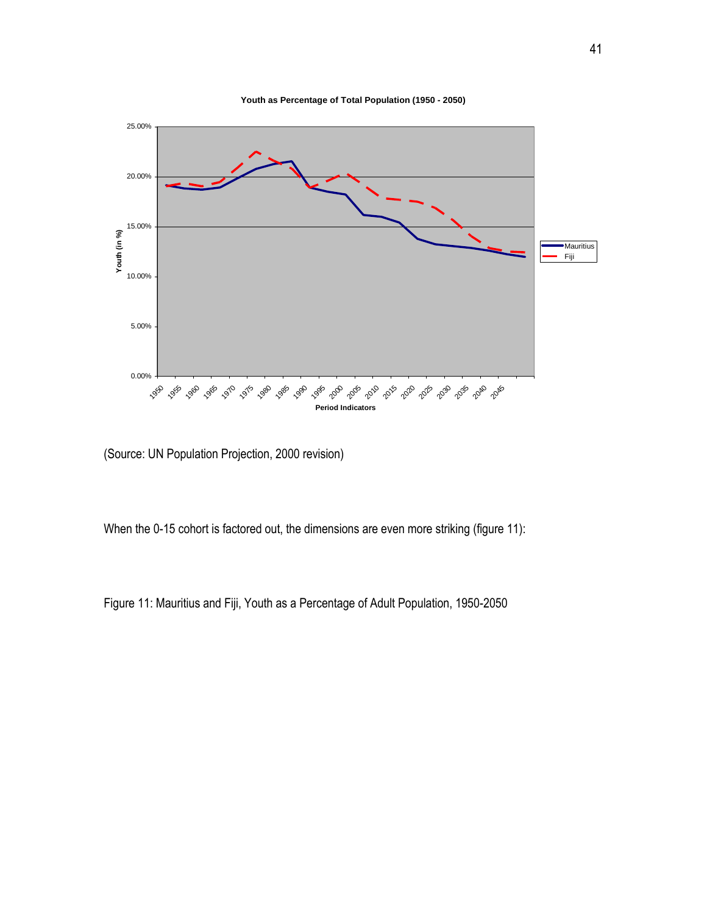**Youth as Percentage of Total Population (1950 - 2050)**

(Source: UN Population Projection, 2000 revision)

When the 0-15 cohort is factored out, the dimensions are even more striking (figure 11):

Figure 11: Mauritius and Fiji, Youth as a Percentage of Adult Population, 1950-2050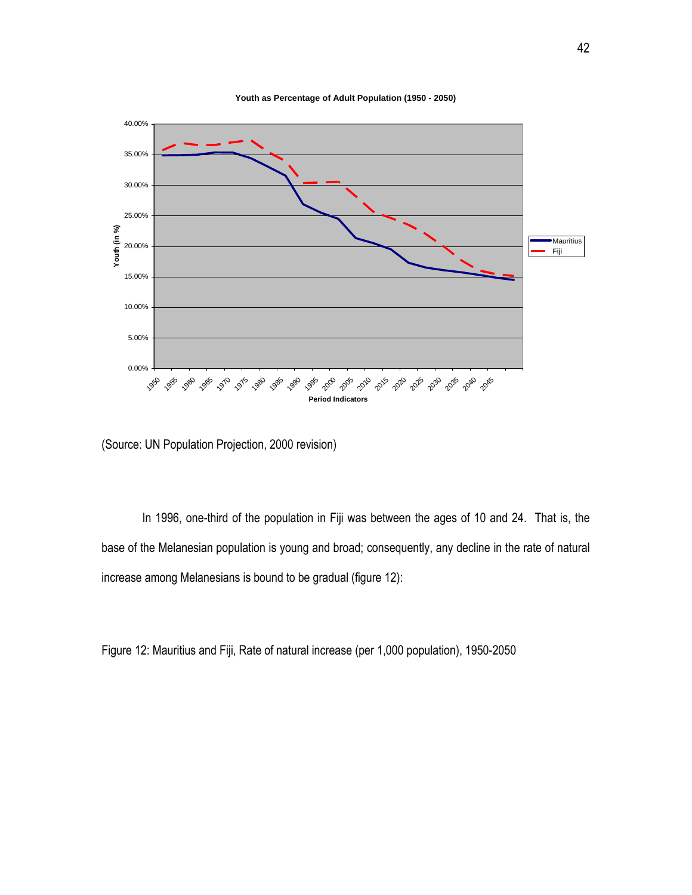**Youth as Percentage of Adult Population (1950 - 2050)**

(Source: UN Population Projection, 2000 revision)

In 1996, one-third of the population in Fiji was between the ages of 10 and 24. That is, the base of the Melanesian population is young and broad; consequently, any decline in the rate of natural increase among Melanesians is bound to be gradual (figure 12):

Figure 12: Mauritius and Fiji, Rate of natural increase (per 1,000 population), 1950-2050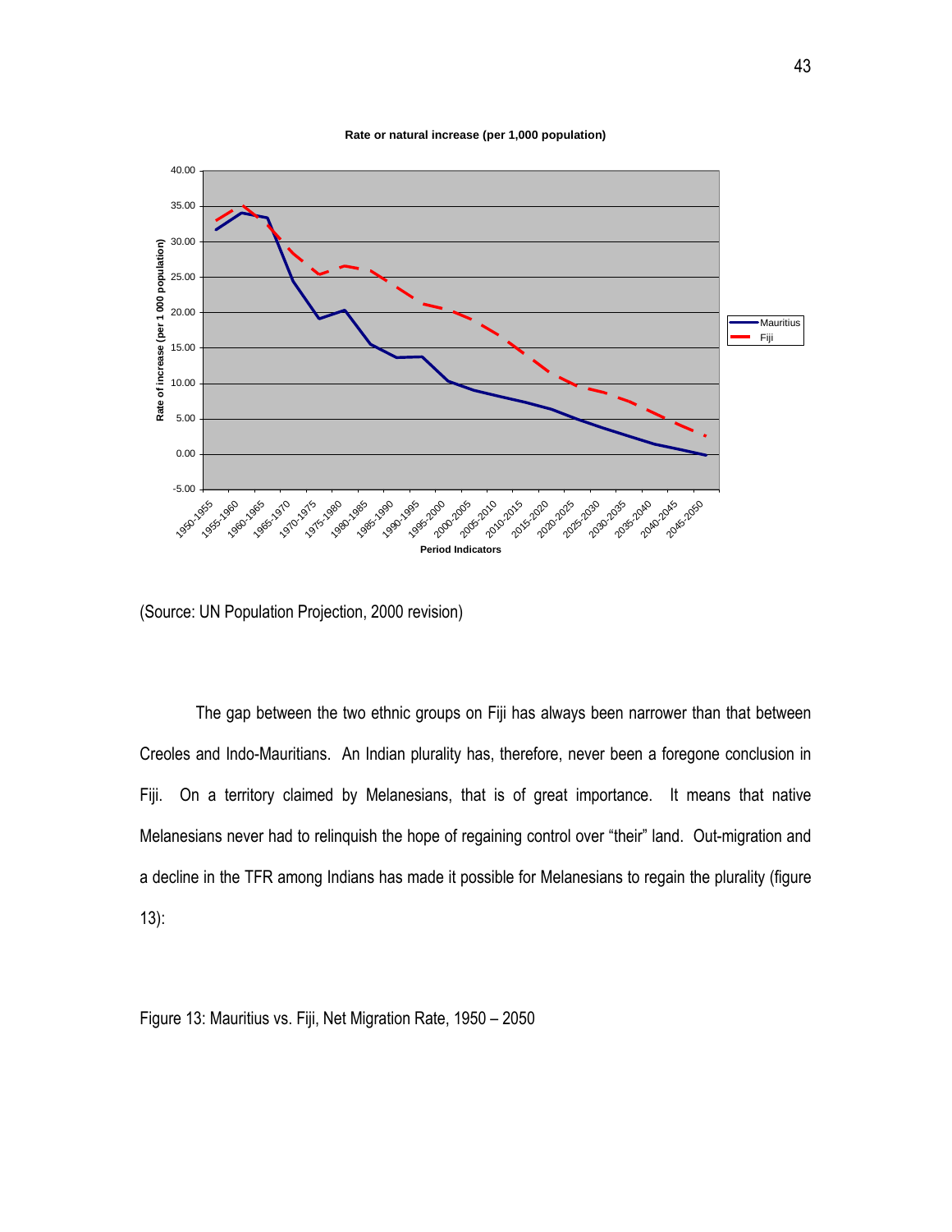**Rate or natural increase (per 1,000 population)**

(Source: UN Population Projection, 2000 revision)

The gap between the two ethnic groups on Fiji has always been narrower than that between Creoles and Indo-Mauritians. An Indian plurality has, therefore, never been a foregone conclusion in Fiji. On a territory claimed by Melanesians, that is of great importance. It means that native Melanesians never had to relinquish the hope of regaining control over "their" land. Out-migration and a decline in the TFR among Indians has made it possible for Melanesians to regain the plurality (figure 13):

Figure 13: Mauritius vs. Fiji, Net Migration Rate, 1950 – 2050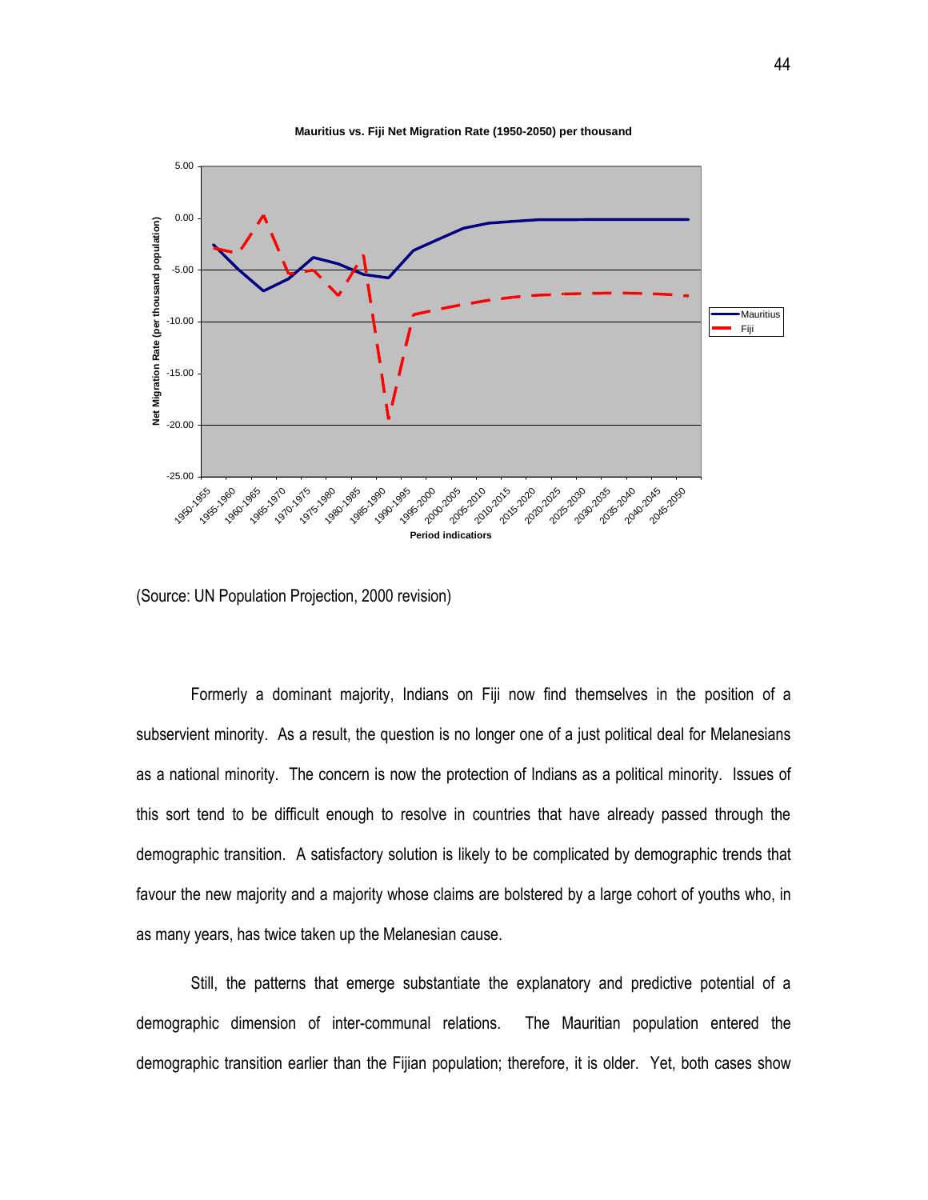**Mauritius vs. Fiji Net Migration Rate (1950-2050) per thousand**

(Source: UN Population Projection, 2000 revision)

Formerly a dominant majority, Indians on Fiji now find themselves in the position of a subservient minority. As a result, the question is no longer one of a just political deal for Melanesians as a national minority. The concern is now the protection of Indians as a political minority. Issues of this sort tend to be difficult enough to resolve in countries that have already passed through the demographic transition. A satisfactory solution is likely to be complicated by demographic trends that favour the new majority and a majority whose claims are bolstered by a large cohort of youths who, in as many years, has twice taken up the Melanesian cause.

Still, the patterns that emerge substantiate the explanatory and predictive potential of a demographic dimension of inter-communal relations. The Mauritian population entered the demographic transition earlier than the Fijian population; therefore, it is older. Yet, both cases show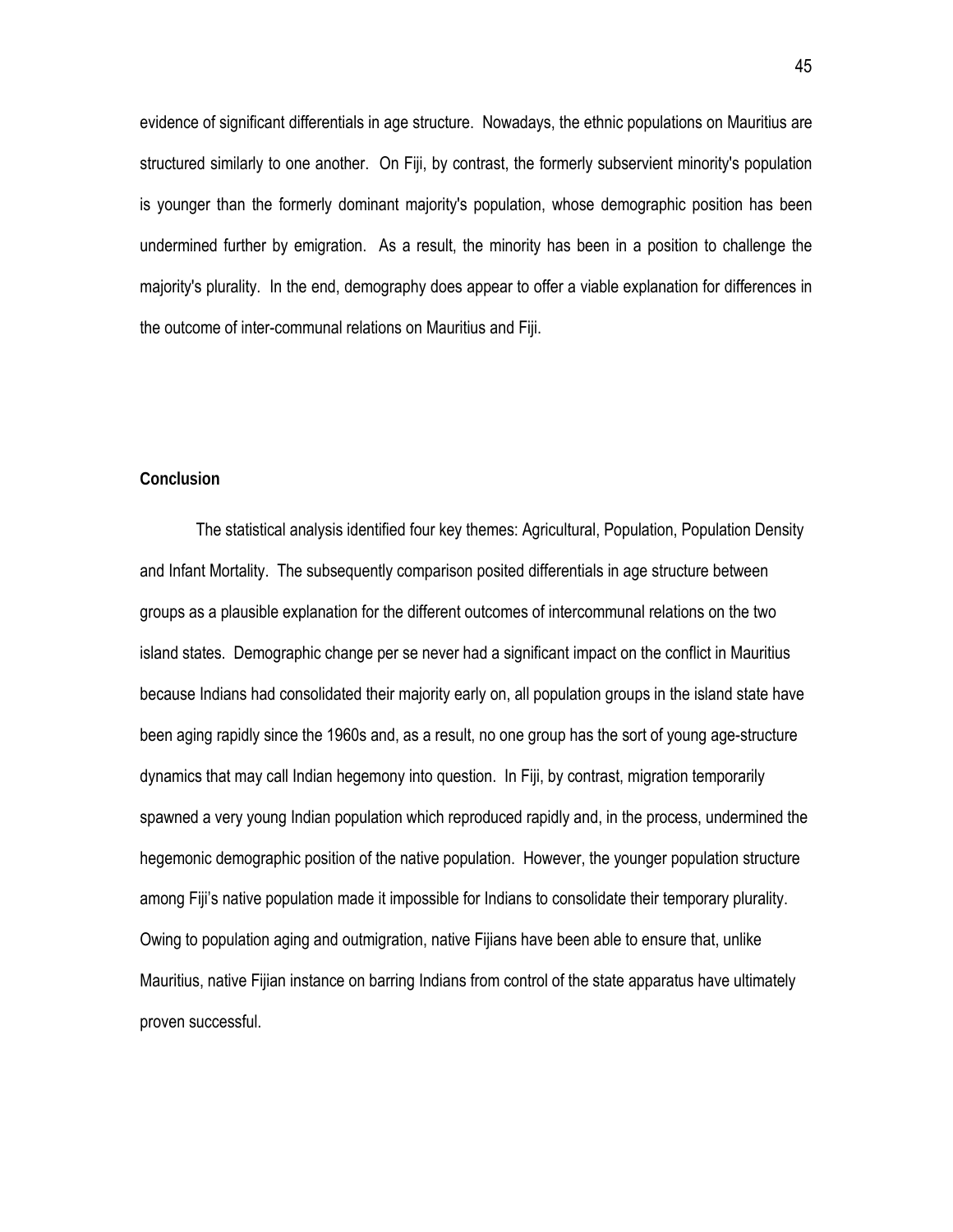evidence of significant differentials in age structure. Nowadays, the ethnic populations on Mauritius are structured similarly to one another. On Fiji, by contrast, the formerly subservient minority's population is younger than the formerly dominant majority's population, whose demographic position has been undermined further by emigration. As a result, the minority has been in a position to challenge the majority's plurality. In the end, demography does appear to offer a viable explanation for differences in the outcome of inter-communal relations on Mauritius and Fiji.

## Conclusion

The statistical analysis identified four key themes: Agricultural, Population, Population Density and Infant Mortality. The subsequently comparison posited differentials in age structure between groups as a plausible explanation for the different outcomes of intercommunal relations on the two island states. Demographic change per se never had a significant impact on the conflict in Mauritius because Indians had consolidated their majority early on, all population groups in the island state have been aging rapidly since the 1960s and, as a result, no one group has the sort of young age-structure dynamics that may call Indian hegemony into question. In Fiji, by contrast, migration temporarily spawned a very young Indian population which reproduced rapidly and, in the process, undermined the hegemonic demographic position of the native population. However, the younger population structure among Fiji's native population made it impossible for Indians to consolidate their temporary plurality. Owing to population aging and outmigration, native Fijians have been able to ensure that, unlike Mauritius, native Fijian instance on barring Indians from control of the state apparatus have ultimately proven successful.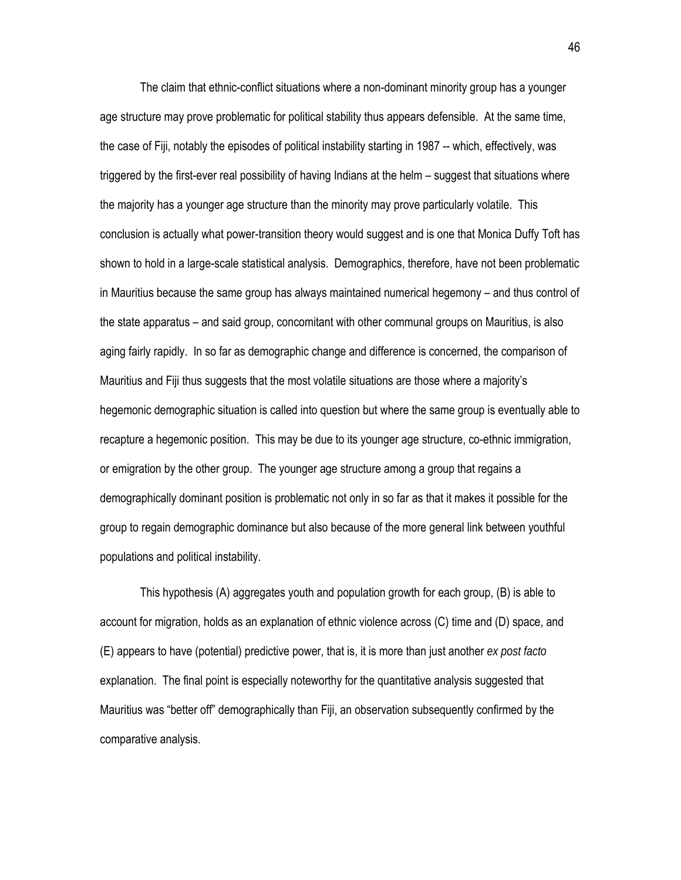The claim that ethnic-conflict situations where a non-dominant minority group has a younger age structure may prove problematic for political stability thus appears defensible. At the same time, the case of Fiji, notably the episodes of political instability starting in 1987 -- which, effectively, was triggered by the first-ever real possibility of having Indians at the helm – suggest that situations where the majority has a younger age structure than the minority may prove particularly volatile. This conclusion is actually what power-transition theory would suggest and is one that Monica Duffy Toft has shown to hold in a large-scale statistical analysis. Demographics, therefore, have not been problematic in Mauritius because the same group has always maintained numerical hegemony – and thus control of the state apparatus – and said group, concomitant with other communal groups on Mauritius, is also aging fairly rapidly. In so far as demographic change and difference is concerned, the comparison of Mauritius and Fiji thus suggests that the most volatile situations are those where a majority's hegemonic demographic situation is called into question but where the same group is eventually able to recapture a hegemonic position. This may be due to its younger age structure, co-ethnic immigration, or emigration by the other group. The younger age structure among a group that regains a demographically dominant position is problematic not only in so far as that it makes it possible for the group to regain demographic dominance but also because of the more general link between youthful populations and political instability.

This hypothesis (A) aggregates youth and population growth for each group, (B) is able to account for migration, holds as an explanation of ethnic violence across (C) time and (D) space, and (E) appears to have (potential) predictive power, that is, it is more than just another *ex post facto* explanation. The final point is especially noteworthy for the quantitative analysis suggested that Mauritius was "better off" demographically than Fiji, an observation subsequently confirmed by the comparative analysis.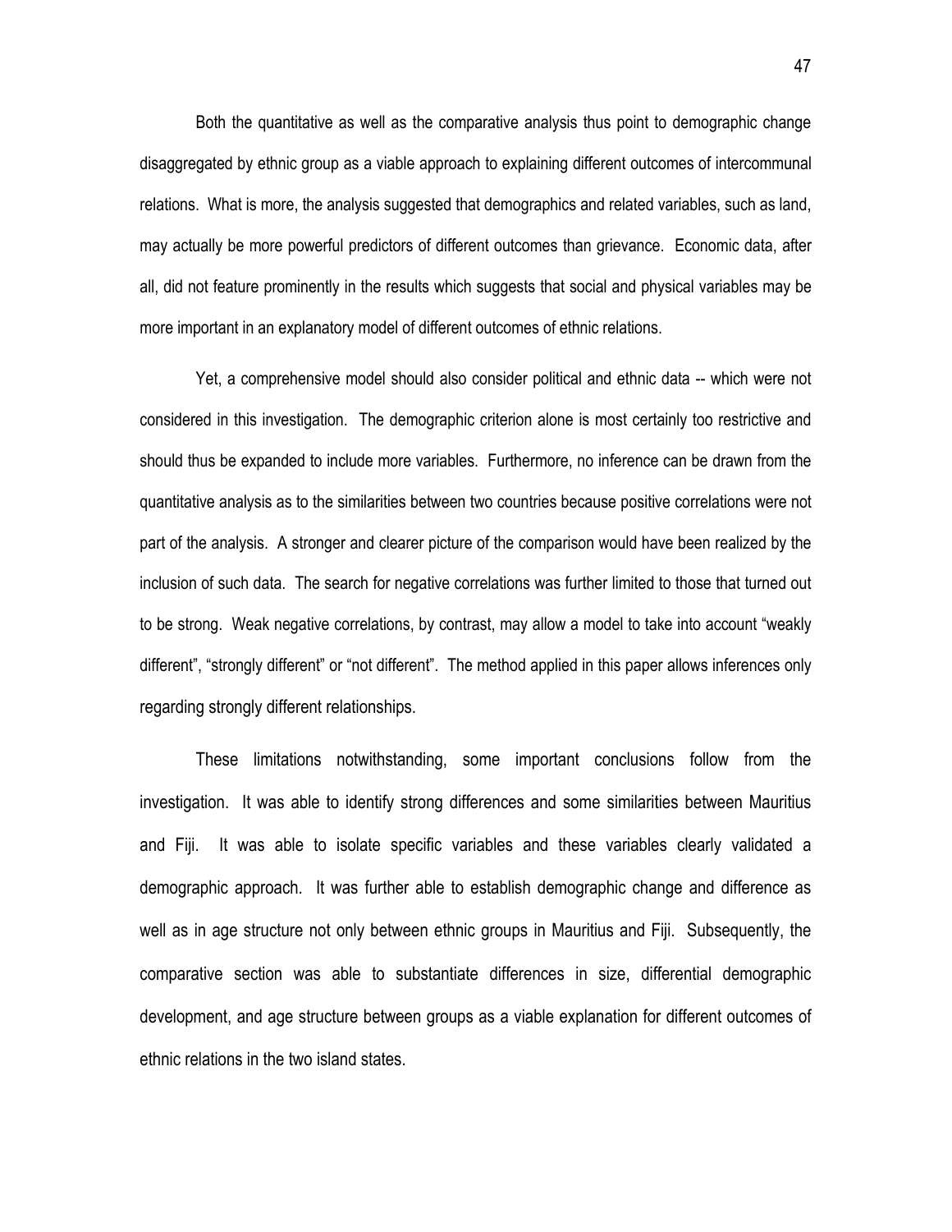Both the quantitative as well as the comparative analysis thus point to demographic change disaggregated by ethnic group as a viable approach to explaining different outcomes of intercommunal relations. What is more, the analysis suggested that demographics and related variables, such as land, may actually be more powerful predictors of different outcomes than grievance. Economic data, after all, did not feature prominently in the results which suggests that social and physical variables may be more important in an explanatory model of different outcomes of ethnic relations.

Yet, a comprehensive model should also consider political and ethnic data -- which were not considered in this investigation. The demographic criterion alone is most certainly too restrictive and should thus be expanded to include more variables. Furthermore, no inference can be drawn from the quantitative analysis as to the similarities between two countries because positive correlations were not part of the analysis. A stronger and clearer picture of the comparison would have been realized by the inclusion of such data. The search for negative correlations was further limited to those that turned out to be strong. Weak negative correlations, by contrast, may allow a model to take into account "weakly different", "strongly different" or "not different". The method applied in this paper allows inferences only regarding strongly different relationships.

These limitations notwithstanding, some important conclusions follow from the investigation. It was able to identify strong differences and some similarities between Mauritius and Fiji. It was able to isolate specific variables and these variables clearly validated a demographic approach. It was further able to establish demographic change and difference as well as in age structure not only between ethnic groups in Mauritius and Fiji. Subsequently, the comparative section was able to substantiate differences in size, differential demographic development, and age structure between groups as a viable explanation for different outcomes of ethnic relations in the two island states.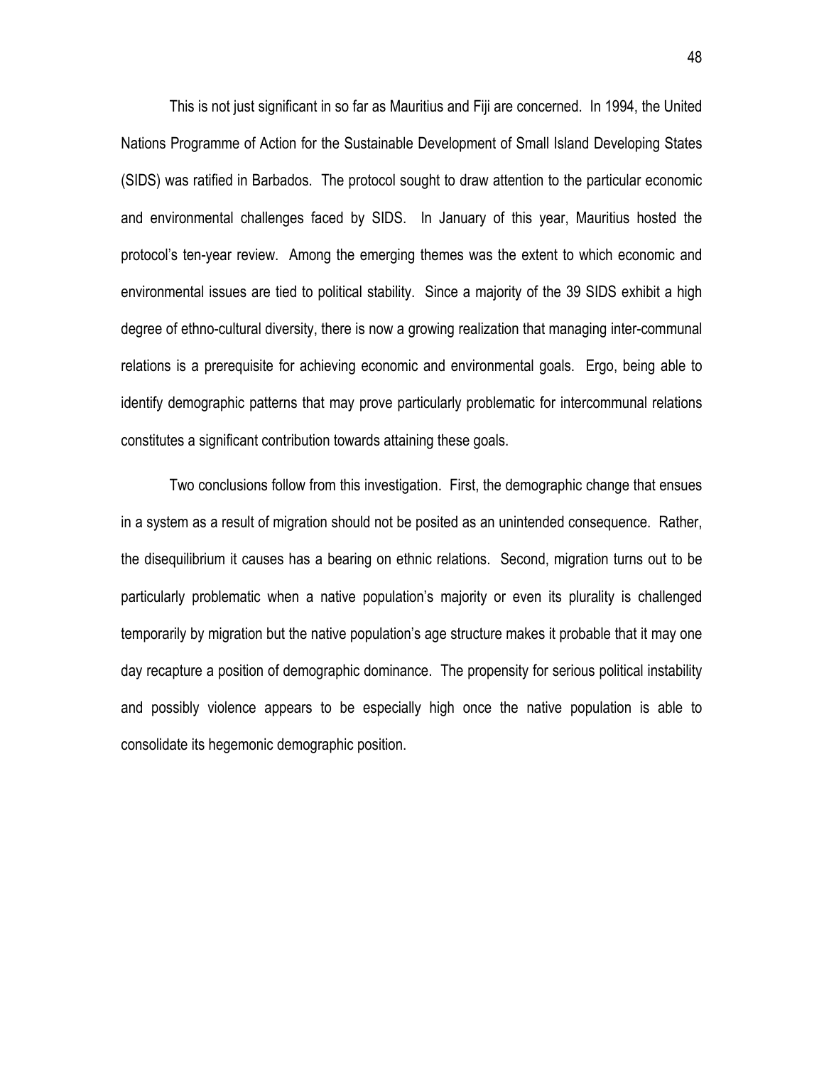This is not just significant in so far as Mauritius and Fiji are concerned. In 1994, the United Nations Programme of Action for the Sustainable Development of Small Island Developing States (SIDS) was ratified in Barbados. The protocol sought to draw attention to the particular economic and environmental challenges faced by SIDS. In January of this year, Mauritius hosted the protocol's ten-year review. Among the emerging themes was the extent to which economic and environmental issues are tied to political stability. Since a majority of the 39 SIDS exhibit a high degree of ethno-cultural diversity, there is now a growing realization that managing inter-communal relations is a prerequisite for achieving economic and environmental goals. Ergo, being able to identify demographic patterns that may prove particularly problematic for intercommunal relations constitutes a significant contribution towards attaining these goals.

Two conclusions follow from this investigation. First, the demographic change that ensues in a system as a result of migration should not be posited as an unintended consequence. Rather, the disequilibrium it causes has a bearing on ethnic relations. Second, migration turns out to be particularly problematic when a native population's majority or even its plurality is challenged temporarily by migration but the native population's age structure makes it probable that it may one day recapture a position of demographic dominance. The propensity for serious political instability and possibly violence appears to be especially high once the native population is able to consolidate its hegemonic demographic position.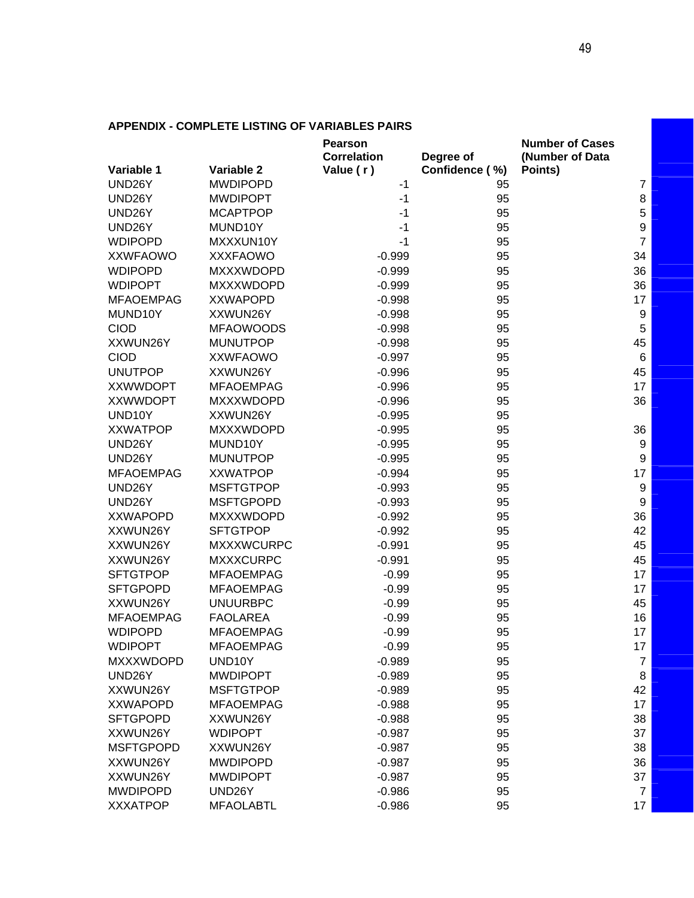## APPENDIX - COMPLETE LISTING OF VARIABLES PAIRS

| Variable 1 | Variable 2 | Pearson Correlation Value ( r ) | Degree of Confidence ( %) | Number of Cases (Number of Data Points) |
|---|---|---|---|---|
| UND26Y | MWDIPOPD | -1 | 95 | 7 |
| UND26Y | MWDIPOPT | -1 | 95 | 8 |
| UND26Y | MCAPTPOP | -1 | 95 | 5 |
| UND26Y | MUND10Y | -1 | 95 | 9 |
| WDIPOPD | MXXXUN10Y | -1 | 95 | 7 |
| XXWFAOWO | XXXFAOWO | -0.999 | 95 | 34 |
| WDIPOPD | MXXXWDOPD | -0.999 | 95 | 36 |
| WDIPOPT | MXXXWDOPD | -0.999 | 95 | 36 |
| MFAOEMPAG | XXWAPOPD | -0.998 | 95 | 17 |
| MUND10Y | XXWUN26Y | -0.998 | 95 | 9 |
| CIOD | MFAOWOODS | -0.998 | 95 | 5 |
| XXWUN26Y | MUNUTPOP | -0.998 | 95 | 45 |
| CIOD | XXWFAOWO | -0.997 | 95 | 6 |
| UNUTPOP | XXWUN26Y | -0.996 | 95 | 45 |
| XXWWDOPT | MFAOEMPAG | -0.996 | 95 | 17 |
| XXWWDOPT | MXXXWDOPD | -0.996 | 95 | 36 |
| UND10Y | XXWUN26Y | -0.995 | 95 | |
| XXWATPOP | MXXXWDOPD | -0.995 | 95 | 36 |
| UND26Y | MUND10Y | -0.995 | 95 | 9 |
| UND26Y | MUNUTPOP | -0.995 | 95 | 9 |
| MFAOEMPAG | XXWATPOP | -0.994 | 95 | 17 |
| UND26Y | MSFTGTPOP | -0.993 | 95 | 9 |
| UND26Y | MSFTGPOPD | -0.993 | 95 | 9 |
| XXWAPOPD | MXXXWDOPD | -0.992 | 95 | 36 |
| XXWUN26Y | SFTGTPOP | -0.992 | 95 | 42 |
| XXWUN26Y | MXXXWCURPC | -0.991 | 95 | 45 |
| XXWUN26Y | MXXXCURPC | -0.991 | 95 | 45 |
| SFTGTPOP | MFAOEMPAG | -0.99 | 95 | 17 |
| SFTGPOPD | MFAOEMPAG | -0.99 | 95 | 17 |
| XXWUN26Y | UNUURBPC | -0.99 | 95 | 45 |
| MFAOEMPAG | FAOLAREA | -0.99 | 95 | 16 |
| WDIPOPD | MFAOEMPAG | -0.99 | 95 | 17 |
| WDIPOPT | MFAOEMPAG | -0.99 | 95 | 17 |
| MXXXWDOPD | UND10Y | -0.989 | 95 | 7 |
| UND26Y | MWDIPOPT | -0.989 | 95 | 8 |
| XXWUN26Y | MSFTGTPOP | -0.989 | 95 | 42 |
| XXWAPOPD | MFAOEMPAG | -0.988 | 95 | 17 |
| SFTGPOPD | XXWUN26Y | -0.988 | 95 | 38 |
| XXWUN26Y | WDIPOPT | -0.987 | 95 | 37 |
| MSFTGPOPD | XXWUN26Y | -0.987 | 95 | 38 |
| XXWUN26Y | MWDIPOPD | -0.987 | 95 | 36 |
| XXWUN26Y | MWDIPOPT | -0.987 | 95 | 37 |
| MWDIPOPD | UND26Y | -0.986 | 95 | 7 |
| XXXATPOP | MFAOLABTL | -0.986 | 95 | 17 |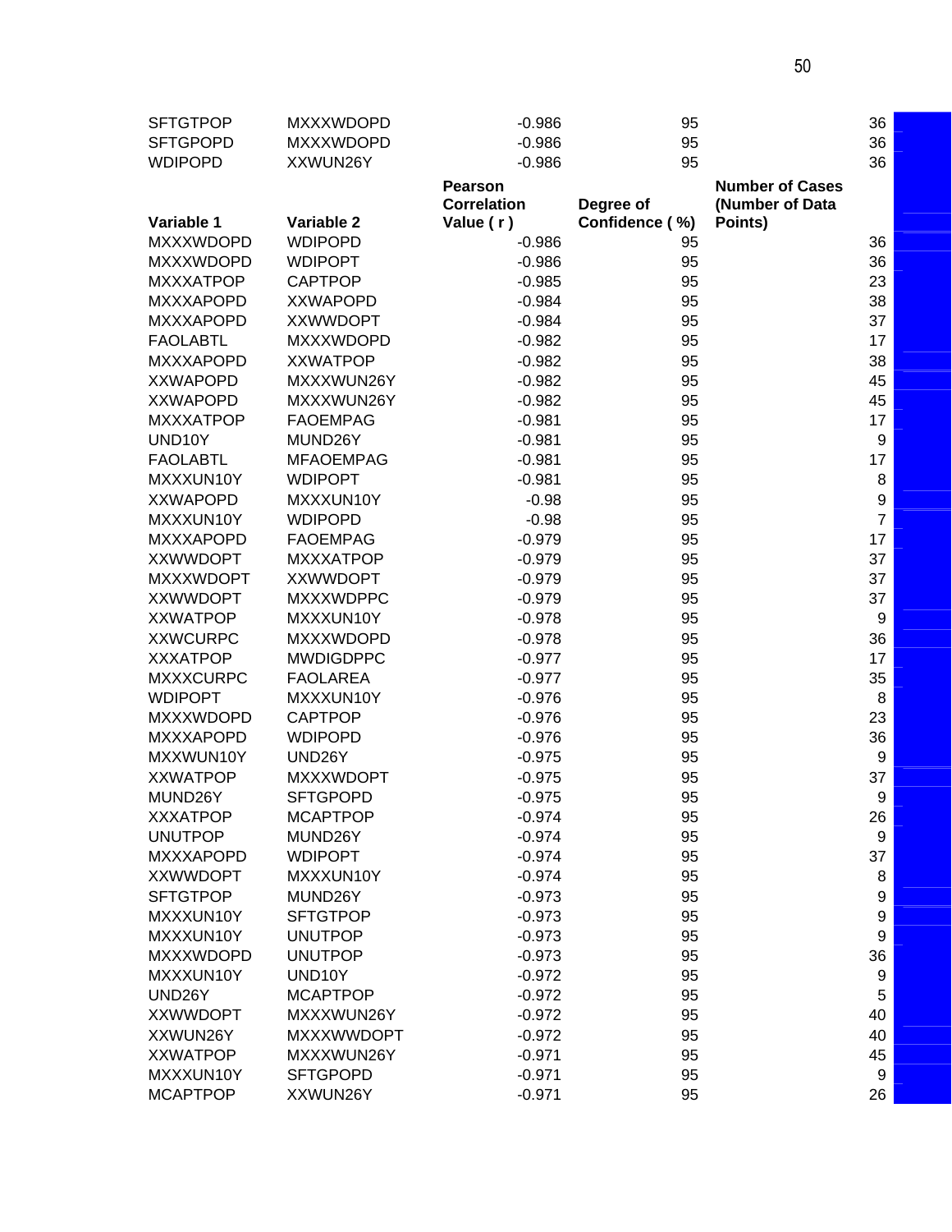| SFTGTPOP | MXXXWDOPD | -0.986 | 95 | 36 |
|---|---|---|---|---|
| SFTGPOPD | MXXXWDOPD | -0.986 | 95 | 36 |
| WDIPOPD | XXWUN26Y | -0.986 | 95 | 36 |
| **Variable 1** | **Variable 2** | **Pearson Correlation Value ( r )** | **Degree of Confidence ( %)** | **Number of Cases (Number of Data Points)** |
| MXXXWDOPD | WDIPOPD | -0.986 | 95 | 36 |
| MXXXWDOPD | WDIPOPT | -0.986 | 95 | 36 |
| MXXXATPOP | CAPTPOP | -0.985 | 95 | 23 |
| MXXXAPOPD | XXWAPOPD | -0.984 | 95 | 38 |
| MXXXAPOPD | XXWWDOPT | -0.984 | 95 | 37 |
| FAOLABTL | MXXXWDOPD | -0.982 | 95 | 17 |
| MXXXAPOPD | XXWATPOP | -0.982 | 95 | 38 |
| XXWAPOPD | MXXXWUN26Y | -0.982 | 95 | 45 |
| XXWAPOPD | MXXXWUN26Y | -0.982 | 95 | 45 |
| MXXXATPOP | FAOEMPAG | -0.981 | 95 | 17 |
| UND10Y | MUND26Y | -0.981 | 95 | 9 |
| FAOLABTL | MFAOEMPAG | -0.981 | 95 | 17 |
| MXXXUN10Y | WDIPOPT | -0.981 | 95 | 8 |
| XXWAPOPD | MXXXUN10Y | -0.98 | 95 | 9 |
| MXXXUN10Y | WDIPOPD | -0.98 | 95 | 7 |
| MXXXAPOPD | FAOEMPAG | -0.979 | 95 | 17 |
| XXWWDOPT | MXXXATPOP | -0.979 | 95 | 37 |
| MXXXWDOPT | XXWWDOPT | -0.979 | 95 | 37 |
| XXWWDOPT | MXXXWDPPC | -0.979 | 95 | 37 |
| XXWATPOP | MXXXUN10Y | -0.978 | 95 | 9 |
| XXWCURPC | MXXXWDOPD | -0.978 | 95 | 36 |
| XXXATPOP | MWDIGDPPC | -0.977 | 95 | 17 |
| MXXXCURPC | FAOLAREA | -0.977 | 95 | 35 |
| WDIPOPT | MXXXUN10Y | -0.976 | 95 | 8 |
| MXXXWDOPD | CAPTPOP | -0.976 | 95 | 23 |
| MXXXAPOPD | WDIPOPD | -0.976 | 95 | 36 |
| MXXWUN10Y | UND26Y | -0.975 | 95 | 9 |
| XXWATPOP | MXXXWDOPT | -0.975 | 95 | 37 |
| MUND26Y | SFTGPOPD | -0.975 | 95 | 9 |
| XXXATPOP | MCAPTPOP | -0.974 | 95 | 26 |
| UNUTPOP | MUND26Y | -0.974 | 95 | 9 |
| MXXXAPOPD | WDIPOPT | -0.974 | 95 | 37 |
| XXWWDOPT | MXXXUN10Y | -0.974 | 95 | 8 |
| SFTGTPOP | MUND26Y | -0.973 | 95 | 9 |
| MXXXUN10Y | SFTGTPOP | -0.973 | 95 | 9 |
| MXXXUN10Y | UNUTPOP | -0.973 | 95 | 9 |
| MXXXWDOPD | UNUTPOP | -0.973 | 95 | 36 |
| MXXXUN10Y | UND10Y | -0.972 | 95 | 9 |
| UND26Y | MCAPTPOP | -0.972 | 95 | 5 |
| XXWWDOPT | MXXXWUN26Y | -0.972 | 95 | 40 |
| XXWUN26Y | MXXXWWDOPT | -0.972 | 95 | 40 |
| XXWATPOP | MXXXWUN26Y | -0.971 | 95 | 45 |
| MXXXUN10Y | SFTGPOPD | -0.971 | 95 | 9 |
| MCAPTPOP | XXWUN26Y | -0.971 | 95 | 26 |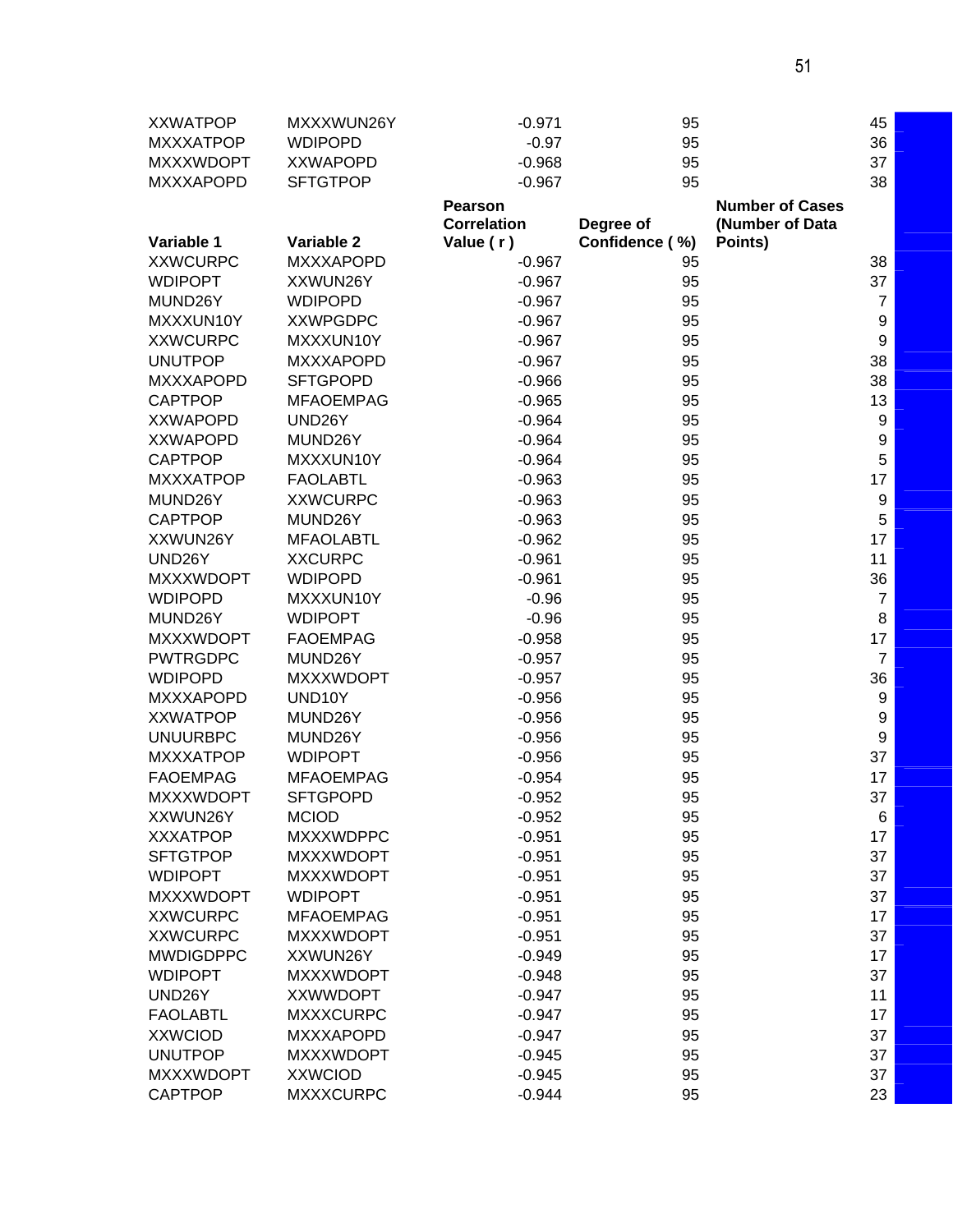| Variable 1 | Variable 2 | Pearson Correlation Value ( r ) | Degree of Confidence ( %) | Number of Cases (Number of Data Points) |
|---|---|---|---|---|
| XXWATPOP | MXXXWUN26Y | -0.971 | 95 | 45 |
| MXXXATPOP | WDIPOPD | -0.97 | 95 | 36 |
| MXXXWDOPT | XXWAPOPD | -0.968 | 95 | 37 |
| MXXXAPOPD | SFTGTPOP | -0.967 | 95 | 38 |
| XXWCURPC | MXXXAPOPD | -0.967 | 95 | 38 |
| WDIPOPT | XXWUN26Y | -0.967 | 95 | 37 |
| MUND26Y | WDIPOPD | -0.967 | 95 | 7 |
| MXXXUN10Y | XXWPGDPC | -0.967 | 95 | 9 |
| XXWCURPC | MXXXUN10Y | -0.967 | 95 | 9 |
| UNUTPOP | MXXXAPOPD | -0.967 | 95 | 38 |
| MXXXAPOPD | SFTGPOPD | -0.966 | 95 | 38 |
| CAPTPOP | MFAOEMPAG | -0.965 | 95 | 13 |
| XXWAPOPD | UND26Y | -0.964 | 95 | 9 |
| XXWAPOPD | MUND26Y | -0.964 | 95 | 9 |
| CAPTPOP | MXXXUN10Y | -0.964 | 95 | 5 |
| MXXXATPOP | FAOLABTL | -0.963 | 95 | 17 |
| MUND26Y | XXWCURPC | -0.963 | 95 | 9 |
| CAPTPOP | MUND26Y | -0.963 | 95 | 5 |
| XXWUN26Y | MFAOLABTL | -0.962 | 95 | 17 |
| UND26Y | XXCURPC | -0.961 | 95 | 11 |
| MXXXWDOPT | WDIPOPD | -0.961 | 95 | 36 |
| WDIPOPD | MXXXUN10Y | -0.96 | 95 | 7 |
| MUND26Y | WDIPOPT | -0.96 | 95 | 8 |
| MXXXWDOPT | FAOEMPAG | -0.958 | 95 | 17 |
| PWTRGDPC | MUND26Y | -0.957 | 95 | 7 |
| WDIPOPD | MXXXWDOPT | -0.957 | 95 | 36 |
| MXXXAPOPD | UND10Y | -0.956 | 95 | 9 |
| XXWATPOP | MUND26Y | -0.956 | 95 | 9 |
| UNUURBPC | MUND26Y | -0.956 | 95 | 9 |
| MXXXATPOP | WDIPOPT | -0.956 | 95 | 37 |
| FAOEMPAG | MFAOEMPAG | -0.954 | 95 | 17 |
| MXXXWDOPT | SFTGPOPD | -0.952 | 95 | 37 |
| XXWUN26Y | MCIOD | -0.952 | 95 | 6 |
| XXXATPOP | MXXXWDPPC | -0.951 | 95 | 17 |
| SFTGTPOP | MXXXWDOPT | -0.951 | 95 | 37 |
| WDIPOPT | MXXXWDOPT | -0.951 | 95 | 37 |
| MXXXWDOPT | WDIPOPT | -0.951 | 95 | 37 |
| XXWCURPC | MFAOEMPAG | -0.951 | 95 | 17 |
| XXWCURPC | MXXXWDOPT | -0.951 | 95 | 37 |
| MWDIGDPPC | XXWUN26Y | -0.949 | 95 | 17 |
| WDIPOPT | MXXXWDOPT | -0.948 | 95 | 37 |
| UND26Y | XXWWDOPT | -0.947 | 95 | 11 |
| FAOLABTL | MXXXCURPC | -0.947 | 95 | 17 |
| XXWCIOD | MXXXAPOPD | -0.947 | 95 | 37 |
| UNUTPOP | MXXXWDOPT | -0.945 | 95 | 37 |
| MXXXWDOPT | XXWCIOD | -0.945 | 95 | 37 |
| CAPTPOP | MXXXCURPC | -0.944 | 95 | 23 |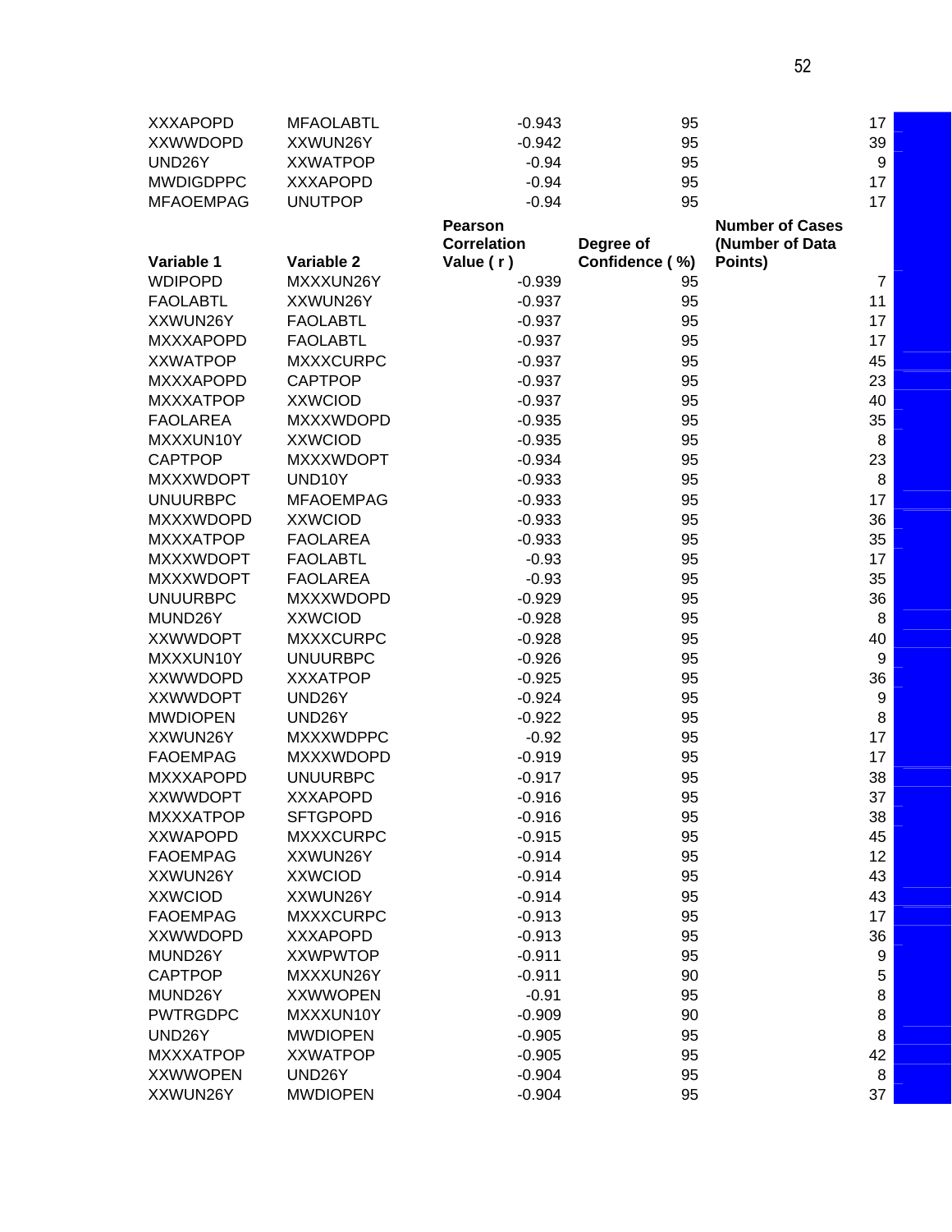| Variable 1 | Variable 2 | Pearson Correlation Value ( r ) | Degree of Confidence ( %) | Number of Cases (Number of Data Points) |
|---|---|---|---|---|
| XXXAPOPD | MFAOLABTL | -0.943 | 95 | 17 |
| XXWWDOPD | XXWUN26Y | -0.942 | 95 | 39 |
| UND26Y | XXWATPOP | -0.94 | 95 | 9 |
| MWDIGDPPC | XXXAPOPD | -0.94 | 95 | 17 |
| MFAOEMPAG | UNUTPOP | -0.94 | 95 | 17 |
| WDIPOPD | MXXXUN26Y | -0.939 | 95 | 7 |
| FAOLABTL | XXWUN26Y | -0.937 | 95 | 11 |
| XXWUN26Y | FAOLABTL | -0.937 | 95 | 17 |
| MXXXAPOPD | FAOLABTL | -0.937 | 95 | 17 |
| XXWATPOP | MXXXCURPC | -0.937 | 95 | 45 |
| MXXXAPOPD | CAPTPOP | -0.937 | 95 | 23 |
| MXXXATPOP | XXWCIOD | -0.937 | 95 | 40 |
| FAOLAREA | MXXXWDOPD | -0.935 | 95 | 35 |
| MXXXUN10Y | XXWCIOD | -0.935 | 95 | 8 |
| CAPTPOP | MXXXWDOPT | -0.934 | 95 | 23 |
| MXXXWDOPT | UND10Y | -0.933 | 95 | 8 |
| UNUURBPC | MFAOEMPAG | -0.933 | 95 | 17 |
| MXXXWDOPD | XXWCIOD | -0.933 | 95 | 36 |
| MXXXATPOP | FAOLAREA | -0.933 | 95 | 35 |
| MXXXWDOPT | FAOLABTL | -0.93 | 95 | 17 |
| MXXXWDOPT | FAOLAREA | -0.93 | 95 | 35 |
| UNUURBPC | MXXXWDOPD | -0.929 | 95 | 36 |
| MUND26Y | XXWCIOD | -0.928 | 95 | 8 |
| XXWWDOPT | MXXXCURPC | -0.928 | 95 | 40 |
| MXXXUN10Y | UNUURBPC | -0.926 | 95 | 9 |
| XXWWDOPD | XXXATPOP | -0.925 | 95 | 36 |
| XXWWDOPT | UND26Y | -0.924 | 95 | 9 |
| MWDIOPEN | UND26Y | -0.922 | 95 | 8 |
| XXWUN26Y | MXXXWDPPC | -0.92 | 95 | 17 |
| FAOEMPAG | MXXXWDOPD | -0.919 | 95 | 17 |
| MXXXAPOPD | UNUURBPC | -0.917 | 95 | 38 |
| XXWWDOPT | XXXAPOPD | -0.916 | 95 | 37 |
| MXXXATPOP | SFTGPOPD | -0.916 | 95 | 38 |
| XXWAPOPD | MXXXCURPC | -0.915 | 95 | 45 |
| FAOEMPAG | XXWUN26Y | -0.914 | 95 | 12 |
| XXWUN26Y | XXWCIOD | -0.914 | 95 | 43 |
| XXWCIOD | XXWUN26Y | -0.914 | 95 | 43 |
| FAOEMPAG | MXXXCURPC | -0.913 | 95 | 17 |
| XXWWDOPD | XXXAPOPD | -0.913 | 95 | 36 |
| MUND26Y | XXWPWTOP | -0.911 | 95 | 9 |
| CAPTPOP | MXXXUN26Y | -0.911 | 90 | 5 |
| MUND26Y | XXWWOPEN | -0.91 | 95 | 8 |
| PWTRGDPC | MXXXUN10Y | -0.909 | 90 | 8 |
| UND26Y | MWDIOPEN | -0.905 | 95 | 8 |
| MXXXATPOP | XXWATPOP | -0.905 | 95 | 42 |
| XXWWOPEN | UND26Y | -0.904 | 95 | 8 |
| XXWUN26Y | MWDIOPEN | -0.904 | 95 | 37 |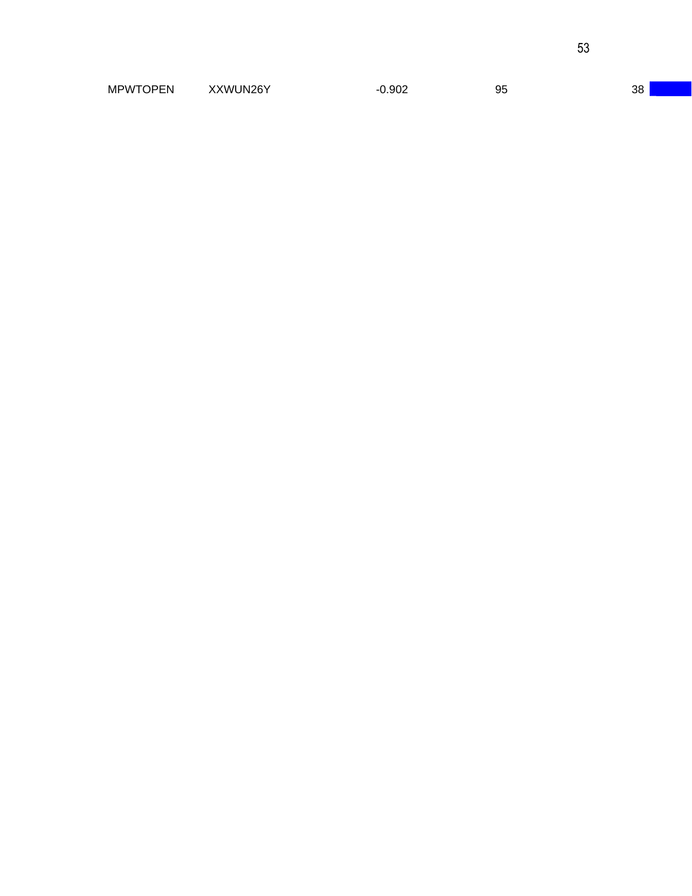| | | | | |
|---|---|---|---|---|
| MPWTOPEN | XXWUN26Y | -0.902 | 95 | 38 |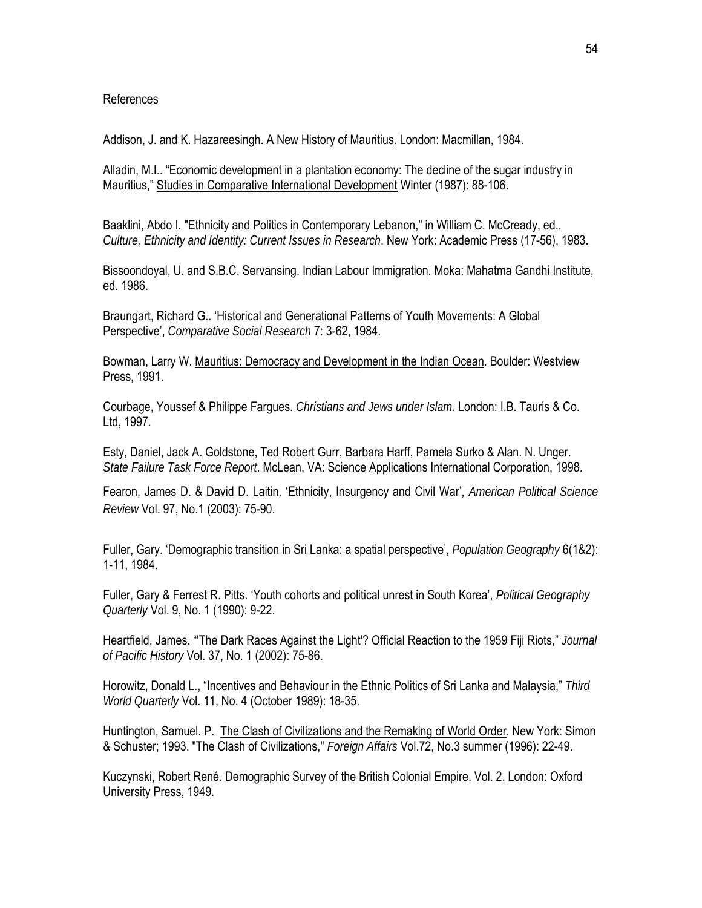References

Addison, J. and K. Hazareesingh. <u>A New History of Mauritius</u>. London: Macmillan, 1984.

Alladin, M.I.. "Economic development in a plantation economy: The decline of the sugar industry in Mauritius," <u>Studies in Comparative International Development</u> Winter (1987): 88-106.

Baaklini, Abdo I. "Ethnicity and Politics in Contemporary Lebanon," in William C. McCready, ed., *Culture, Ethnicity and Identity: Current Issues in Research*. New York: Academic Press (17-56), 1983.

Bissoondoyal, U. and S.B.C. Servansing. <u>Indian Labour Immigration</u>. Moka: Mahatma Gandhi Institute, ed. 1986.

Braungart, Richard G.. 'Historical and Generational Patterns of Youth Movements: A Global Perspective', *Comparative Social Research* 7: 3-62, 1984.

Bowman, Larry W. <u>Mauritius: Democracy and Development in the Indian Ocean</u>. Boulder: Westview Press, 1991.

Courbage, Youssef & Philippe Fargues. *Christians and Jews under Islam*. London: I.B. Tauris & Co. Ltd, 1997.

Esty, Daniel, Jack A. Goldstone, Ted Robert Gurr, Barbara Harff, Pamela Surko & Alan. N. Unger. *State Failure Task Force Report*. McLean, VA: Science Applications International Corporation, 1998.

Fearon, James D. & David D. Laitin. 'Ethnicity, Insurgency and Civil War', *American Political Science Review* Vol. 97, No.1 (2003): 75-90.

Fuller, Gary. 'Demographic transition in Sri Lanka: a spatial perspective', *Population Geography* 6(1&2): 1-11, 1984.

Fuller, Gary & Ferrest R. Pitts. 'Youth cohorts and political unrest in South Korea', *Political Geography Quarterly* Vol. 9, No. 1 (1990): 9-22.

Heartfield, James. "'The Dark Races Against the Light'? Official Reaction to the 1959 Fiji Riots," *Journal of Pacific History* Vol. 37, No. 1 (2002): 75-86.

Horowitz, Donald L., "Incentives and Behaviour in the Ethnic Politics of Sri Lanka and Malaysia," *Third World Quarterly* Vol. 11, No. 4 (October 1989): 18-35.

Huntington, Samuel. P. <u>The Clash of Civilizations and the Remaking of World Order</u>. New York: Simon & Schuster; 1993. "The Clash of Civilizations," *Foreign Affairs* Vol.72, No.3 summer (1996): 22-49.

Kuczynski, Robert René. <u>Demographic Survey of the British Colonial Empire</u>. Vol. 2. London: Oxford University Press, 1949.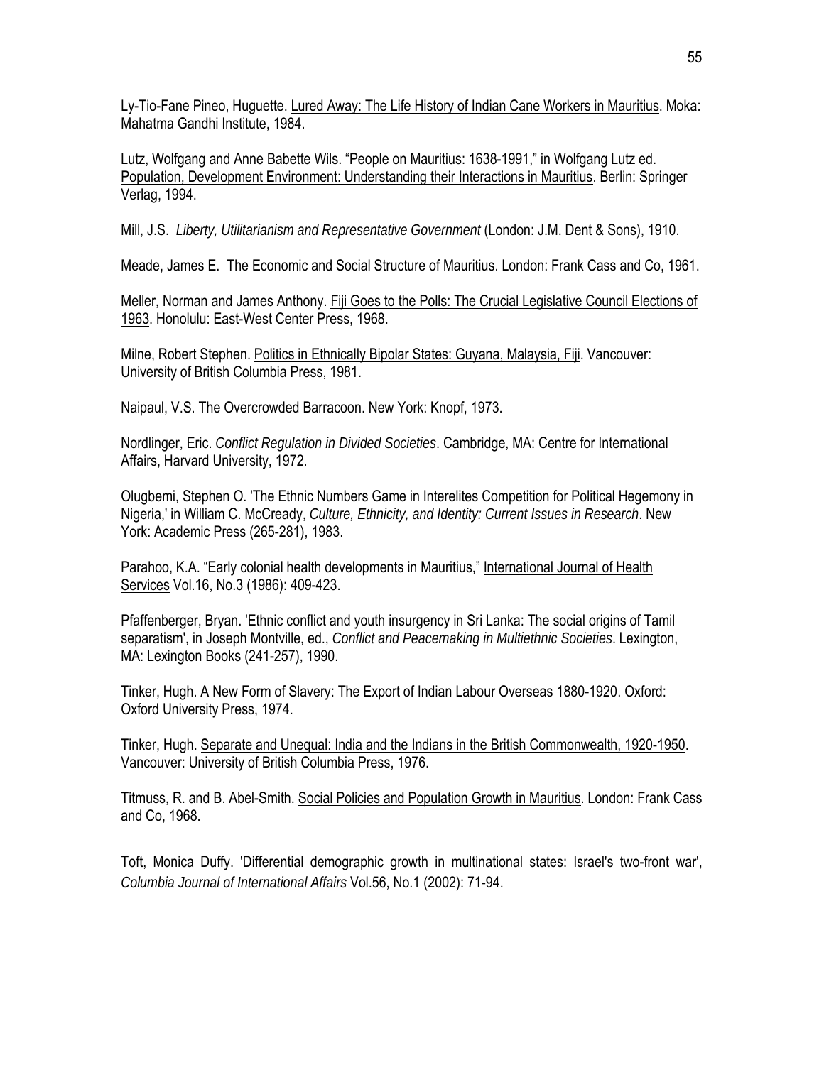Ly-Tio-Fane Pineo, Huguette. Lured Away: The Life History of Indian Cane Workers in Mauritius. Moka: Mahatma Gandhi Institute, 1984.

Lutz, Wolfgang and Anne Babette Wils. "People on Mauritius: 1638-1991," in Wolfgang Lutz ed. Population, Development Environment: Understanding their Interactions in Mauritius. Berlin: Springer Verlag, 1994.

Mill, J.S. *Liberty, Utilitarianism and Representative Government* (London: J.M. Dent & Sons), 1910.

Meade, James E. The Economic and Social Structure of Mauritius. London: Frank Cass and Co, 1961.

Meller, Norman and James Anthony. Fiji Goes to the Polls: The Crucial Legislative Council Elections of 1963. Honolulu: East-West Center Press, 1968.

Milne, Robert Stephen. Politics in Ethnically Bipolar States: Guyana, Malaysia, Fiji. Vancouver: University of British Columbia Press, 1981.

Naipaul, V.S. The Overcrowded Barracoon. New York: Knopf, 1973.

Nordlinger, Eric. *Conflict Regulation in Divided Societies*. Cambridge, MA: Centre for International Affairs, Harvard University, 1972.

Olugbemi, Stephen O. 'The Ethnic Numbers Game in Interelites Competition for Political Hegemony in Nigeria,' in William C. McCready, *Culture, Ethnicity, and Identity: Current Issues in Research*. New York: Academic Press (265-281), 1983.

Parahoo, K.A. "Early colonial health developments in Mauritius," International Journal of Health Services Vol.16, No.3 (1986): 409-423.

Pfaffenberger, Bryan. 'Ethnic conflict and youth insurgency in Sri Lanka: The social origins of Tamil separatism', in Joseph Montville, ed., *Conflict and Peacemaking in Multiethnic Societies*. Lexington, MA: Lexington Books (241-257), 1990.

Tinker, Hugh. A New Form of Slavery: The Export of Indian Labour Overseas 1880-1920. Oxford: Oxford University Press, 1974.

Tinker, Hugh. Separate and Unequal: India and the Indians in the British Commonwealth, 1920-1950. Vancouver: University of British Columbia Press, 1976.

Titmuss, R. and B. Abel-Smith. Social Policies and Population Growth in Mauritius. London: Frank Cass and Co, 1968.

Toft, Monica Duffy. 'Differential demographic growth in multinational states: Israel's two-front war', *Columbia Journal of International Affairs* Vol.56, No.1 (2002): 71-94.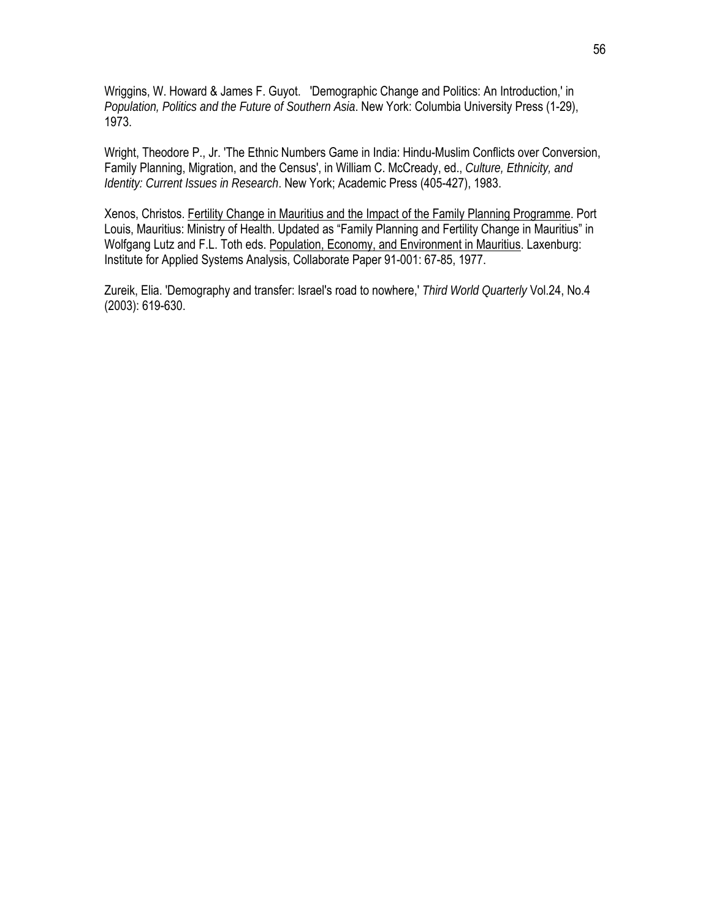Wriggins, W. Howard & James F. Guyot. 'Demographic Change and Politics: An Introduction,' in *Population, Politics and the Future of Southern Asia*. New York: Columbia University Press (1-29), 1973.

Wright, Theodore P., Jr. 'The Ethnic Numbers Game in India: Hindu-Muslim Conflicts over Conversion, Family Planning, Migration, and the Census', in William C. McCready, ed., *Culture, Ethnicity, and Identity: Current Issues in Research*. New York; Academic Press (405-427), 1983.

Xenos, Christos. <u>Fertility Change in Mauritius and the Impact of the Family Planning Programme</u>. Port Louis, Mauritius: Ministry of Health. Updated as "Family Planning and Fertility Change in Mauritius" in Wolfgang Lutz and F.L. Toth eds. <u>Population, Economy, and Environment in Mauritius</u>. Laxenburg: Institute for Applied Systems Analysis, Collaborate Paper 91-001: 67-85, 1977.

Zureik, Elia. 'Demography and transfer: Israel's road to nowhere,' *Third World Quarterly* Vol.24, No.4 (2003): 619-630.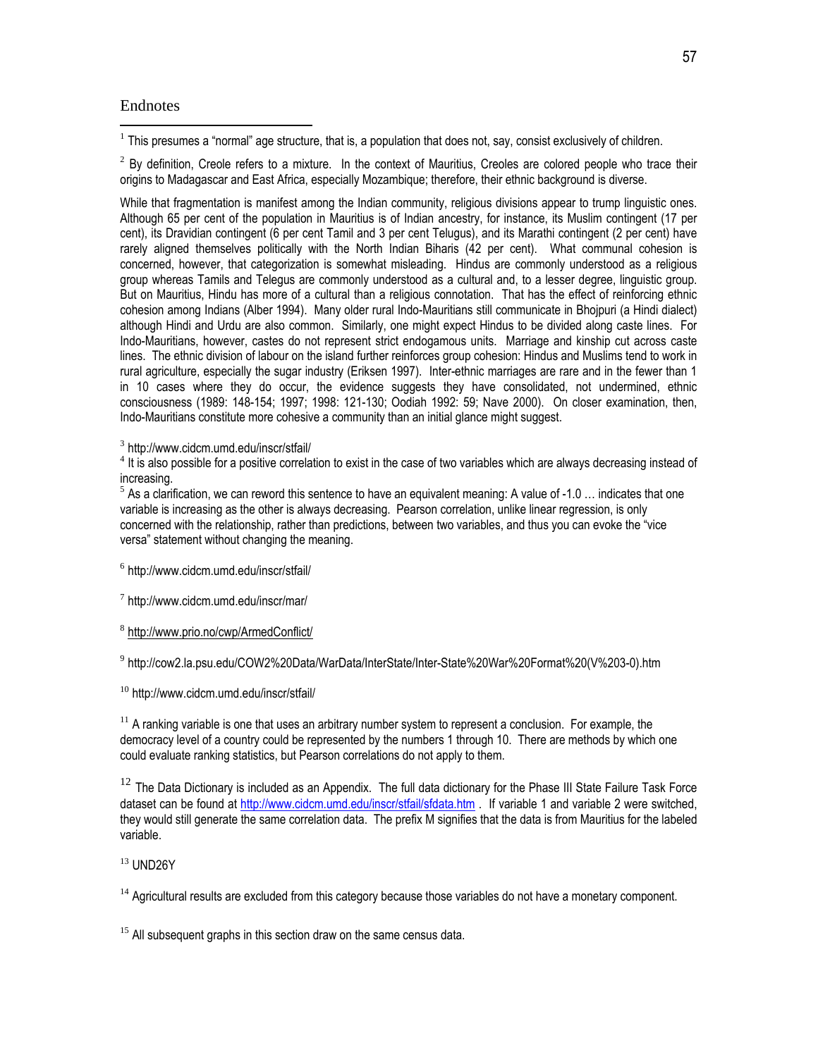# Endnotes

[1] This presumes a "normal" age structure, that is, a population that does not, say, consist exclusively of children.

[2] By definition, Creole refers to a mixture. In the context of Mauritius, Creoles are colored people who trace their origins to Madagascar and East Africa, especially Mozambique; therefore, their ethnic background is diverse.

While that fragmentation is manifest among the Indian community, religious divisions appear to trump linguistic ones. Although 65 per cent of the population in Mauritius is of Indian ancestry, for instance, its Muslim contingent (17 per cent), its Dravidian contingent (6 per cent Tamil and 3 per cent Telugus), and its Marathi contingent (2 per cent) have rarely aligned themselves politically with the North Indian Biharis (42 per cent). What communal cohesion is concerned, however, that categorization is somewhat misleading. Hindus are commonly understood as a religious group whereas Tamils and Telegus are commonly understood as a cultural and, to a lesser degree, linguistic group. But on Mauritius, Hindu has more of a cultural than a religious connotation. That has the effect of reinforcing ethnic cohesion among Indians (Alber 1994). Many older rural Indo-Mauritians still communicate in Bhojpuri (a Hindi dialect) although Hindi and Urdu are also common. Similarly, one might expect Hindus to be divided along caste lines. For Indo-Mauritians, however, castes do not represent strict endogamous units. Marriage and kinship cut across caste lines. The ethnic division of labour on the island further reinforces group cohesion: Hindus and Muslims tend to work in rural agriculture, especially the sugar industry (Eriksen 1997). Inter-ethnic marriages are rare and in the fewer than 1 in 10 cases where they do occur, the evidence suggests they have consolidated, not undermined, ethnic consciousness (1989: 148-154; 1997; 1998: 121-130; Oodiah 1992: 59; Nave 2000). On closer examination, then, Indo-Mauritians constitute more cohesive a community than an initial glance might suggest.

[3] http://www.cidcm.umd.edu/inscr/stfail/

[4] It is also possible for a positive correlation to exist in the case of two variables which are always decreasing instead of increasing.

[5] As a clarification, we can reword this sentence to have an equivalent meaning: A value of -1.0 … indicates that one variable is increasing as the other is always decreasing. Pearson correlation, unlike linear regression, is only concerned with the relationship, rather than predictions, between two variables, and thus you can evoke the "vice versa" statement without changing the meaning.

[6] http://www.cidcm.umd.edu/inscr/stfail/

[7] http://www.cidcm.umd.edu/inscr/mar/

[8] http://www.prio.no/cwp/ArmedConflict/

[9] http://cow2.la.psu.edu/COW2%20Data/WarData/InterState/Inter-State%20War%20Format%20(V%203-0).htm

[10] http://www.cidcm.umd.edu/inscr/stfail/

[11] A ranking variable is one that uses an arbitrary number system to represent a conclusion. For example, the democracy level of a country could be represented by the numbers 1 through 10. There are methods by which one could evaluate ranking statistics, but Pearson correlations do not apply to them.

[12] The Data Dictionary is included as an Appendix. The full data dictionary for the Phase III State Failure Task Force dataset can be found at http://www.cidcm.umd.edu/inscr/stfail/sfdata.htm . If variable 1 and variable 2 were switched, they would still generate the same correlation data. The prefix M signifies that the data is from Mauritius for the labeled variable.

[13] UND26Y

[14] Agricultural results are excluded from this category because those variables do not have a monetary component.

[15] All subsequent graphs in this section draw on the same census data.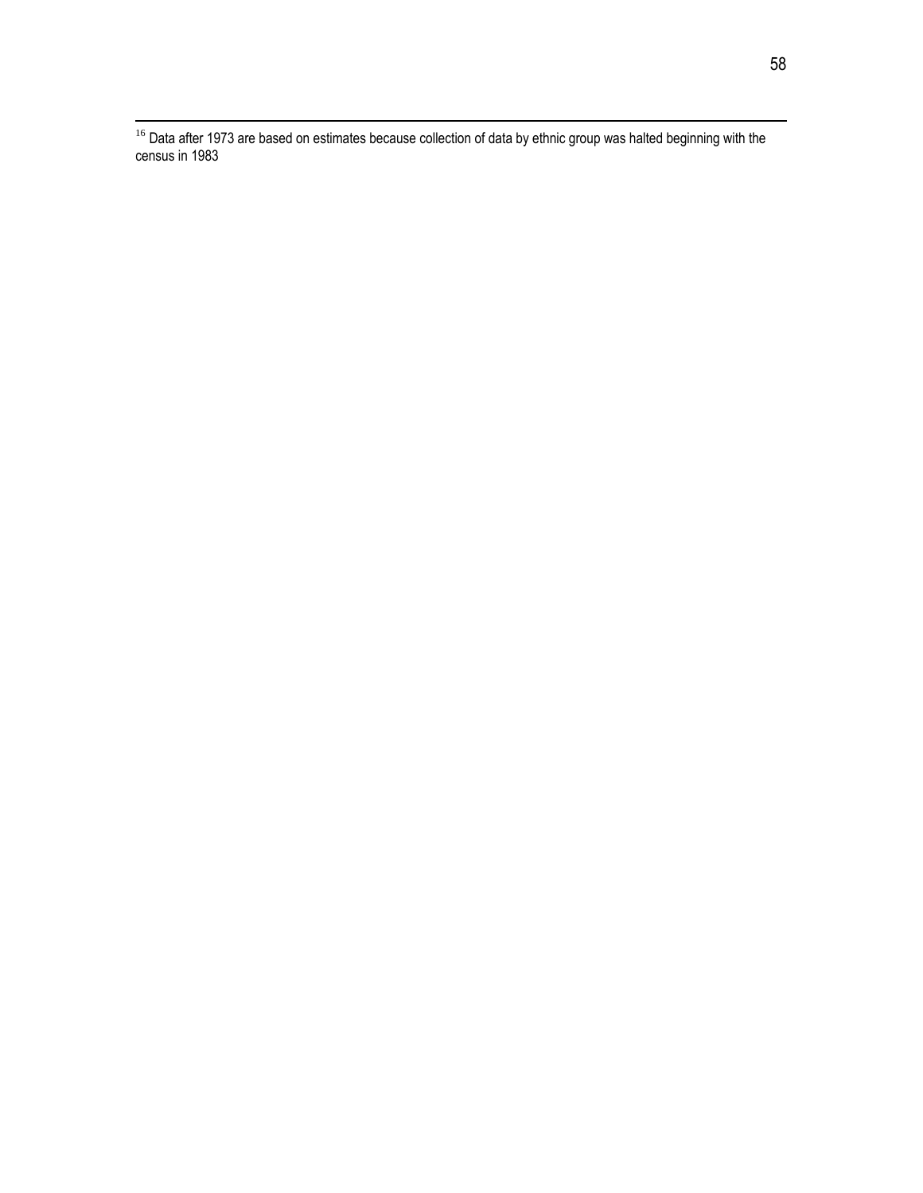[16] Data after 1973 are based on estimates because collection of data by ethnic group was halted beginning with the census in 1983